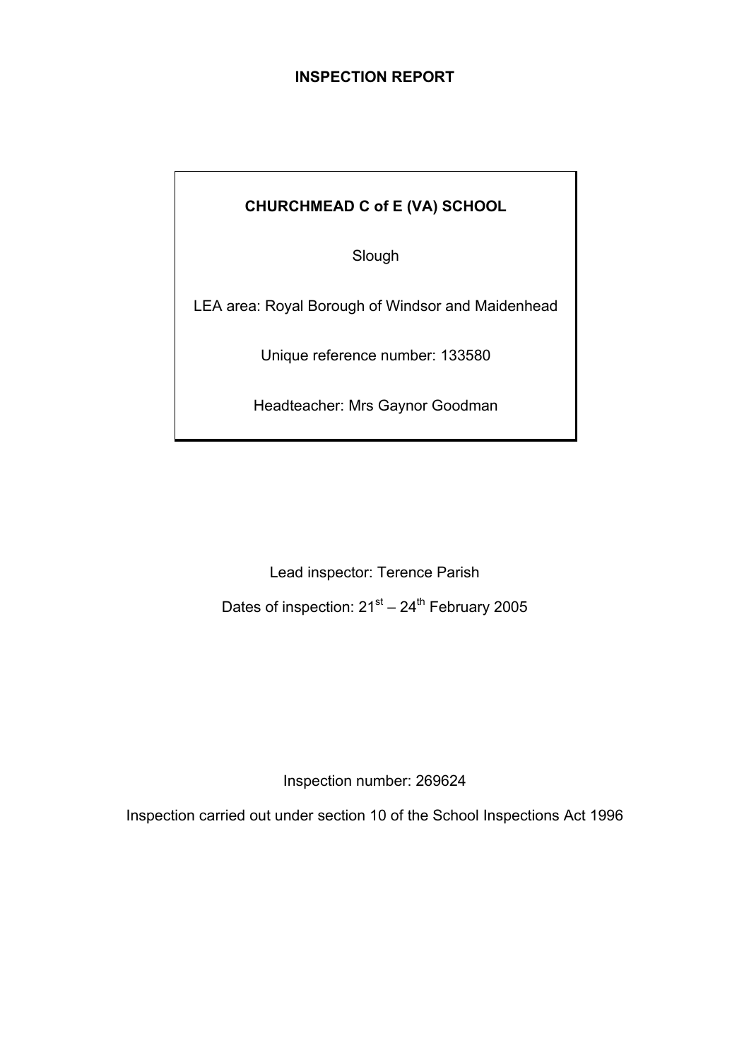# INSPECTION REPORT

**CHURCHMEAD C of E (VA) SCHOOL**

Slough

LEA area: Royal Borough of Windsor and Maidenhead

Unique reference number: 133580

Headteacher: Mrs Gaynor Goodman

Lead inspector: Terence Parish

Dates of inspection: 21st – 24th February 2005

Inspection number: 269624

Inspection carried out under section 10 of the School Inspections Act 1996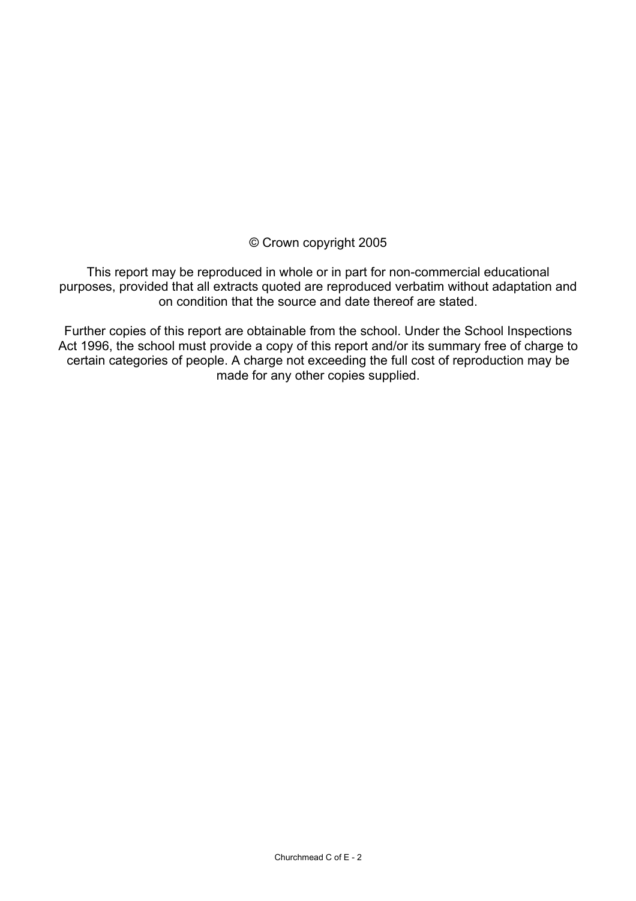© Crown copyright 2005

This report may be reproduced in whole or in part for non-commercial educational purposes, provided that all extracts quoted are reproduced verbatim without adaptation and on condition that the source and date thereof are stated.

Further copies of this report are obtainable from the school. Under the School Inspections Act 1996, the school must provide a copy of this report and/or its summary free of charge to certain categories of people. A charge not exceeding the full cost of reproduction may be made for any other copies supplied.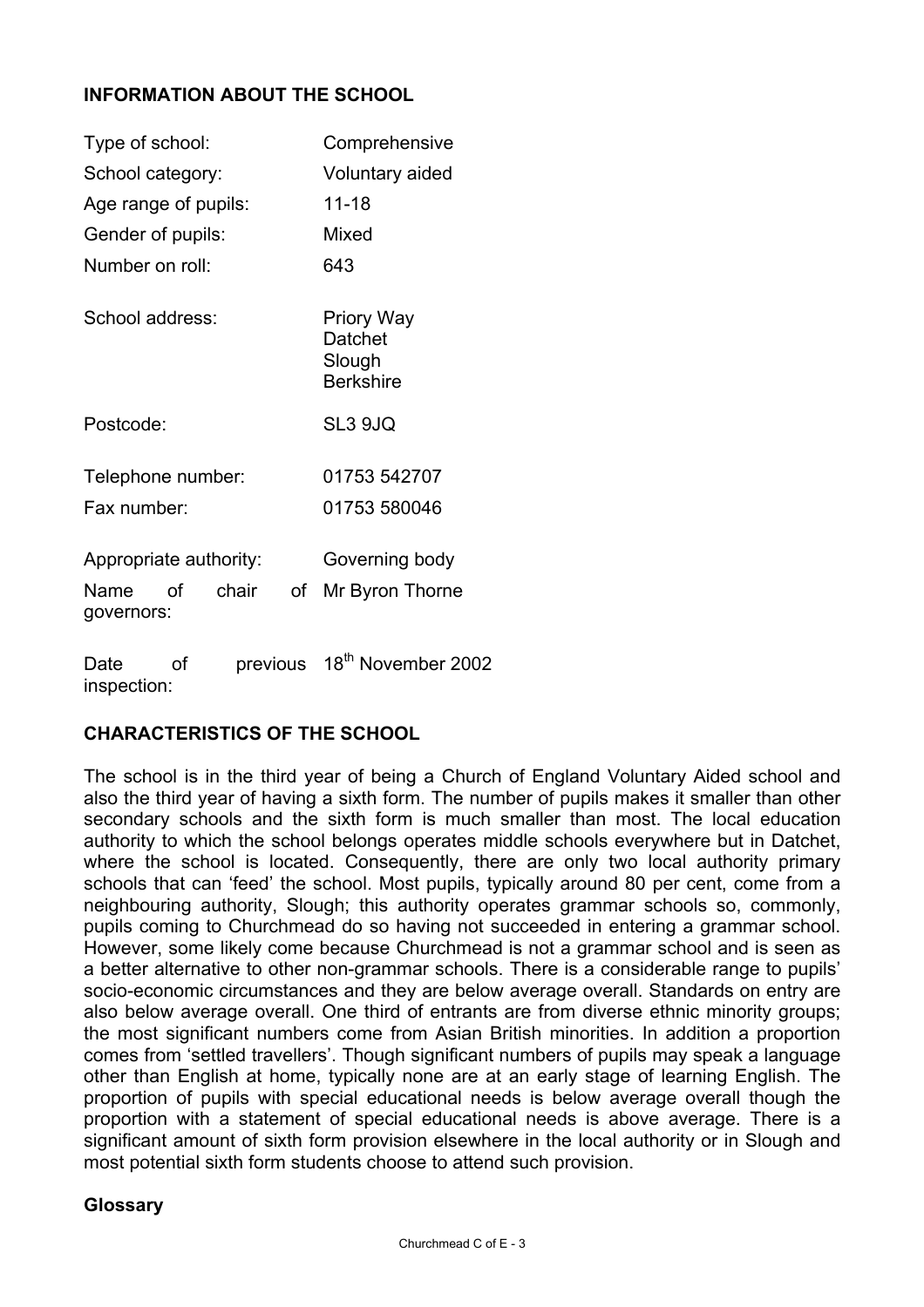## INFORMATION ABOUT THE SCHOOL

| | |
|---|---|
| Type of school: | Comprehensive |
| School category: | Voluntary aided |
| Age range of pupils: | 11-18 |
| Gender of pupils: | Mixed |
| Number on roll: | 643 |
| School address: | Priory Way<br>Datchet<br>Slough<br>Berkshire |
| Postcode: | SL3 9JQ |
| Telephone number: | 01753 542707 |
| Fax number: | 01753 580046 |
| Appropriate authority: | Governing body |
| Name of chair of governors: | Mr Byron Thorne |
| Date of previous inspection: | 18th November 2002 |

## CHARACTERISTICS OF THE SCHOOL

The school is in the third year of being a Church of England Voluntary Aided school and also the third year of having a sixth form. The number of pupils makes it smaller than other secondary schools and the sixth form is much smaller than most. The local education authority to which the school belongs operates middle schools everywhere but in Datchet, where the school is located. Consequently, there are only two local authority primary schools that can 'feed' the school. Most pupils, typically around 80 per cent, come from a neighbouring authority, Slough; this authority operates grammar schools so, commonly, pupils coming to Churchmead do so having not succeeded in entering a grammar school. However, some likely come because Churchmead is not a grammar school and is seen as a better alternative to other non-grammar schools. There is a considerable range to pupils' socio-economic circumstances and they are below average overall. Standards on entry are also below average overall. One third of entrants are from diverse ethnic minority groups; the most significant numbers come from Asian British minorities. In addition a proportion comes from 'settled travellers'. Though significant numbers of pupils may speak a language other than English at home, typically none are at an early stage of learning English. The proportion of pupils with special educational needs is below average overall though the proportion with a statement of special educational needs is above average. There is a significant amount of sixth form provision elsewhere in the local authority or in Slough and most potential sixth form students choose to attend such provision.

**Glossary**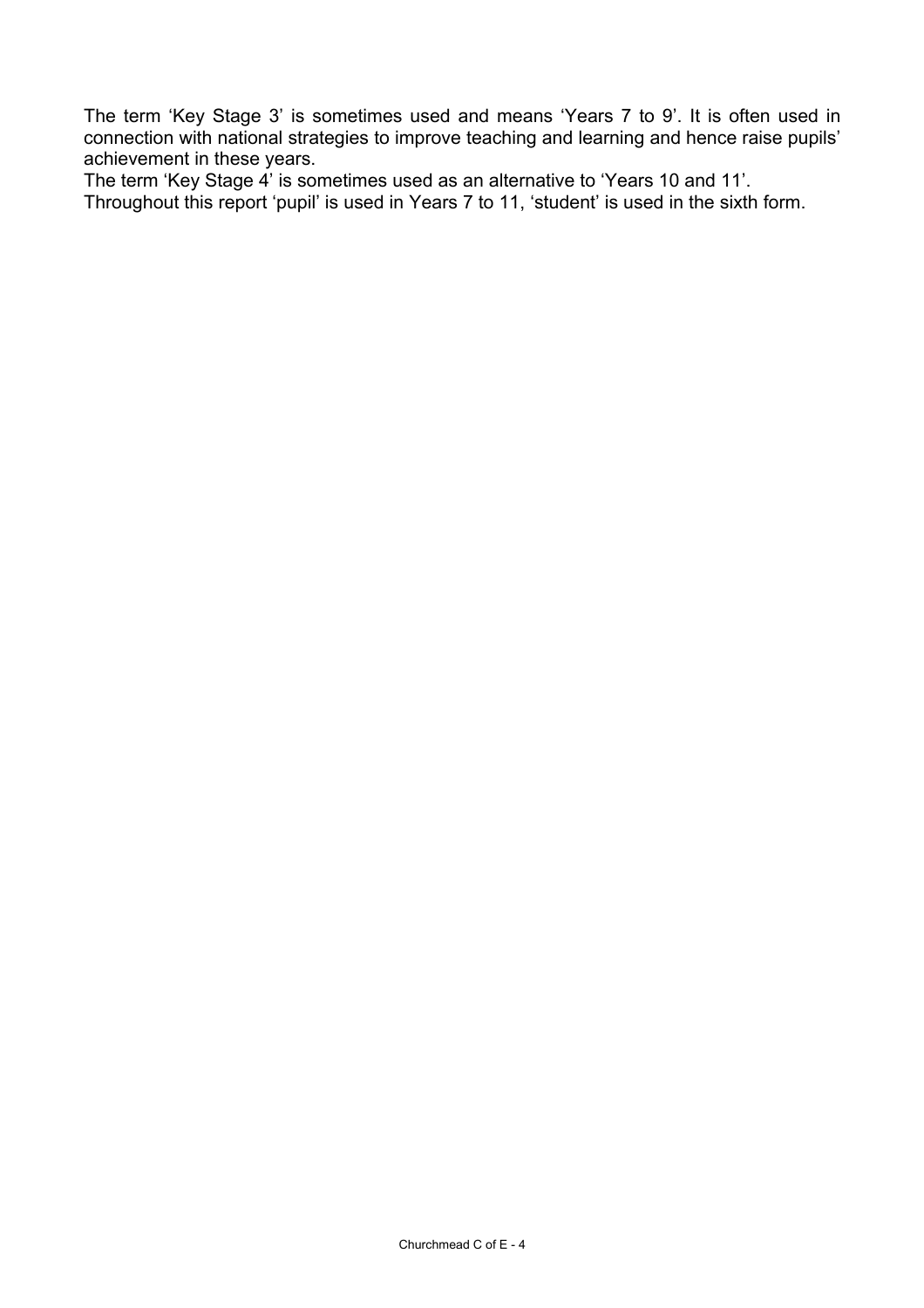The term ‘Key Stage 3’ is sometimes used and means ‘Years 7 to 9’. It is often used in connection with national strategies to improve teaching and learning and hence raise pupils’ achievement in these years.

The term ‘Key Stage 4’ is sometimes used as an alternative to ‘Years 10 and 11’.

Throughout this report ‘pupil’ is used in Years 7 to 11, ‘student’ is used in the sixth form.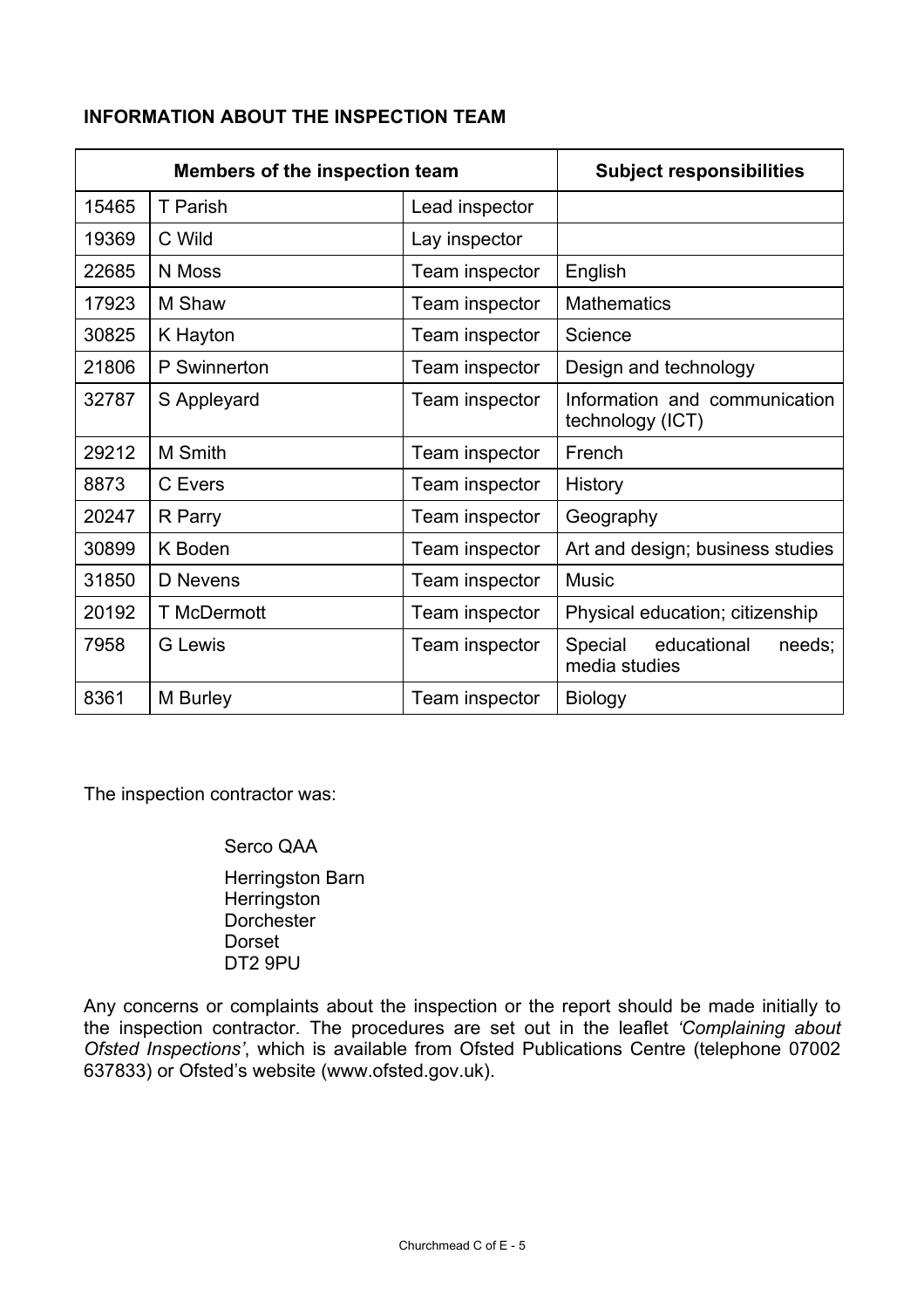**INFORMATION ABOUT THE INSPECTION TEAM**

| Members of the inspection team | | | Subject responsibilities |
|---|---|---|---|
| 15465 | T Parish | Lead inspector | |
| 19369 | C Wild | Lay inspector | |
| 22685 | N Moss | Team inspector | English |
| 17923 | M Shaw | Team inspector | Mathematics |
| 30825 | K Hayton | Team inspector | Science |
| 21806 | P Swinnerton | Team inspector | Design and technology |
| 32787 | S Appleyard | Team inspector | Information and communication technology (ICT) |
| 29212 | M Smith | Team inspector | French |
| 8873 | C Evers | Team inspector | History |
| 20247 | R Parry | Team inspector | Geography |
| 30899 | K Boden | Team inspector | Art and design; business studies |
| 31850 | D Nevens | Team inspector | Music |
| 20192 | T McDermott | Team inspector | Physical education; citizenship |
| 7958 | G Lewis | Team inspector | Special educational needs; media studies |
| 8361 | M Burley | Team inspector | Biology |

The inspection contractor was:

Serco QAA

Herringston Barn
Herringston
Dorchester
Dorset
DT2 9PU

Any concerns or complaints about the inspection or the report should be made initially to the inspection contractor. The procedures are set out in the leaflet *'Complaining about Ofsted Inspections'*, which is available from Ofsted Publications Centre (telephone 07002 637833) or Ofsted's website (www.ofsted.gov.uk).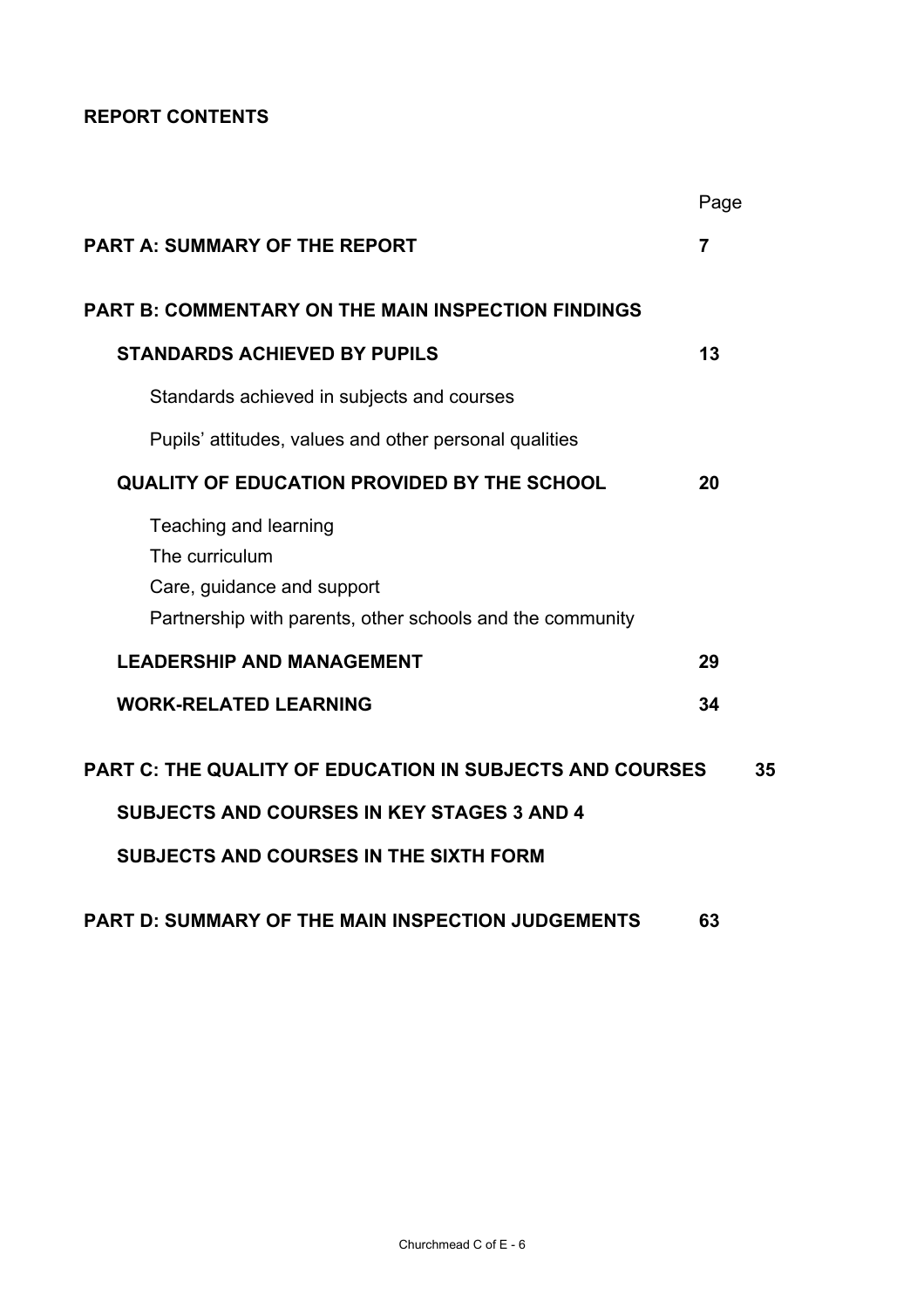**REPORT CONTENTS**

| | Page |
|---|---|
| **PART A: SUMMARY OF THE REPORT** | **7** |
| **PART B: COMMENTARY ON THE MAIN INSPECTION FINDINGS** | |
| **STANDARDS ACHIEVED BY PUPILS** | **13** |
| Standards achieved in subjects and courses | |
| Pupils' attitudes, values and other personal qualities | |
| **QUALITY OF EDUCATION PROVIDED BY THE SCHOOL** | **20** |
| Teaching and learning<br>The curriculum<br>Care, guidance and support<br>Partnership with parents, other schools and the community | |
| **LEADERSHIP AND MANAGEMENT** | **29** |
| **WORK-RELATED LEARNING** | **34** |
| **PART C: THE QUALITY OF EDUCATION IN SUBJECTS AND COURSES** | **35** |
| **SUBJECTS AND COURSES IN KEY STAGES 3 AND 4** | |
| **SUBJECTS AND COURSES IN THE SIXTH FORM** | |
| **PART D: SUMMARY OF THE MAIN INSPECTION JUDGEMENTS** | **63** |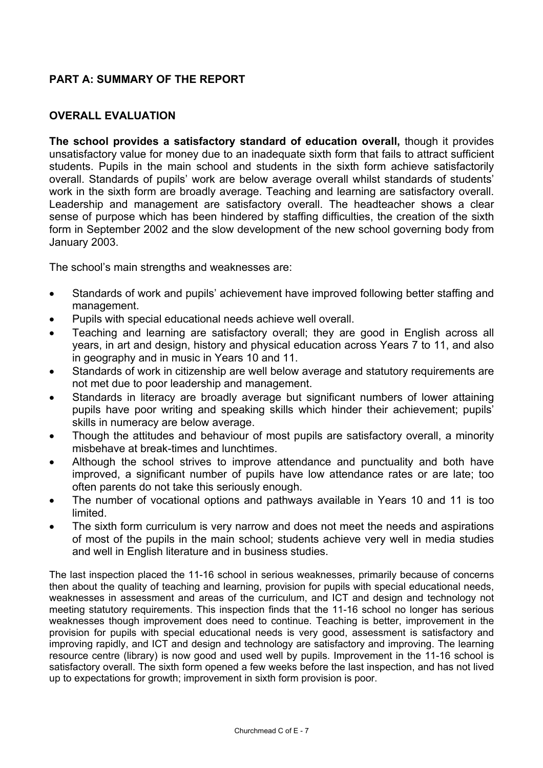## PART A: SUMMARY OF THE REPORT

### OVERALL EVALUATION

**The school provides a satisfactory standard of education overall,** though it provides unsatisfactory value for money due to an inadequate sixth form that fails to attract sufficient students. Pupils in the main school and students in the sixth form achieve satisfactorily overall. Standards of pupils' work are below average overall whilst standards of students' work in the sixth form are broadly average. Teaching and learning are satisfactory overall. Leadership and management are satisfactory overall. The headteacher shows a clear sense of purpose which has been hindered by staffing difficulties, the creation of the sixth form in September 2002 and the slow development of the new school governing body from January 2003.

The school's main strengths and weaknesses are:

- Standards of work and pupils' achievement have improved following better staffing and management.
- Pupils with special educational needs achieve well overall.
- Teaching and learning are satisfactory overall; they are good in English across all years, in art and design, history and physical education across Years 7 to 11, and also in geography and in music in Years 10 and 11.
- Standards of work in citizenship are well below average and statutory requirements are not met due to poor leadership and management.
- Standards in literacy are broadly average but significant numbers of lower attaining pupils have poor writing and speaking skills which hinder their achievement; pupils' skills in numeracy are below average.
- Though the attitudes and behaviour of most pupils are satisfactory overall, a minority misbehave at break-times and lunchtimes.
- Although the school strives to improve attendance and punctuality and both have improved, a significant number of pupils have low attendance rates or are late; too often parents do not take this seriously enough.
- The number of vocational options and pathways available in Years 10 and 11 is too limited.
- The sixth form curriculum is very narrow and does not meet the needs and aspirations of most of the pupils in the main school; students achieve very well in media studies and well in English literature and in business studies.

The last inspection placed the 11-16 school in serious weaknesses, primarily because of concerns then about the quality of teaching and learning, provision for pupils with special educational needs, weaknesses in assessment and areas of the curriculum, and ICT and design and technology not meeting statutory requirements. This inspection finds that the 11-16 school no longer has serious weaknesses though improvement does need to continue. Teaching is better, improvement in the provision for pupils with special educational needs is very good, assessment is satisfactory and improving rapidly, and ICT and design and technology are satisfactory and improving. The learning resource centre (library) is now good and used well by pupils. Improvement in the 11-16 school is satisfactory overall. The sixth form opened a few weeks before the last inspection, and has not lived up to expectations for growth; improvement in sixth form provision is poor.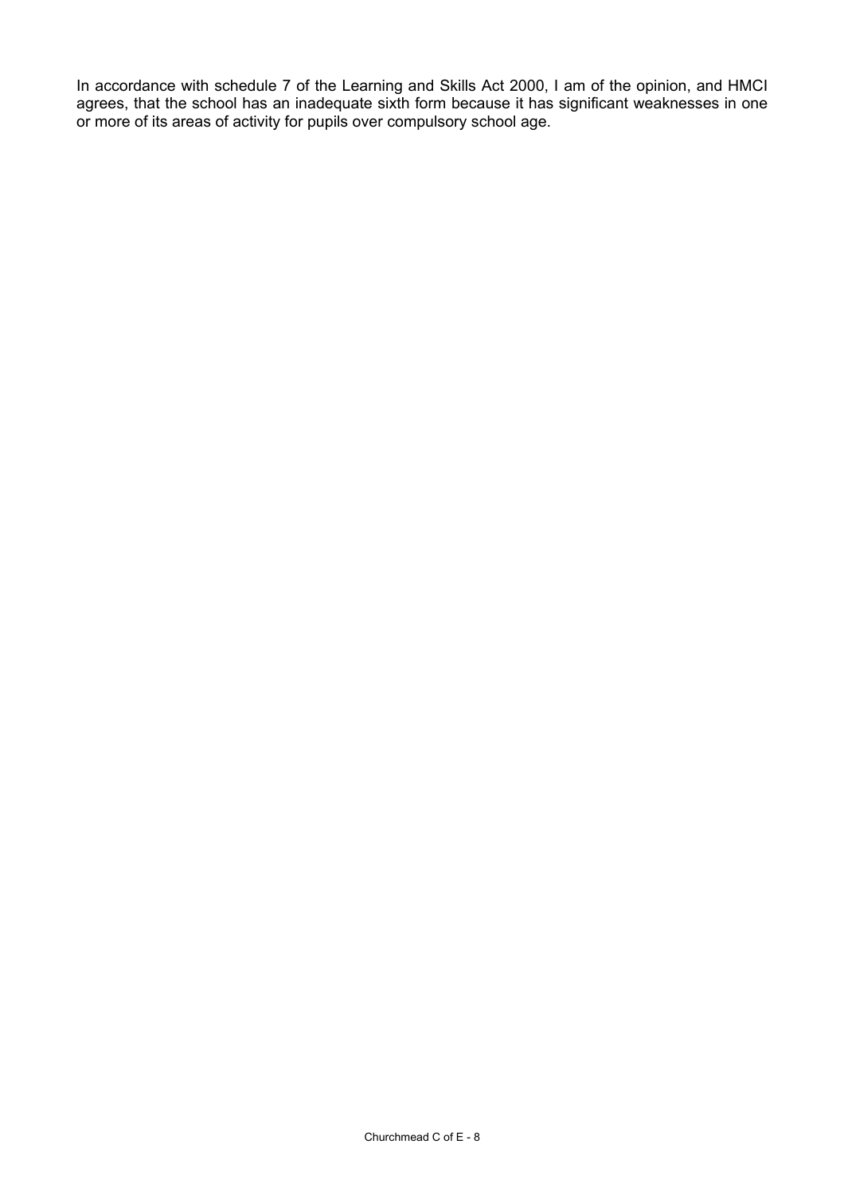In accordance with schedule 7 of the Learning and Skills Act 2000, I am of the opinion, and HMCI agrees, that the school has an inadequate sixth form because it has significant weaknesses in one or more of its areas of activity for pupils over compulsory school age.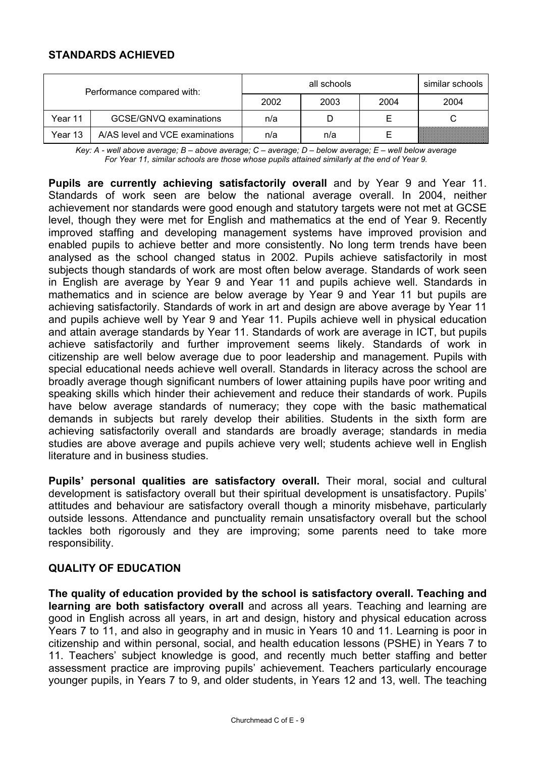## STANDARDS ACHIEVED

| Performance compared with: | | all schools | | | similar schools |
|---|---|---|---|---|---|
| | | 2002 | 2003 | 2004 | 2004 |
| Year 11 | GCSE/GNVQ examinations | n/a | D | E | C |
| Year 13 | A/AS level and VCE examinations | n/a | n/a | E | |

*Key: A - well above average; B – above average; C – average; D – below average; E – well below average*
*For Year 11, similar schools are those whose pupils attained similarly at the end of Year 9.*

**Pupils are currently achieving satisfactorily overall** and by Year 9 and Year 11. Standards of work seen are below the national average overall. In 2004, neither achievement nor standards were good enough and statutory targets were not met at GCSE level, though they were met for English and mathematics at the end of Year 9. Recently improved staffing and developing management systems have improved provision and enabled pupils to achieve better and more consistently. No long term trends have been analysed as the school changed status in 2002. Pupils achieve satisfactorily in most subjects though standards of work are most often below average. Standards of work seen in English are average by Year 9 and Year 11 and pupils achieve well. Standards in mathematics and in science are below average by Year 9 and Year 11 but pupils are achieving satisfactorily. Standards of work in art and design are above average by Year 11 and pupils achieve well by Year 9 and Year 11. Pupils achieve well in physical education and attain average standards by Year 11. Standards of work are average in ICT, but pupils achieve satisfactorily and further improvement seems likely. Standards of work in citizenship are well below average due to poor leadership and management. Pupils with special educational needs achieve well overall. Standards in literacy across the school are broadly average though significant numbers of lower attaining pupils have poor writing and speaking skills which hinder their achievement and reduce their standards of work. Pupils have below average standards of numeracy; they cope with the basic mathematical demands in subjects but rarely develop their abilities. Students in the sixth form are achieving satisfactorily overall and standards are broadly average; standards in media studies are above average and pupils achieve very well; students achieve well in English literature and in business studies.

**Pupils' personal qualities are satisfactory overall.** Their moral, social and cultural development is satisfactory overall but their spiritual development is unsatisfactory. Pupils' attitudes and behaviour are satisfactory overall though a minority misbehave, particularly outside lessons. Attendance and punctuality remain unsatisfactory overall but the school tackles both rigorously and they are improving; some parents need to take more responsibility.

## QUALITY OF EDUCATION

**The quality of education provided by the school is satisfactory overall. Teaching and learning are both satisfactory overall** and across all years. Teaching and learning are good in English across all years, in art and design, history and physical education across Years 7 to 11, and also in geography and in music in Years 10 and 11. Learning is poor in citizenship and within personal, social, and health education lessons (PSHE) in Years 7 to 11. Teachers' subject knowledge is good, and recently much better staffing and better assessment practice are improving pupils' achievement. Teachers particularly encourage younger pupils, in Years 7 to 9, and older students, in Years 12 and 13, well. The teaching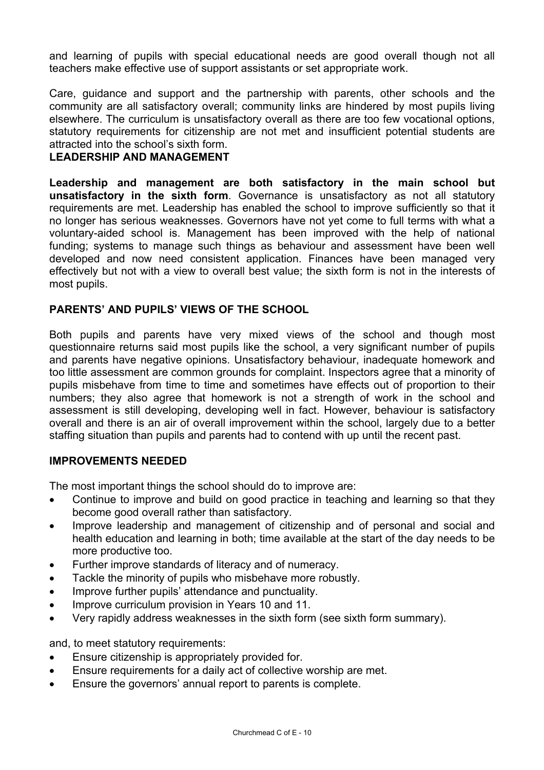and learning of pupils with special educational needs are good overall though not all teachers make effective use of support assistants or set appropriate work.

Care, guidance and support and the partnership with parents, other schools and the community are all satisfactory overall; community links are hindered by most pupils living elsewhere. The curriculum is unsatisfactory overall as there are too few vocational options, statutory requirements for citizenship are not met and insufficient potential students are attracted into the school's sixth form.

## LEADERSHIP AND MANAGEMENT

**Leadership and management are both satisfactory in the main school but unsatisfactory in the sixth form**. Governance is unsatisfactory as not all statutory requirements are met. Leadership has enabled the school to improve sufficiently so that it no longer has serious weaknesses. Governors have not yet come to full terms with what a voluntary-aided school is. Management has been improved with the help of national funding; systems to manage such things as behaviour and assessment have been well developed and now need consistent application. Finances have been managed very effectively but not with a view to overall best value; the sixth form is not in the interests of most pupils.

## PARENTS' AND PUPILS' VIEWS OF THE SCHOOL

Both pupils and parents have very mixed views of the school and though most questionnaire returns said most pupils like the school, a very significant number of pupils and parents have negative opinions. Unsatisfactory behaviour, inadequate homework and too little assessment are common grounds for complaint. Inspectors agree that a minority of pupils misbehave from time to time and sometimes have effects out of proportion to their numbers; they also agree that homework is not a strength of work in the school and assessment is still developing, developing well in fact. However, behaviour is satisfactory overall and there is an air of overall improvement within the school, largely due to a better staffing situation than pupils and parents had to contend with up until the recent past.

## IMPROVEMENTS NEEDED

The most important things the school should do to improve are:

- Continue to improve and build on good practice in teaching and learning so that they become good overall rather than satisfactory.
- Improve leadership and management of citizenship and of personal and social and health education and learning in both; time available at the start of the day needs to be more productive too.
- Further improve standards of literacy and of numeracy.
- Tackle the minority of pupils who misbehave more robustly.
- Improve further pupils' attendance and punctuality.
- Improve curriculum provision in Years 10 and 11.
- Very rapidly address weaknesses in the sixth form (see sixth form summary).

and, to meet statutory requirements:

- Ensure citizenship is appropriately provided for.
- Ensure requirements for a daily act of collective worship are met.
- Ensure the governors' annual report to parents is complete.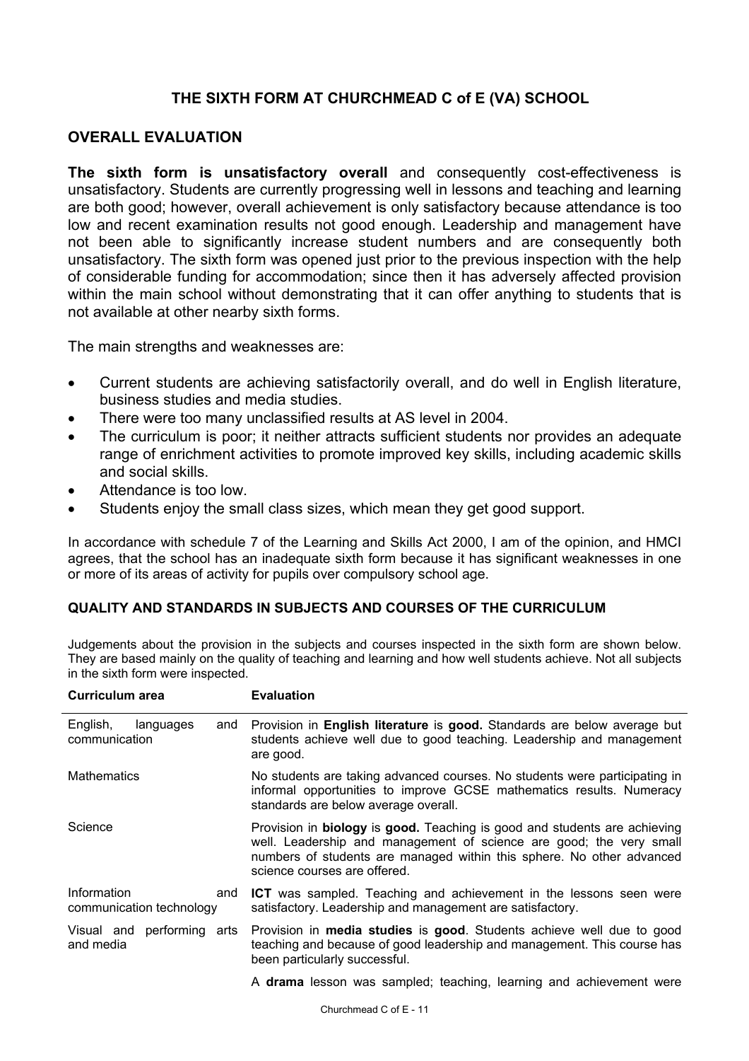## THE SIXTH FORM AT CHURCHMEAD C of E (VA) SCHOOL

### OVERALL EVALUATION

**The sixth form is unsatisfactory overall** and consequently cost-effectiveness is unsatisfactory. Students are currently progressing well in lessons and teaching and learning are both good; however, overall achievement is only satisfactory because attendance is too low and recent examination results not good enough. Leadership and management have not been able to significantly increase student numbers and are consequently both unsatisfactory. The sixth form was opened just prior to the previous inspection with the help of considerable funding for accommodation; since then it has adversely affected provision within the main school without demonstrating that it can offer anything to students that is not available at other nearby sixth forms.

The main strengths and weaknesses are:

- Current students are achieving satisfactorily overall, and do well in English literature, business studies and media studies.
- There were too many unclassified results at AS level in 2004.
- The curriculum is poor; it neither attracts sufficient students nor provides an adequate range of enrichment activities to promote improved key skills, including academic skills and social skills.
- Attendance is too low.
- Students enjoy the small class sizes, which mean they get good support.

In accordance with schedule 7 of the Learning and Skills Act 2000, I am of the opinion, and HMCI agrees, that the school has an inadequate sixth form because it has significant weaknesses in one or more of its areas of activity for pupils over compulsory school age.

### QUALITY AND STANDARDS IN SUBJECTS AND COURSES OF THE CURRICULUM

Judgements about the provision in the subjects and courses inspected in the sixth form are shown below. They are based mainly on the quality of teaching and learning and how well students achieve. Not all subjects in the sixth form were inspected.

| Curriculum area | Evaluation |
|---|---|
| English, languages and communication | Provision in **English literature** is **good.** Standards are below average but students achieve well due to good teaching. Leadership and management are good. |
| Mathematics | No students are taking advanced courses. No students were participating in informal opportunities to improve GCSE mathematics results. Numeracy standards are below average overall. |
| Science | Provision in **biology** is **good.** Teaching is good and students are achieving well. Leadership and management of science are good; the very small numbers of students are managed within this sphere. No other advanced science courses are offered. |
| Information and communication technology | **ICT** was sampled. Teaching and achievement in the lessons seen were satisfactory. Leadership and management are satisfactory. |
| Visual and performing arts and media | Provision in **media studies** is **good**. Students achieve well due to good teaching and because of good leadership and management. This course has been particularly successful. |
| | A **drama** lesson was sampled; teaching, learning and achievement were |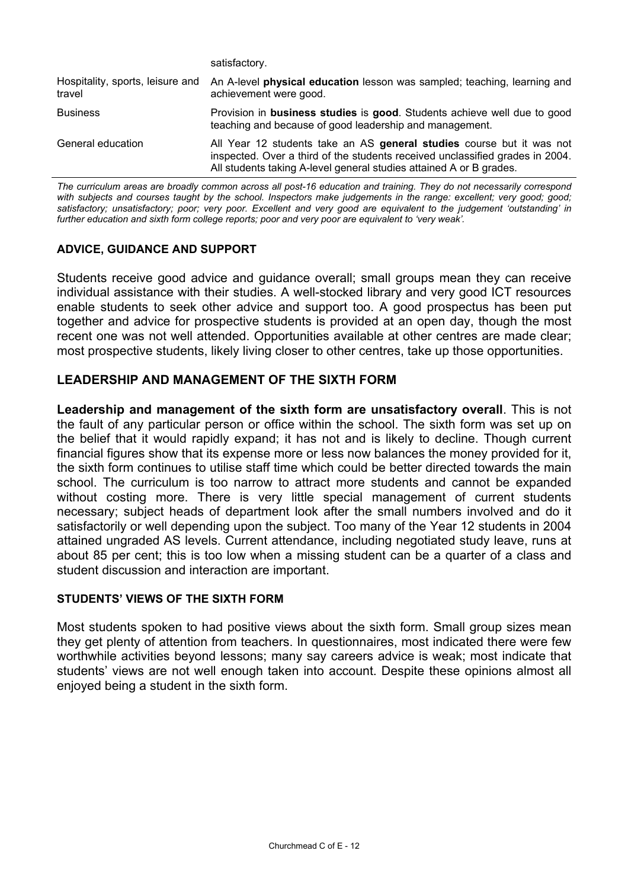| | |
|---|---|
| | satisfactory. |
| Hospitality, sports, leisure and travel | An A-level **physical education** lesson was sampled; teaching, learning and achievement were good. |
| Business | Provision in **business studies** is **good**. Students achieve well due to good teaching and because of good leadership and management. |
| General education | All Year 12 students take an AS **general studies** course but it was not inspected. Over a third of the students received unclassified grades in 2004. All students taking A-level general studies attained A or B grades. |

*The curriculum areas are broadly common across all post-16 education and training. They do not necessarily correspond with subjects and courses taught by the school. Inspectors make judgements in the range: excellent; very good; good; satisfactory; unsatisfactory; poor; very poor. Excellent and very good are equivalent to the judgement 'outstanding' in further education and sixth form college reports; poor and very poor are equivalent to 'very weak'.*

### ADVICE, GUIDANCE AND SUPPORT

Students receive good advice and guidance overall; small groups mean they can receive individual assistance with their studies. A well-stocked library and very good ICT resources enable students to seek other advice and support too. A good prospectus has been put together and advice for prospective students is provided at an open day, though the most recent one was not well attended. Opportunities available at other centres are made clear; most prospective students, likely living closer to other centres, take up those opportunities.

## LEADERSHIP AND MANAGEMENT OF THE SIXTH FORM

**Leadership and management of the sixth form are unsatisfactory overall**. This is not the fault of any particular person or office within the school. The sixth form was set up on the belief that it would rapidly expand; it has not and is likely to decline. Though current financial figures show that its expense more or less now balances the money provided for it, the sixth form continues to utilise staff time which could be better directed towards the main school. The curriculum is too narrow to attract more students and cannot be expanded without costing more. There is very little special management of current students necessary; subject heads of department look after the small numbers involved and do it satisfactorily or well depending upon the subject. Too many of the Year 12 students in 2004 attained ungraded AS levels. Current attendance, including negotiated study leave, runs at about 85 per cent; this is too low when a missing student can be a quarter of a class and student discussion and interaction are important.

### STUDENTS' VIEWS OF THE SIXTH FORM

Most students spoken to had positive views about the sixth form. Small group sizes mean they get plenty of attention from teachers. In questionnaires, most indicated there were few worthwhile activities beyond lessons; many say careers advice is weak; most indicate that students' views are not well enough taken into account. Despite these opinions almost all enjoyed being a student in the sixth form.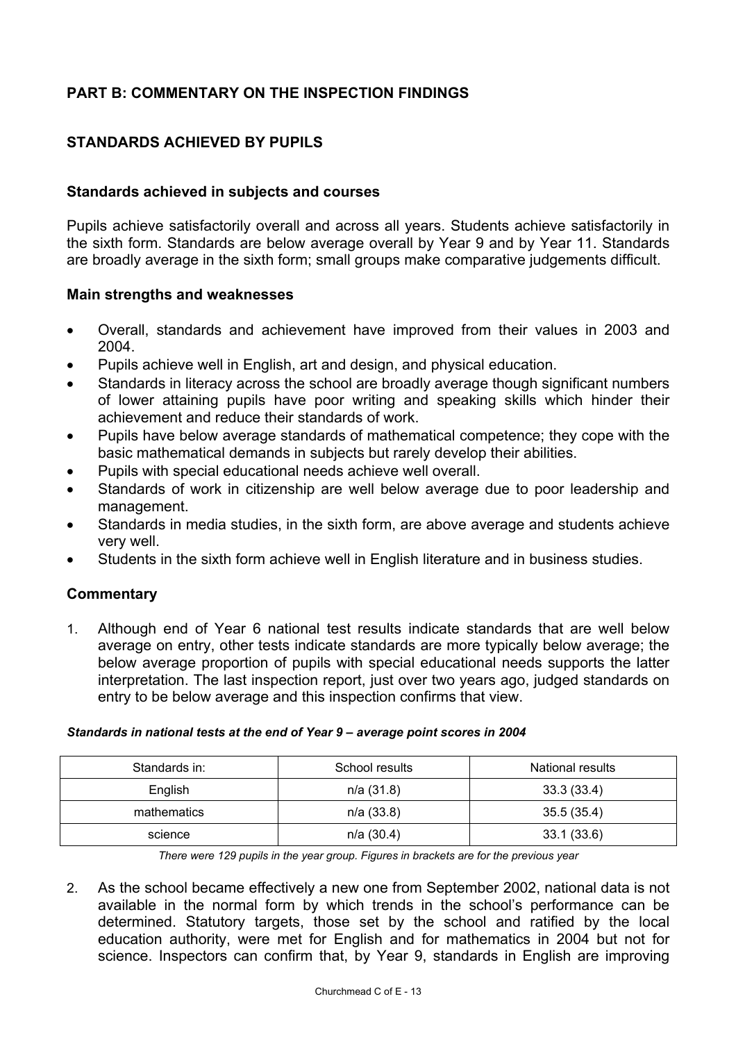## PART B: COMMENTARY ON THE INSPECTION FINDINGS

## STANDARDS ACHIEVED BY PUPILS

### Standards achieved in subjects and courses

Pupils achieve satisfactorily overall and across all years. Students achieve satisfactorily in the sixth form. Standards are below average overall by Year 9 and by Year 11. Standards are broadly average in the sixth form; small groups make comparative judgements difficult.

### Main strengths and weaknesses

- Overall, standards and achievement have improved from their values in 2003 and 2004.
- Pupils achieve well in English, art and design, and physical education.
- Standards in literacy across the school are broadly average though significant numbers of lower attaining pupils have poor writing and speaking skills which hinder their achievement and reduce their standards of work.
- Pupils have below average standards of mathematical competence; they cope with the basic mathematical demands in subjects but rarely develop their abilities.
- Pupils with special educational needs achieve well overall.
- Standards of work in citizenship are well below average due to poor leadership and management.
- Standards in media studies, in the sixth form, are above average and students achieve very well.
- Students in the sixth form achieve well in English literature and in business studies.

### Commentary

1. Although end of Year 6 national test results indicate standards that are well below average on entry, other tests indicate standards are more typically below average; the below average proportion of pupils with special educational needs supports the latter interpretation. The last inspection report, just over two years ago, judged standards on entry to be below average and this inspection confirms that view.

***Standards in national tests at the end of Year 9 – average point scores in 2004***

| Standards in: | School results | National results |
|---|---|---|
| English | n/a (31.8) | 33.3 (33.4) |
| mathematics | n/a (33.8) | 35.5 (35.4) |
| science | n/a (30.4) | 33.1 (33.6) |

*There were 129 pupils in the year group. Figures in brackets are for the previous year*

2. As the school became effectively a new one from September 2002, national data is not available in the normal form by which trends in the school's performance can be determined. Statutory targets, those set by the school and ratified by the local education authority, were met for English and for mathematics in 2004 but not for science. Inspectors can confirm that, by Year 9, standards in English are improving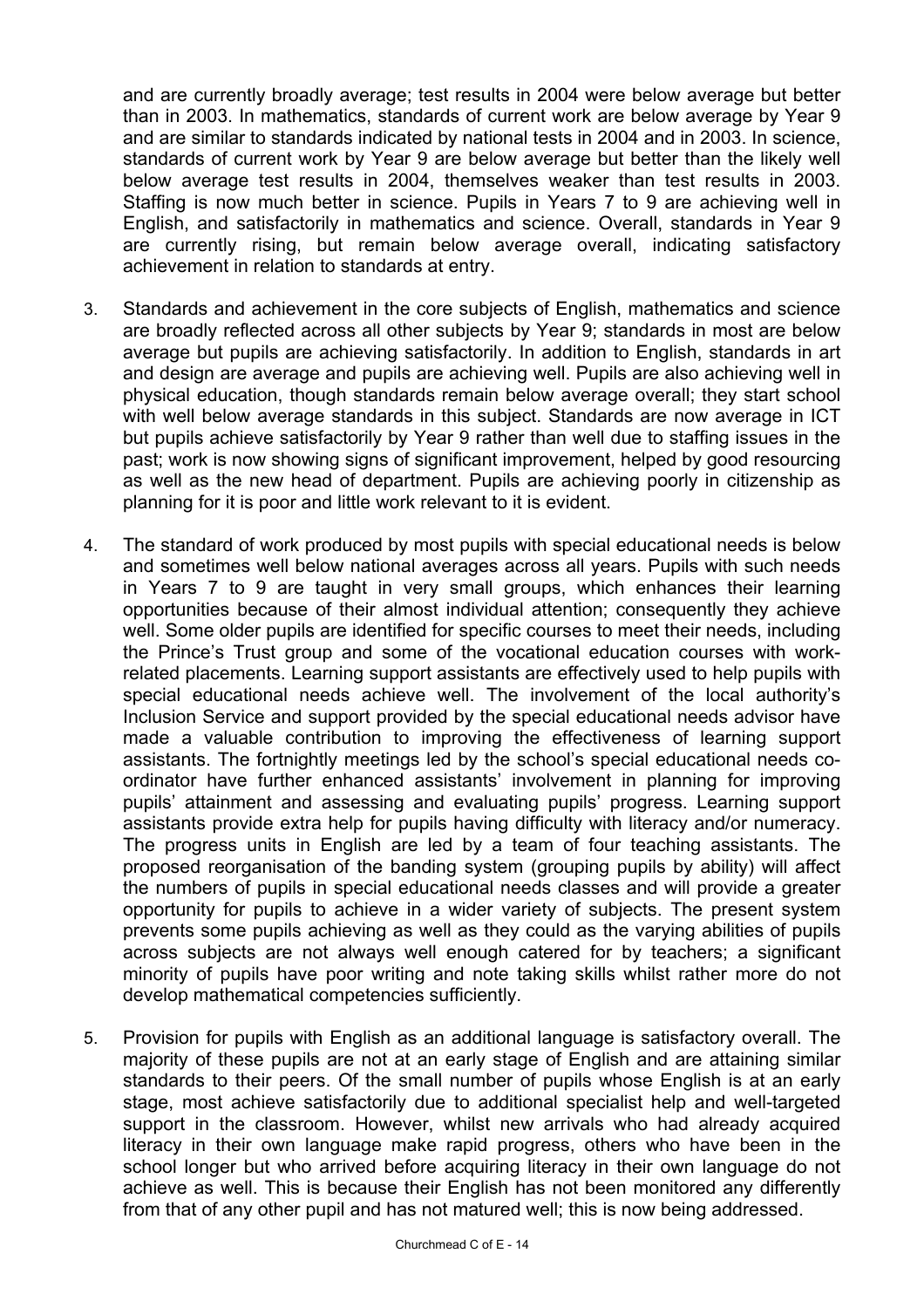and are currently broadly average; test results in 2004 were below average but better than in 2003. In mathematics, standards of current work are below average by Year 9 and are similar to standards indicated by national tests in 2004 and in 2003. In science, standards of current work by Year 9 are below average but better than the likely well below average test results in 2004, themselves weaker than test results in 2003. Staffing is now much better in science. Pupils in Years 7 to 9 are achieving well in English, and satisfactorily in mathematics and science. Overall, standards in Year 9 are currently rising, but remain below average overall, indicating satisfactory achievement in relation to standards at entry.

3. Standards and achievement in the core subjects of English, mathematics and science are broadly reflected across all other subjects by Year 9; standards in most are below average but pupils are achieving satisfactorily. In addition to English, standards in art and design are average and pupils are achieving well. Pupils are also achieving well in physical education, though standards remain below average overall; they start school with well below average standards in this subject. Standards are now average in ICT but pupils achieve satisfactorily by Year 9 rather than well due to staffing issues in the past; work is now showing signs of significant improvement, helped by good resourcing as well as the new head of department. Pupils are achieving poorly in citizenship as planning for it is poor and little work relevant to it is evident.

4. The standard of work produced by most pupils with special educational needs is below and sometimes well below national averages across all years. Pupils with such needs in Years 7 to 9 are taught in very small groups, which enhances their learning opportunities because of their almost individual attention; consequently they achieve well. Some older pupils are identified for specific courses to meet their needs, including the Prince's Trust group and some of the vocational education courses with work-related placements. Learning support assistants are effectively used to help pupils with special educational needs achieve well. The involvement of the local authority's Inclusion Service and support provided by the special educational needs advisor have made a valuable contribution to improving the effectiveness of learning support assistants. The fortnightly meetings led by the school's special educational needs co-ordinator have further enhanced assistants' involvement in planning for improving pupils' attainment and assessing and evaluating pupils' progress. Learning support assistants provide extra help for pupils having difficulty with literacy and/or numeracy. The progress units in English are led by a team of four teaching assistants. The proposed reorganisation of the banding system (grouping pupils by ability) will affect the numbers of pupils in special educational needs classes and will provide a greater opportunity for pupils to achieve in a wider variety of subjects. The present system prevents some pupils achieving as well as they could as the varying abilities of pupils across subjects are not always well enough catered for by teachers; a significant minority of pupils have poor writing and note taking skills whilst rather more do not develop mathematical competencies sufficiently.

5. Provision for pupils with English as an additional language is satisfactory overall. The majority of these pupils are not at an early stage of English and are attaining similar standards to their peers. Of the small number of pupils whose English is at an early stage, most achieve satisfactorily due to additional specialist help and well-targeted support in the classroom. However, whilst new arrivals who had already acquired literacy in their own language make rapid progress, others who have been in the school longer but who arrived before acquiring literacy in their own language do not achieve as well. This is because their English has not been monitored any differently from that of any other pupil and has not matured well; this is now being addressed.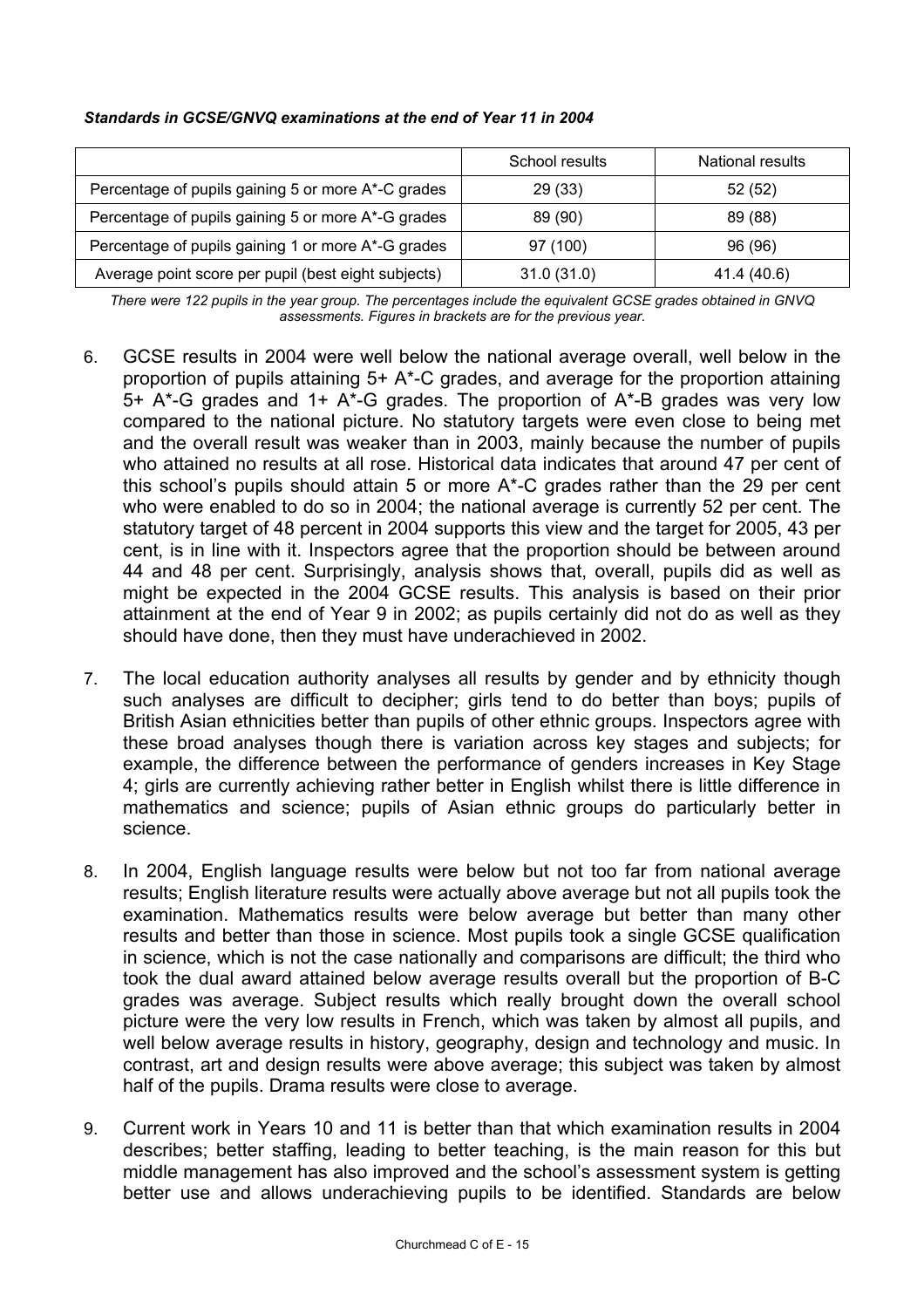***Standards in GCSE/GNVQ examinations at the end of Year 11 in 2004***

| | School results | National results |
|---|---|---|
| Percentage of pupils gaining 5 or more A*-C grades | 29 (33) | 52 (52) |
| Percentage of pupils gaining 5 or more A*-G grades | 89 (90) | 89 (88) |
| Percentage of pupils gaining 1 or more A*-G grades | 97 (100) | 96 (96) |
| Average point score per pupil (best eight subjects) | 31.0 (31.0) | 41.4 (40.6) |

*There were 122 pupils in the year group. The percentages include the equivalent GCSE grades obtained in GNVQ assessments. Figures in brackets are for the previous year.*

6. GCSE results in 2004 were well below the national average overall, well below in the proportion of pupils attaining 5+ A*-C grades, and average for the proportion attaining 5+ A*-G grades and 1+ A*-G grades. The proportion of A*-B grades was very low compared to the national picture. No statutory targets were even close to being met and the overall result was weaker than in 2003, mainly because the number of pupils who attained no results at all rose. Historical data indicates that around 47 per cent of this school's pupils should attain 5 or more A*-C grades rather than the 29 per cent who were enabled to do so in 2004; the national average is currently 52 per cent. The statutory target of 48 percent in 2004 supports this view and the target for 2005, 43 per cent, is in line with it. Inspectors agree that the proportion should be between around 44 and 48 per cent. Surprisingly, analysis shows that, overall, pupils did as well as might be expected in the 2004 GCSE results. This analysis is based on their prior attainment at the end of Year 9 in 2002; as pupils certainly did not do as well as they should have done, then they must have underachieved in 2002.

7. The local education authority analyses all results by gender and by ethnicity though such analyses are difficult to decipher; girls tend to do better than boys; pupils of British Asian ethnicities better than pupils of other ethnic groups. Inspectors agree with these broad analyses though there is variation across key stages and subjects; for example, the difference between the performance of genders increases in Key Stage 4; girls are currently achieving rather better in English whilst there is little difference in mathematics and science; pupils of Asian ethnic groups do particularly better in science.

8. In 2004, English language results were below but not too far from national average results; English literature results were actually above average but not all pupils took the examination. Mathematics results were below average but better than many other results and better than those in science. Most pupils took a single GCSE qualification in science, which is not the case nationally and comparisons are difficult; the third who took the dual award attained below average results overall but the proportion of B-C grades was average. Subject results which really brought down the overall school picture were the very low results in French, which was taken by almost all pupils, and well below average results in history, geography, design and technology and music. In contrast, art and design results were above average; this subject was taken by almost half of the pupils. Drama results were close to average.

9. Current work in Years 10 and 11 is better than that which examination results in 2004 describes; better staffing, leading to better teaching, is the main reason for this but middle management has also improved and the school's assessment system is getting better use and allows underachieving pupils to be identified. Standards are below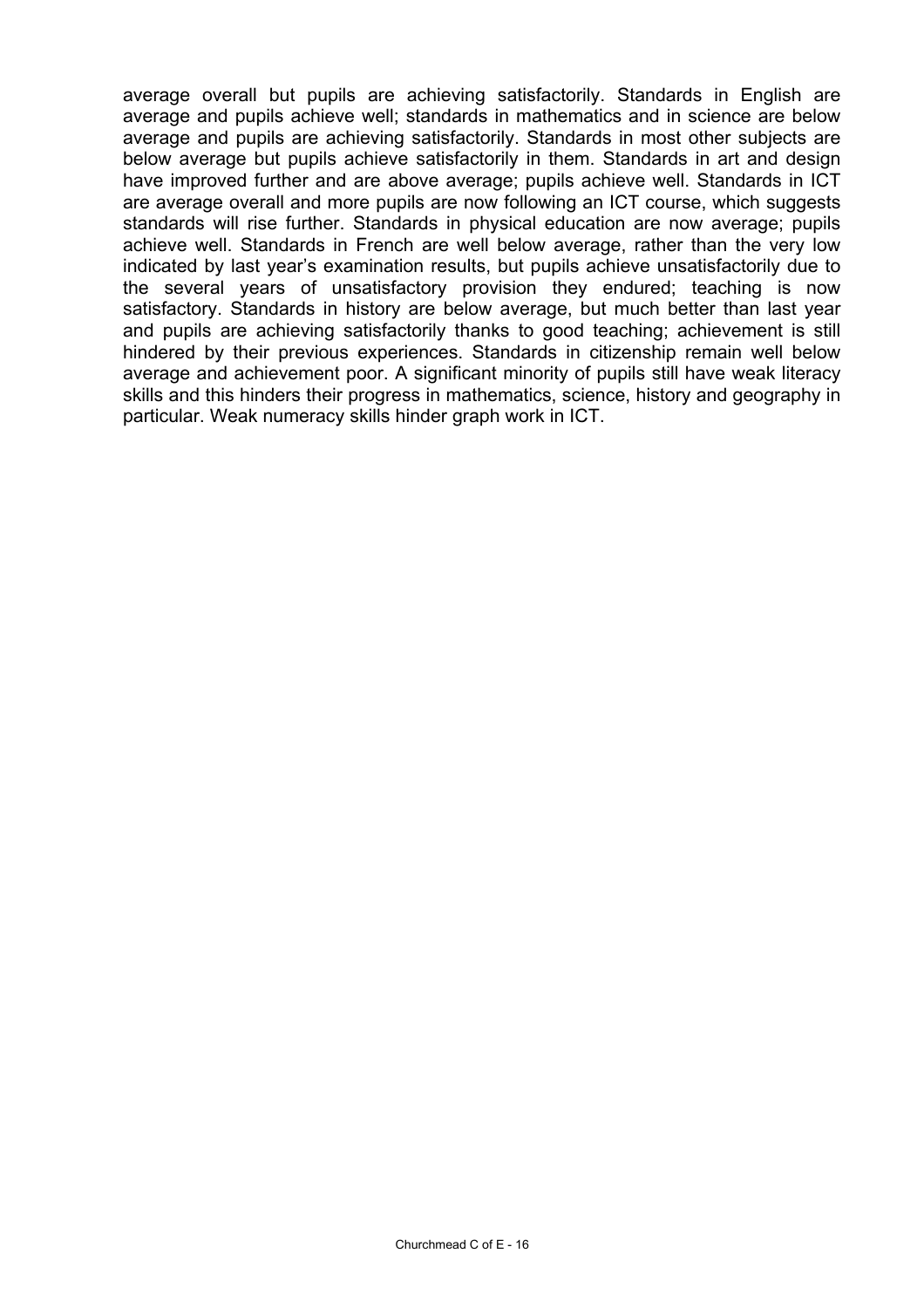average overall but pupils are achieving satisfactorily. Standards in English are average and pupils achieve well; standards in mathematics and in science are below average and pupils are achieving satisfactorily. Standards in most other subjects are below average but pupils achieve satisfactorily in them. Standards in art and design have improved further and are above average; pupils achieve well. Standards in ICT are average overall and more pupils are now following an ICT course, which suggests standards will rise further. Standards in physical education are now average; pupils achieve well. Standards in French are well below average, rather than the very low indicated by last year's examination results, but pupils achieve unsatisfactorily due to the several years of unsatisfactory provision they endured; teaching is now satisfactory. Standards in history are below average, but much better than last year and pupils are achieving satisfactorily thanks to good teaching; achievement is still hindered by their previous experiences. Standards in citizenship remain well below average and achievement poor. A significant minority of pupils still have weak literacy skills and this hinders their progress in mathematics, science, history and geography in particular. Weak numeracy skills hinder graph work in ICT.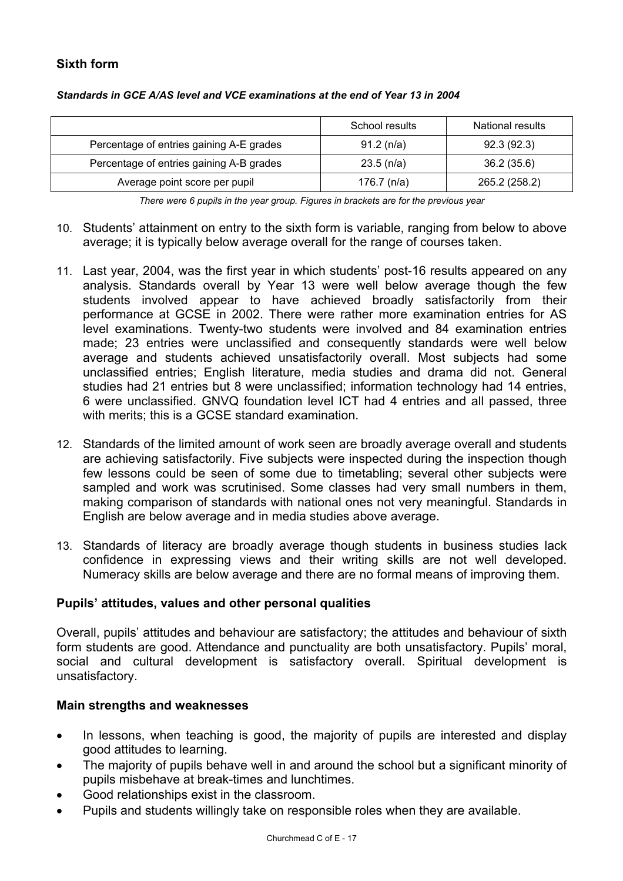## Sixth form

***Standards in GCE A/AS level and VCE examinations at the end of Year 13 in 2004***

| | School results | National results |
|---|---|---|
| Percentage of entries gaining A-E grades | 91.2 (n/a) | 92.3 (92.3) |
| Percentage of entries gaining A-B grades | 23.5 (n/a) | 36.2 (35.6) |
| Average point score per pupil | 176.7 (n/a) | 265.2 (258.2) |

*There were 6 pupils in the year group. Figures in brackets are for the previous year*

10. Students' attainment on entry to the sixth form is variable, ranging from below to above average; it is typically below average overall for the range of courses taken.

11. Last year, 2004, was the first year in which students' post-16 results appeared on any analysis. Standards overall by Year 13 were well below average though the few students involved appear to have achieved broadly satisfactorily from their performance at GCSE in 2002. There were rather more examination entries for AS level examinations. Twenty-two students were involved and 84 examination entries made; 23 entries were unclassified and consequently standards were well below average and students achieved unsatisfactorily overall. Most subjects had some unclassified entries; English literature, media studies and drama did not. General studies had 21 entries but 8 were unclassified; information technology had 14 entries, 6 were unclassified. GNVQ foundation level ICT had 4 entries and all passed, three with merits; this is a GCSE standard examination.

12. Standards of the limited amount of work seen are broadly average overall and students are achieving satisfactorily. Five subjects were inspected during the inspection though few lessons could be seen of some due to timetabling; several other subjects were sampled and work was scrutinised. Some classes had very small numbers in them, making comparison of standards with national ones not very meaningful. Standards in English are below average and in media studies above average.

13. Standards of literacy are broadly average though students in business studies lack confidence in expressing views and their writing skills are not well developed. Numeracy skills are below average and there are no formal means of improving them.

### Pupils' attitudes, values and other personal qualities

Overall, pupils' attitudes and behaviour are satisfactory; the attitudes and behaviour of sixth form students are good. Attendance and punctuality are both unsatisfactory. Pupils' moral, social and cultural development is satisfactory overall. Spiritual development is unsatisfactory.

### Main strengths and weaknesses

- In lessons, when teaching is good, the majority of pupils are interested and display good attitudes to learning.
- The majority of pupils behave well in and around the school but a significant minority of pupils misbehave at break-times and lunchtimes.
- Good relationships exist in the classroom.
- Pupils and students willingly take on responsible roles when they are available.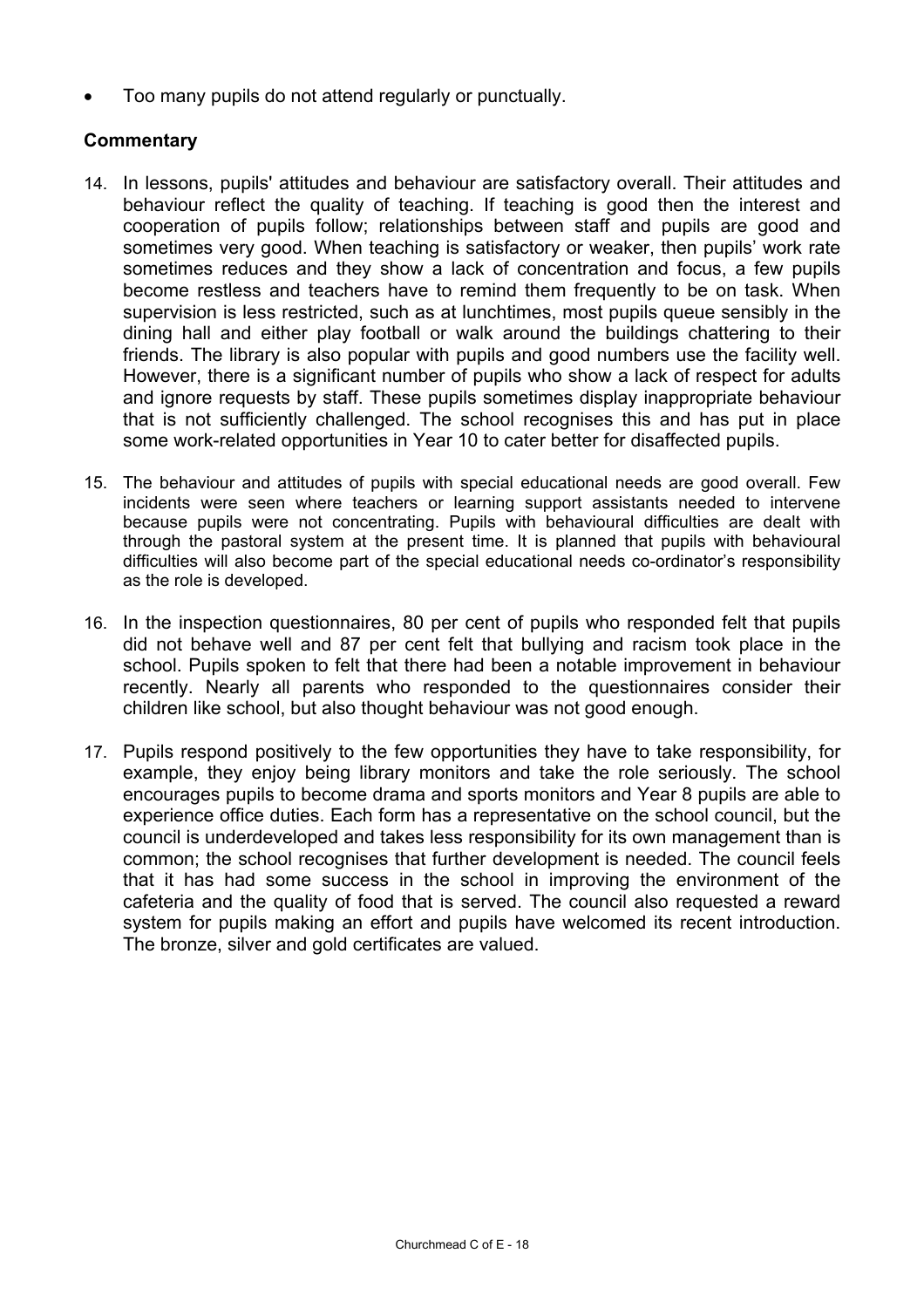- Too many pupils do not attend regularly or punctually.

### Commentary

14. In lessons, pupils' attitudes and behaviour are satisfactory overall. Their attitudes and behaviour reflect the quality of teaching. If teaching is good then the interest and cooperation of pupils follow; relationships between staff and pupils are good and sometimes very good. When teaching is satisfactory or weaker, then pupils' work rate sometimes reduces and they show a lack of concentration and focus, a few pupils become restless and teachers have to remind them frequently to be on task. When supervision is less restricted, such as at lunchtimes, most pupils queue sensibly in the dining hall and either play football or walk around the buildings chattering to their friends. The library is also popular with pupils and good numbers use the facility well. However, there is a significant number of pupils who show a lack of respect for adults and ignore requests by staff. These pupils sometimes display inappropriate behaviour that is not sufficiently challenged. The school recognises this and has put in place some work-related opportunities in Year 10 to cater better for disaffected pupils.

15. The behaviour and attitudes of pupils with special educational needs are good overall. Few incidents were seen where teachers or learning support assistants needed to intervene because pupils were not concentrating. Pupils with behavioural difficulties are dealt with through the pastoral system at the present time. It is planned that pupils with behavioural difficulties will also become part of the special educational needs co-ordinator's responsibility as the role is developed.

16. In the inspection questionnaires, 80 per cent of pupils who responded felt that pupils did not behave well and 87 per cent felt that bullying and racism took place in the school. Pupils spoken to felt that there had been a notable improvement in behaviour recently. Nearly all parents who responded to the questionnaires consider their children like school, but also thought behaviour was not good enough.

17. Pupils respond positively to the few opportunities they have to take responsibility, for example, they enjoy being library monitors and take the role seriously. The school encourages pupils to become drama and sports monitors and Year 8 pupils are able to experience office duties. Each form has a representative on the school council, but the council is underdeveloped and takes less responsibility for its own management than is common; the school recognises that further development is needed. The council feels that it has had some success in the school in improving the environment of the cafeteria and the quality of food that is served. The council also requested a reward system for pupils making an effort and pupils have welcomed its recent introduction. The bronze, silver and gold certificates are valued.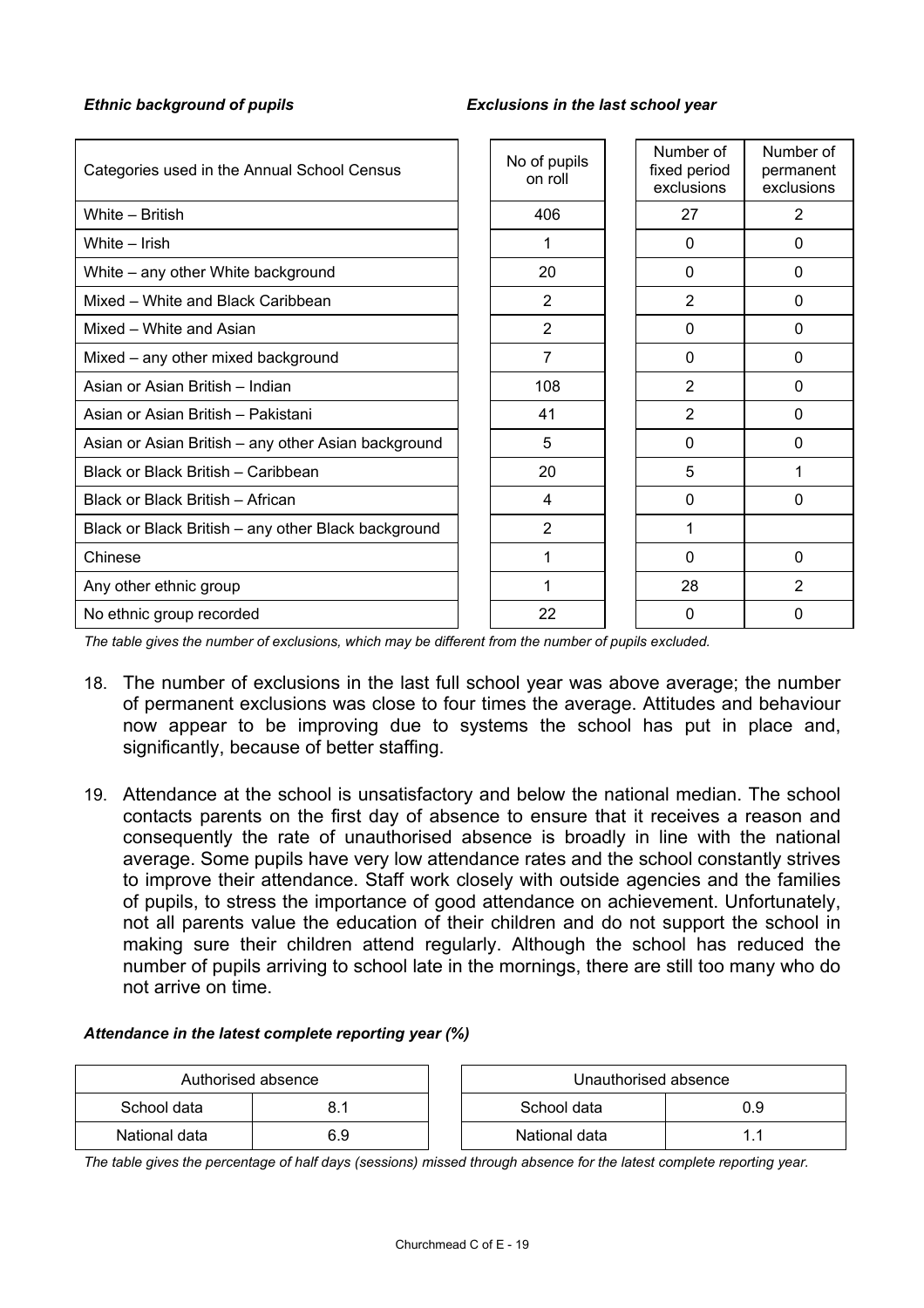***Ethnic background of pupils*** ***Exclusions in the last school year***

| Categories used in the Annual School Census | No of pupils on roll | Number of fixed period exclusions | Number of permanent exclusions |
|---|---|---|---|
| White – British | 406 | 27 | 2 |
| White – Irish | 1 | 0 | 0 |
| White – any other White background | 20 | 0 | 0 |
| Mixed – White and Black Caribbean | 2 | 2 | 0 |
| Mixed – White and Asian | 2 | 0 | 0 |
| Mixed – any other mixed background | 7 | 0 | 0 |
| Asian or Asian British – Indian | 108 | 2 | 0 |
| Asian or Asian British – Pakistani | 41 | 2 | 0 |
| Asian or Asian British – any other Asian background | 5 | 0 | 0 |
| Black or Black British – Caribbean | 20 | 5 | 1 |
| Black or Black British – African | 4 | 0 | 0 |
| Black or Black British – any other Black background | 2 | 1 | |
| Chinese | 1 | 0 | 0 |
| Any other ethnic group | 1 | 28 | 2 |
| No ethnic group recorded | 22 | 0 | 0 |

*The table gives the number of exclusions, which may be different from the number of pupils excluded.*

18. The number of exclusions in the last full school year was above average; the number of permanent exclusions was close to four times the average. Attitudes and behaviour now appear to be improving due to systems the school has put in place and, significantly, because of better staffing.

19. Attendance at the school is unsatisfactory and below the national median. The school contacts parents on the first day of absence to ensure that it receives a reason and consequently the rate of unauthorised absence is broadly in line with the national average. Some pupils have very low attendance rates and the school constantly strives to improve their attendance. Staff work closely with outside agencies and the families of pupils, to stress the importance of good attendance on achievement. Unfortunately, not all parents value the education of their children and do not support the school in making sure their children attend regularly. Although the school has reduced the number of pupils arriving to school late in the mornings, there are still too many who do not arrive on time.

***Attendance in the latest complete reporting year (%)***

| Authorised absence | |
|---|---|
| School data | 8.1 |
| National data | 6.9 |

| Unauthorised absence | |
|---|---|
| School data | 0.9 |
| National data | 1.1 |

*The table gives the percentage of half days (sessions) missed through absence for the latest complete reporting year.*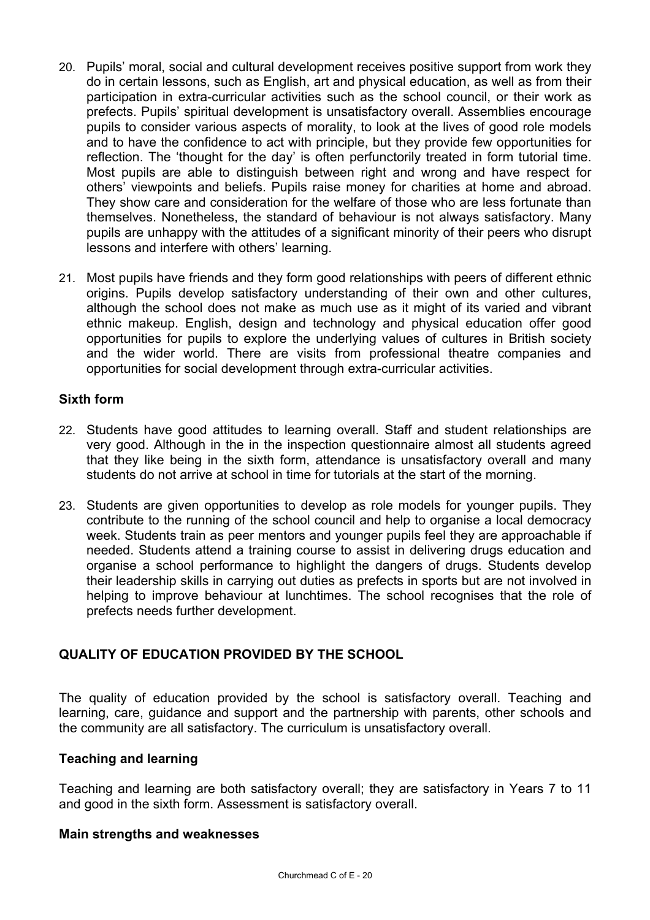20. Pupils' moral, social and cultural development receives positive support from work they do in certain lessons, such as English, art and physical education, as well as from their participation in extra-curricular activities such as the school council, or their work as prefects. Pupils' spiritual development is unsatisfactory overall. Assemblies encourage pupils to consider various aspects of morality, to look at the lives of good role models and to have the confidence to act with principle, but they provide few opportunities for reflection. The 'thought for the day' is often perfunctorily treated in form tutorial time. Most pupils are able to distinguish between right and wrong and have respect for others' viewpoints and beliefs. Pupils raise money for charities at home and abroad. They show care and consideration for the welfare of those who are less fortunate than themselves. Nonetheless, the standard of behaviour is not always satisfactory. Many pupils are unhappy with the attitudes of a significant minority of their peers who disrupt lessons and interfere with others' learning.

21. Most pupils have friends and they form good relationships with peers of different ethnic origins. Pupils develop satisfactory understanding of their own and other cultures, although the school does not make as much use as it might of its varied and vibrant ethnic makeup. English, design and technology and physical education offer good opportunities for pupils to explore the underlying values of cultures in British society and the wider world. There are visits from professional theatre companies and opportunities for social development through extra-curricular activities.

### Sixth form

22. Students have good attitudes to learning overall. Staff and student relationships are very good. Although in the in the inspection questionnaire almost all students agreed that they like being in the sixth form, attendance is unsatisfactory overall and many students do not arrive at school in time for tutorials at the start of the morning.

23. Students are given opportunities to develop as role models for younger pupils. They contribute to the running of the school council and help to organise a local democracy week. Students train as peer mentors and younger pupils feel they are approachable if needed. Students attend a training course to assist in delivering drugs education and organise a school performance to highlight the dangers of drugs. Students develop their leadership skills in carrying out duties as prefects in sports but are not involved in helping to improve behaviour at lunchtimes. The school recognises that the role of prefects needs further development.

## QUALITY OF EDUCATION PROVIDED BY THE SCHOOL

The quality of education provided by the school is satisfactory overall. Teaching and learning, care, guidance and support and the partnership with parents, other schools and the community are all satisfactory. The curriculum is unsatisfactory overall.

### Teaching and learning

Teaching and learning are both satisfactory overall; they are satisfactory in Years 7 to 11 and good in the sixth form. Assessment is satisfactory overall.

### Main strengths and weaknesses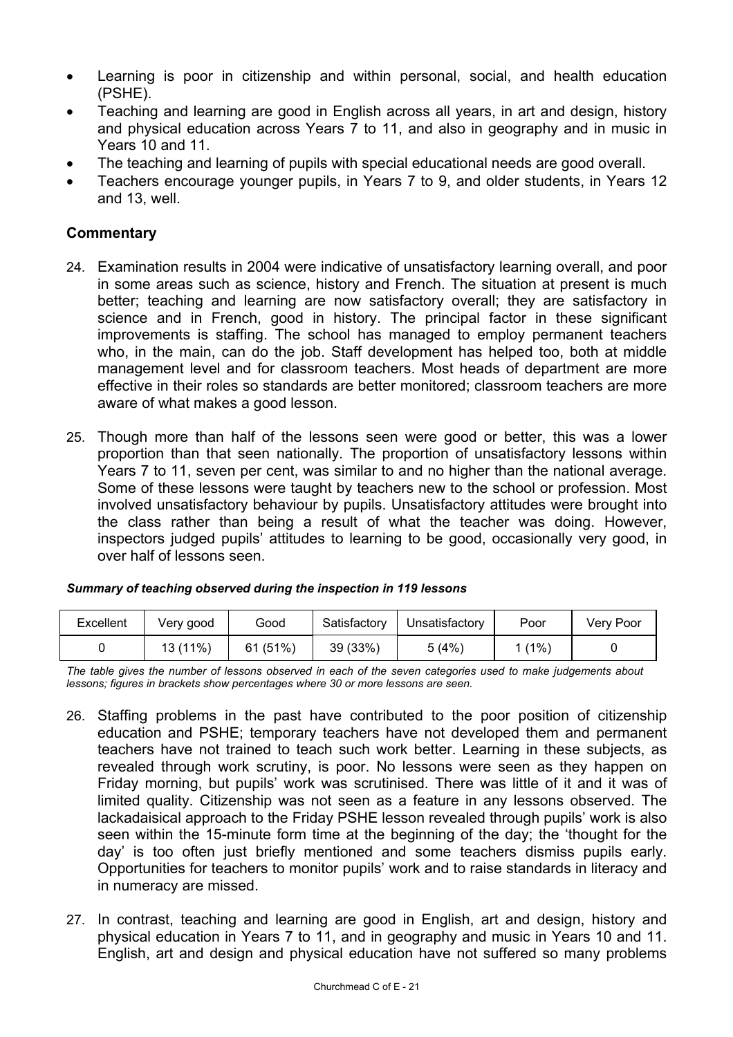- Learning is poor in citizenship and within personal, social, and health education (PSHE).
- Teaching and learning are good in English across all years, in art and design, history and physical education across Years 7 to 11, and also in geography and in music in Years 10 and 11.
- The teaching and learning of pupils with special educational needs are good overall.
- Teachers encourage younger pupils, in Years 7 to 9, and older students, in Years 12 and 13, well.

## Commentary

24. Examination results in 2004 were indicative of unsatisfactory learning overall, and poor in some areas such as science, history and French. The situation at present is much better; teaching and learning are now satisfactory overall; they are satisfactory in science and in French, good in history. The principal factor in these significant improvements is staffing. The school has managed to employ permanent teachers who, in the main, can do the job. Staff development has helped too, both at middle management level and for classroom teachers. Most heads of department are more effective in their roles so standards are better monitored; classroom teachers are more aware of what makes a good lesson.

25. Though more than half of the lessons seen were good or better, this was a lower proportion than that seen nationally. The proportion of unsatisfactory lessons within Years 7 to 11, seven per cent, was similar to and no higher than the national average. Some of these lessons were taught by teachers new to the school or profession. Most involved unsatisfactory behaviour by pupils. Unsatisfactory attitudes were brought into the class rather than being a result of what the teacher was doing. However, inspectors judged pupils' attitudes to learning to be good, occasionally very good, in over half of lessons seen.

***Summary of teaching observed during the inspection in 119 lessons***

| Excellent | Very good | Good | Satisfactory | Unsatisfactory | Poor | Very Poor |
|---|---|---|---|---|---|---|
| 0 | 13 (11%) | 61 (51%) | 39 (33%) | 5 (4%) | 1 (1%) | 0 |

*The table gives the number of lessons observed in each of the seven categories used to make judgements about lessons; figures in brackets show percentages where 30 or more lessons are seen.*

26. Staffing problems in the past have contributed to the poor position of citizenship education and PSHE; temporary teachers have not developed them and permanent teachers have not trained to teach such work better. Learning in these subjects, as revealed through work scrutiny, is poor. No lessons were seen as they happen on Friday morning, but pupils' work was scrutinised. There was little of it and it was of limited quality. Citizenship was not seen as a feature in any lessons observed. The lackadaisical approach to the Friday PSHE lesson revealed through pupils' work is also seen within the 15-minute form time at the beginning of the day; the 'thought for the day' is too often just briefly mentioned and some teachers dismiss pupils early. Opportunities for teachers to monitor pupils' work and to raise standards in literacy and in numeracy are missed.

27. In contrast, teaching and learning are good in English, art and design, history and physical education in Years 7 to 11, and in geography and music in Years 10 and 11. English, art and design and physical education have not suffered so many problems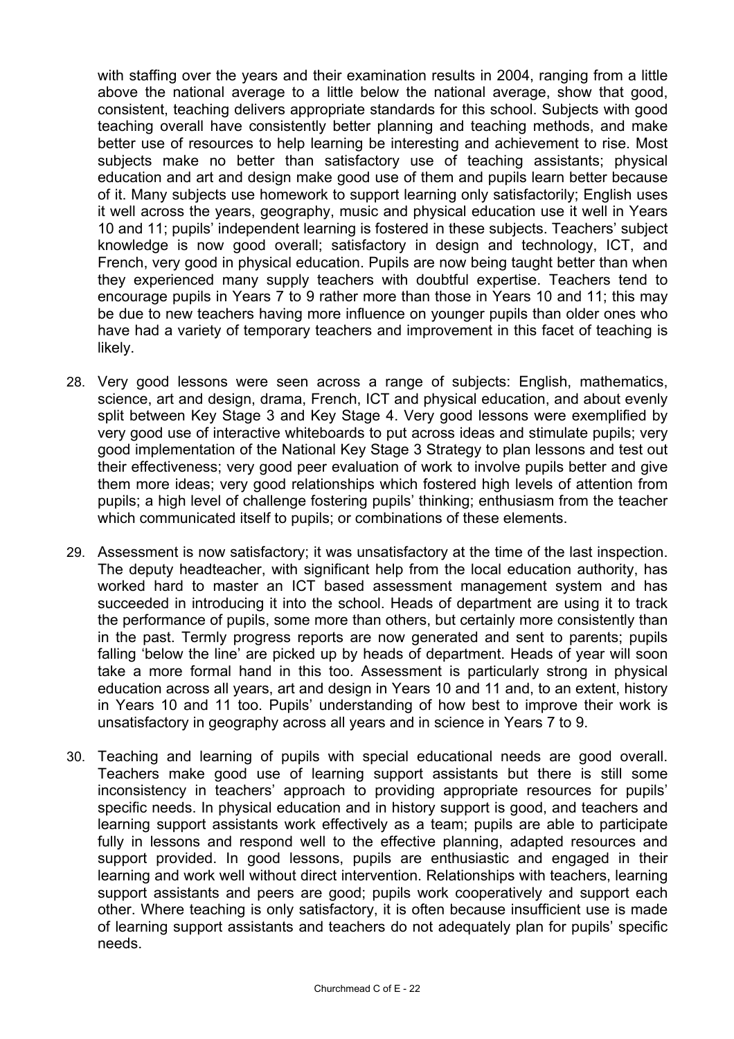with staffing over the years and their examination results in 2004, ranging from a little above the national average to a little below the national average, show that good, consistent, teaching delivers appropriate standards for this school. Subjects with good teaching overall have consistently better planning and teaching methods, and make better use of resources to help learning be interesting and achievement to rise. Most subjects make no better than satisfactory use of teaching assistants; physical education and art and design make good use of them and pupils learn better because of it. Many subjects use homework to support learning only satisfactorily; English uses it well across the years, geography, music and physical education use it well in Years 10 and 11; pupils' independent learning is fostered in these subjects. Teachers' subject knowledge is now good overall; satisfactory in design and technology, ICT, and French, very good in physical education. Pupils are now being taught better than when they experienced many supply teachers with doubtful expertise. Teachers tend to encourage pupils in Years 7 to 9 rather more than those in Years 10 and 11; this may be due to new teachers having more influence on younger pupils than older ones who have had a variety of temporary teachers and improvement in this facet of teaching is likely.

28. Very good lessons were seen across a range of subjects: English, mathematics, science, art and design, drama, French, ICT and physical education, and about evenly split between Key Stage 3 and Key Stage 4. Very good lessons were exemplified by very good use of interactive whiteboards to put across ideas and stimulate pupils; very good implementation of the National Key Stage 3 Strategy to plan lessons and test out their effectiveness; very good peer evaluation of work to involve pupils better and give them more ideas; very good relationships which fostered high levels of attention from pupils; a high level of challenge fostering pupils' thinking; enthusiasm from the teacher which communicated itself to pupils; or combinations of these elements.

29. Assessment is now satisfactory; it was unsatisfactory at the time of the last inspection. The deputy headteacher, with significant help from the local education authority, has worked hard to master an ICT based assessment management system and has succeeded in introducing it into the school. Heads of department are using it to track the performance of pupils, some more than others, but certainly more consistently than in the past. Termly progress reports are now generated and sent to parents; pupils falling 'below the line' are picked up by heads of department. Heads of year will soon take a more formal hand in this too. Assessment is particularly strong in physical education across all years, art and design in Years 10 and 11 and, to an extent, history in Years 10 and 11 too. Pupils' understanding of how best to improve their work is unsatisfactory in geography across all years and in science in Years 7 to 9.

30. Teaching and learning of pupils with special educational needs are good overall. Teachers make good use of learning support assistants but there is still some inconsistency in teachers' approach to providing appropriate resources for pupils' specific needs. In physical education and in history support is good, and teachers and learning support assistants work effectively as a team; pupils are able to participate fully in lessons and respond well to the effective planning, adapted resources and support provided. In good lessons, pupils are enthusiastic and engaged in their learning and work well without direct intervention. Relationships with teachers, learning support assistants and peers are good; pupils work cooperatively and support each other. Where teaching is only satisfactory, it is often because insufficient use is made of learning support assistants and teachers do not adequately plan for pupils' specific needs.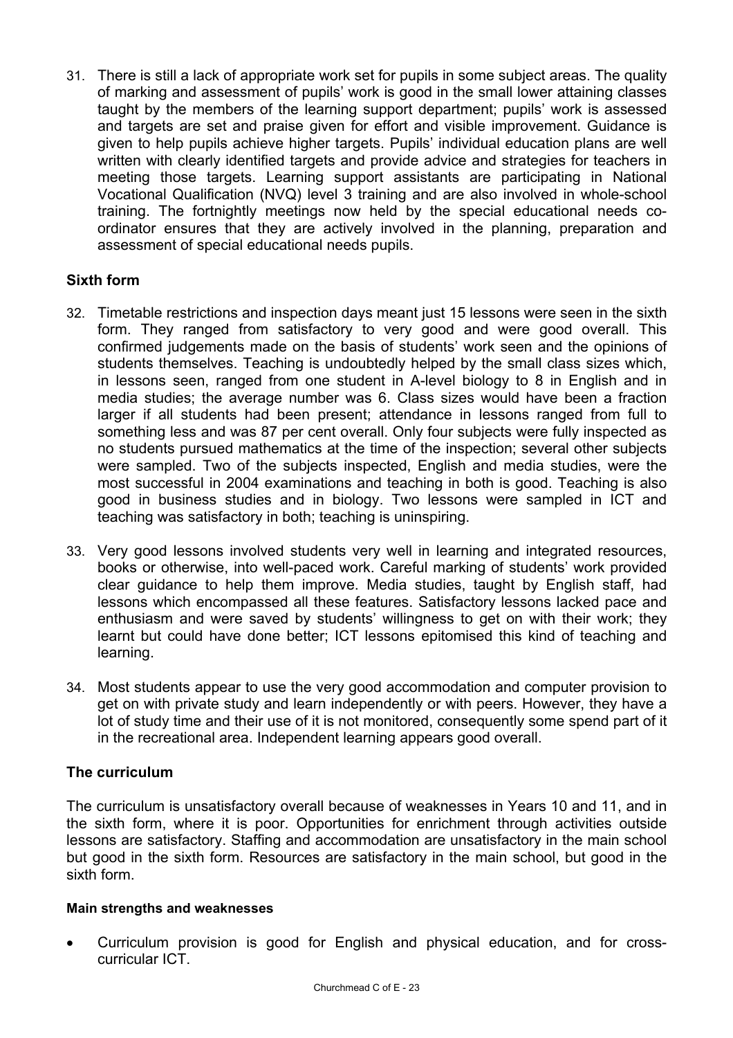31. There is still a lack of appropriate work set for pupils in some subject areas. The quality of marking and assessment of pupils' work is good in the small lower attaining classes taught by the members of the learning support department; pupils' work is assessed and targets are set and praise given for effort and visible improvement. Guidance is given to help pupils achieve higher targets. Pupils' individual education plans are well written with clearly identified targets and provide advice and strategies for teachers in meeting those targets. Learning support assistants are participating in National Vocational Qualification (NVQ) level 3 training and are also involved in whole-school training. The fortnightly meetings now held by the special educational needs co-ordinator ensures that they are actively involved in the planning, preparation and assessment of special educational needs pupils.

### Sixth form

32. Timetable restrictions and inspection days meant just 15 lessons were seen in the sixth form. They ranged from satisfactory to very good and were good overall. This confirmed judgements made on the basis of students' work seen and the opinions of students themselves. Teaching is undoubtedly helped by the small class sizes which, in lessons seen, ranged from one student in A-level biology to 8 in English and in media studies; the average number was 6. Class sizes would have been a fraction larger if all students had been present; attendance in lessons ranged from full to something less and was 87 per cent overall. Only four subjects were fully inspected as no students pursued mathematics at the time of the inspection; several other subjects were sampled. Two of the subjects inspected, English and media studies, were the most successful in 2004 examinations and teaching in both is good. Teaching is also good in business studies and in biology. Two lessons were sampled in ICT and teaching was satisfactory in both; teaching is uninspiring.

33. Very good lessons involved students very well in learning and integrated resources, books or otherwise, into well-paced work. Careful marking of students' work provided clear guidance to help them improve. Media studies, taught by English staff, had lessons which encompassed all these features. Satisfactory lessons lacked pace and enthusiasm and were saved by students' willingness to get on with their work; they learnt but could have done better; ICT lessons epitomised this kind of teaching and learning.

34. Most students appear to use the very good accommodation and computer provision to get on with private study and learn independently or with peers. However, they have a lot of study time and their use of it is not monitored, consequently some spend part of it in the recreational area. Independent learning appears good overall.

### The curriculum

The curriculum is unsatisfactory overall because of weaknesses in Years 10 and 11, and in the sixth form, where it is poor. Opportunities for enrichment through activities outside lessons are satisfactory. Staffing and accommodation are unsatisfactory in the main school but good in the sixth form. Resources are satisfactory in the main school, but good in the sixth form.

#### Main strengths and weaknesses

- Curriculum provision is good for English and physical education, and for cross-curricular ICT.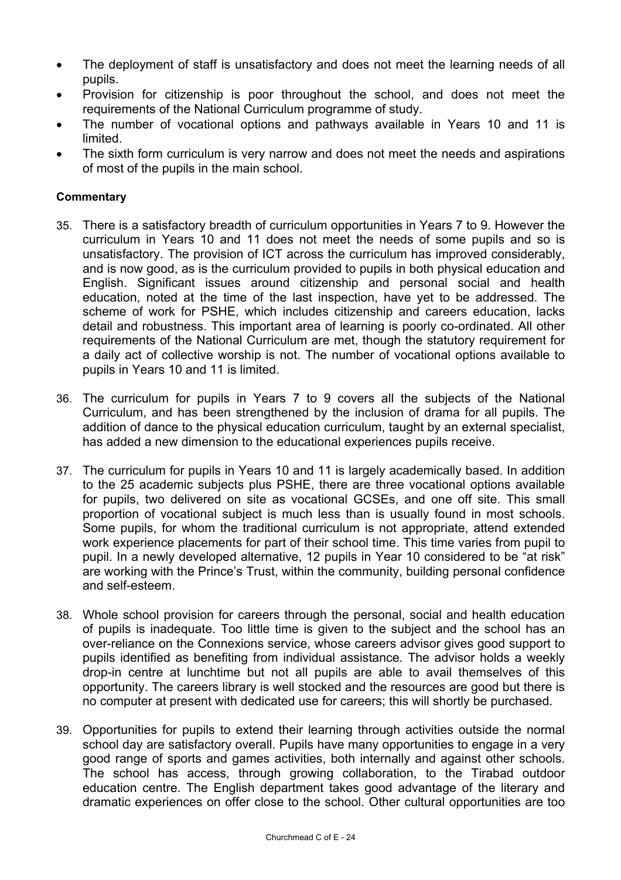- The deployment of staff is unsatisfactory and does not meet the learning needs of all pupils.
- Provision for citizenship is poor throughout the school, and does not meet the requirements of the National Curriculum programme of study.
- The number of vocational options and pathways available in Years 10 and 11 is limited.
- The sixth form curriculum is very narrow and does not meet the needs and aspirations of most of the pupils in the main school.

**Commentary**

35. There is a satisfactory breadth of curriculum opportunities in Years 7 to 9. However the curriculum in Years 10 and 11 does not meet the needs of some pupils and so is unsatisfactory. The provision of ICT across the curriculum has improved considerably, and is now good, as is the curriculum provided to pupils in both physical education and English. Significant issues around citizenship and personal social and health education, noted at the time of the last inspection, have yet to be addressed. The scheme of work for PSHE, which includes citizenship and careers education, lacks detail and robustness. This important area of learning is poorly co-ordinated. All other requirements of the National Curriculum are met, though the statutory requirement for a daily act of collective worship is not. The number of vocational options available to pupils in Years 10 and 11 is limited.

36. The curriculum for pupils in Years 7 to 9 covers all the subjects of the National Curriculum, and has been strengthened by the inclusion of drama for all pupils. The addition of dance to the physical education curriculum, taught by an external specialist, has added a new dimension to the educational experiences pupils receive.

37. The curriculum for pupils in Years 10 and 11 is largely academically based. In addition to the 25 academic subjects plus PSHE, there are three vocational options available for pupils, two delivered on site as vocational GCSEs, and one off site. This small proportion of vocational subject is much less than is usually found in most schools. Some pupils, for whom the traditional curriculum is not appropriate, attend extended work experience placements for part of their school time. This time varies from pupil to pupil. In a newly developed alternative, 12 pupils in Year 10 considered to be "at risk" are working with the Prince's Trust, within the community, building personal confidence and self-esteem.

38. Whole school provision for careers through the personal, social and health education of pupils is inadequate. Too little time is given to the subject and the school has an over-reliance on the Connexions service, whose careers advisor gives good support to pupils identified as benefiting from individual assistance. The advisor holds a weekly drop-in centre at lunchtime but not all pupils are able to avail themselves of this opportunity. The careers library is well stocked and the resources are good but there is no computer at present with dedicated use for careers; this will shortly be purchased.

39. Opportunities for pupils to extend their learning through activities outside the normal school day are satisfactory overall. Pupils have many opportunities to engage in a very good range of sports and games activities, both internally and against other schools. The school has access, through growing collaboration, to the Tirabad outdoor education centre. The English department takes good advantage of the literary and dramatic experiences on offer close to the school. Other cultural opportunities are too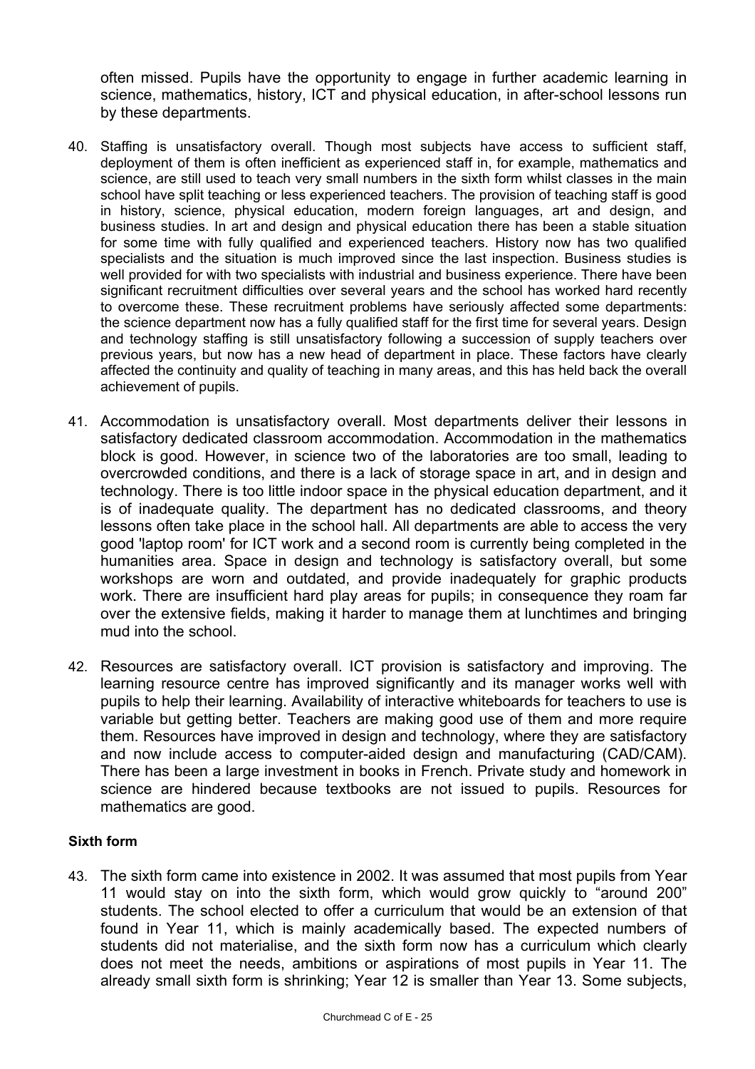often missed. Pupils have the opportunity to engage in further academic learning in science, mathematics, history, ICT and physical education, in after-school lessons run by these departments.

40. Staffing is unsatisfactory overall. Though most subjects have access to sufficient staff, deployment of them is often inefficient as experienced staff in, for example, mathematics and science, are still used to teach very small numbers in the sixth form whilst classes in the main school have split teaching or less experienced teachers. The provision of teaching staff is good in history, science, physical education, modern foreign languages, art and design, and business studies. In art and design and physical education there has been a stable situation for some time with fully qualified and experienced teachers. History now has two qualified specialists and the situation is much improved since the last inspection. Business studies is well provided for with two specialists with industrial and business experience. There have been significant recruitment difficulties over several years and the school has worked hard recently to overcome these. These recruitment problems have seriously affected some departments: the science department now has a fully qualified staff for the first time for several years. Design and technology staffing is still unsatisfactory following a succession of supply teachers over previous years, but now has a new head of department in place. These factors have clearly affected the continuity and quality of teaching in many areas, and this has held back the overall achievement of pupils.

41. Accommodation is unsatisfactory overall. Most departments deliver their lessons in satisfactory dedicated classroom accommodation. Accommodation in the mathematics block is good. However, in science two of the laboratories are too small, leading to overcrowded conditions, and there is a lack of storage space in art, and in design and technology. There is too little indoor space in the physical education department, and it is of inadequate quality. The department has no dedicated classrooms, and theory lessons often take place in the school hall. All departments are able to access the very good 'laptop room' for ICT work and a second room is currently being completed in the humanities area. Space in design and technology is satisfactory overall, but some workshops are worn and outdated, and provide inadequately for graphic products work. There are insufficient hard play areas for pupils; in consequence they roam far over the extensive fields, making it harder to manage them at lunchtimes and bringing mud into the school.

42. Resources are satisfactory overall. ICT provision is satisfactory and improving. The learning resource centre has improved significantly and its manager works well with pupils to help their learning. Availability of interactive whiteboards for teachers to use is variable but getting better. Teachers are making good use of them and more require them. Resources have improved in design and technology, where they are satisfactory and now include access to computer-aided design and manufacturing (CAD/CAM). There has been a large investment in books in French. Private study and homework in science are hindered because textbooks are not issued to pupils. Resources for mathematics are good.

#### Sixth form

43. The sixth form came into existence in 2002. It was assumed that most pupils from Year 11 would stay on into the sixth form, which would grow quickly to "around 200" students. The school elected to offer a curriculum that would be an extension of that found in Year 11, which is mainly academically based. The expected numbers of students did not materialise, and the sixth form now has a curriculum which clearly does not meet the needs, ambitions or aspirations of most pupils in Year 11. The already small sixth form is shrinking; Year 12 is smaller than Year 13. Some subjects,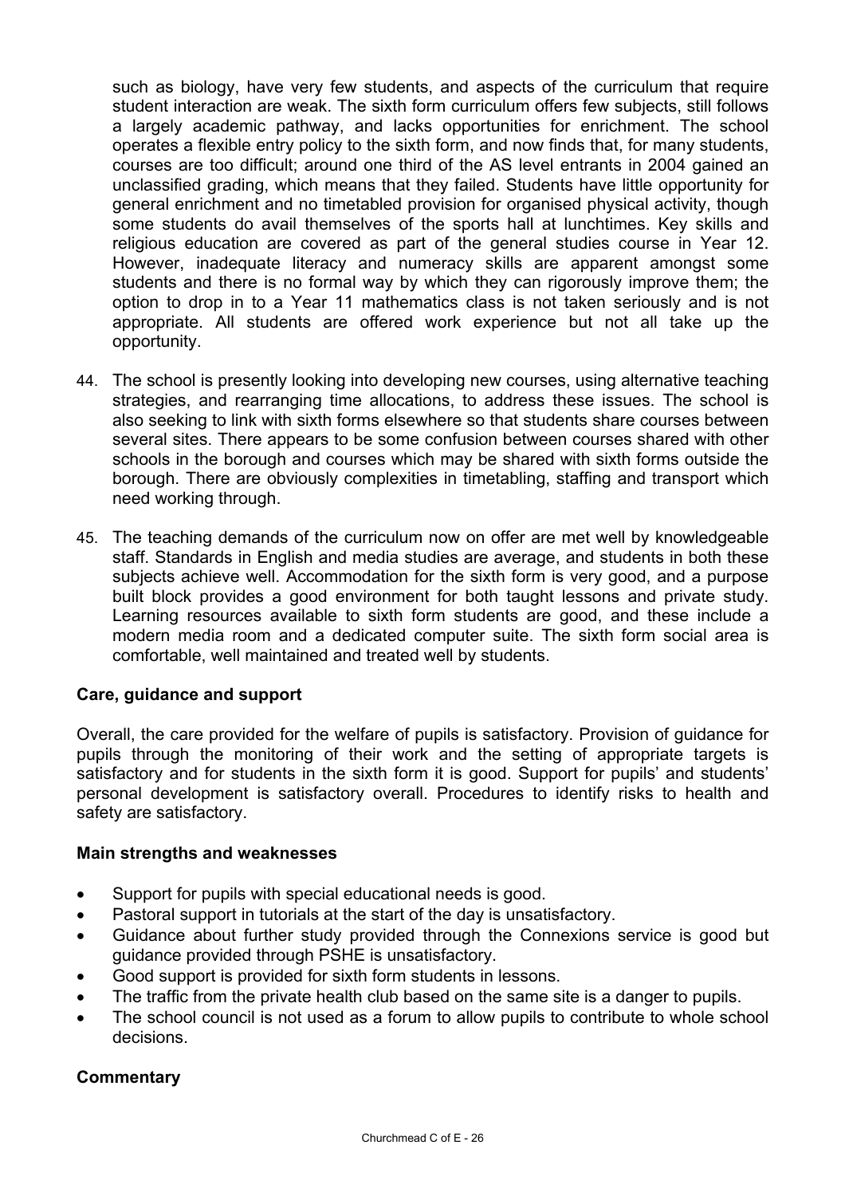such as biology, have very few students, and aspects of the curriculum that require student interaction are weak. The sixth form curriculum offers few subjects, still follows a largely academic pathway, and lacks opportunities for enrichment. The school operates a flexible entry policy to the sixth form, and now finds that, for many students, courses are too difficult; around one third of the AS level entrants in 2004 gained an unclassified grading, which means that they failed. Students have little opportunity for general enrichment and no timetabled provision for organised physical activity, though some students do avail themselves of the sports hall at lunchtimes. Key skills and religious education are covered as part of the general studies course in Year 12. However, inadequate literacy and numeracy skills are apparent amongst some students and there is no formal way by which they can rigorously improve them; the option to drop in to a Year 11 mathematics class is not taken seriously and is not appropriate. All students are offered work experience but not all take up the opportunity.

44. The school is presently looking into developing new courses, using alternative teaching strategies, and rearranging time allocations, to address these issues. The school is also seeking to link with sixth forms elsewhere so that students share courses between several sites. There appears to be some confusion between courses shared with other schools in the borough and courses which may be shared with sixth forms outside the borough. There are obviously complexities in timetabling, staffing and transport which need working through.

45. The teaching demands of the curriculum now on offer are met well by knowledgeable staff. Standards in English and media studies are average, and students in both these subjects achieve well. Accommodation for the sixth form is very good, and a purpose built block provides a good environment for both taught lessons and private study. Learning resources available to sixth form students are good, and these include a modern media room and a dedicated computer suite. The sixth form social area is comfortable, well maintained and treated well by students.

### Care, guidance and support

Overall, the care provided for the welfare of pupils is satisfactory. Provision of guidance for pupils through the monitoring of their work and the setting of appropriate targets is satisfactory and for students in the sixth form it is good. Support for pupils' and students' personal development is satisfactory overall. Procedures to identify risks to health and safety are satisfactory.

### Main strengths and weaknesses

- Support for pupils with special educational needs is good.
- Pastoral support in tutorials at the start of the day is unsatisfactory.
- Guidance about further study provided through the Connexions service is good but guidance provided through PSHE is unsatisfactory.
- Good support is provided for sixth form students in lessons.
- The traffic from the private health club based on the same site is a danger to pupils.
- The school council is not used as a forum to allow pupils to contribute to whole school decisions.

### Commentary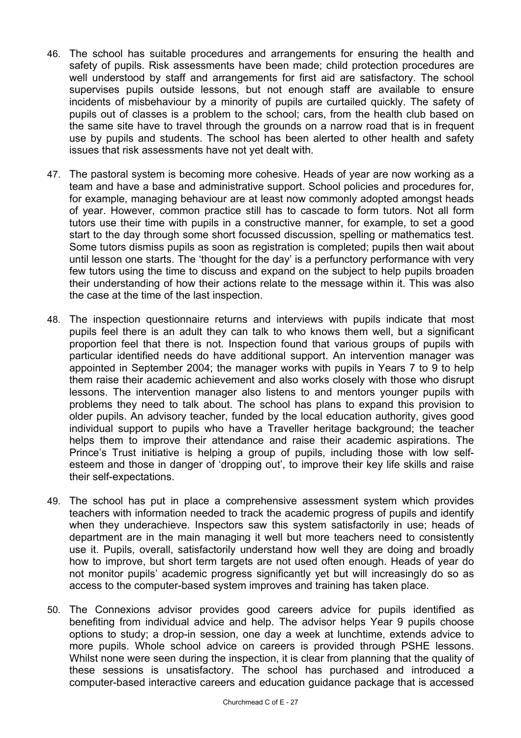46. The school has suitable procedures and arrangements for ensuring the health and safety of pupils. Risk assessments have been made; child protection procedures are well understood by staff and arrangements for first aid are satisfactory. The school supervises pupils outside lessons, but not enough staff are available to ensure incidents of misbehaviour by a minority of pupils are curtailed quickly. The safety of pupils out of classes is a problem to the school; cars, from the health club based on the same site have to travel through the grounds on a narrow road that is in frequent use by pupils and students. The school has been alerted to other health and safety issues that risk assessments have not yet dealt with.

47. The pastoral system is becoming more cohesive. Heads of year are now working as a team and have a base and administrative support. School policies and procedures for, for example, managing behaviour are at least now commonly adopted amongst heads of year. However, common practice still has to cascade to form tutors. Not all form tutors use their time with pupils in a constructive manner, for example, to set a good start to the day through some short focussed discussion, spelling or mathematics test. Some tutors dismiss pupils as soon as registration is completed; pupils then wait about until lesson one starts. The 'thought for the day' is a perfunctory performance with very few tutors using the time to discuss and expand on the subject to help pupils broaden their understanding of how their actions relate to the message within it. This was also the case at the time of the last inspection.

48. The inspection questionnaire returns and interviews with pupils indicate that most pupils feel there is an adult they can talk to who knows them well, but a significant proportion feel that there is not. Inspection found that various groups of pupils with particular identified needs do have additional support. An intervention manager was appointed in September 2004; the manager works with pupils in Years 7 to 9 to help them raise their academic achievement and also works closely with those who disrupt lessons. The intervention manager also listens to and mentors younger pupils with problems they need to talk about. The school has plans to expand this provision to older pupils. An advisory teacher, funded by the local education authority, gives good individual support to pupils who have a Traveller heritage background; the teacher helps them to improve their attendance and raise their academic aspirations. The Prince's Trust initiative is helping a group of pupils, including those with low self-esteem and those in danger of 'dropping out', to improve their key life skills and raise their self-expectations.

49. The school has put in place a comprehensive assessment system which provides teachers with information needed to track the academic progress of pupils and identify when they underachieve. Inspectors saw this system satisfactorily in use; heads of department are in the main managing it well but more teachers need to consistently use it. Pupils, overall, satisfactorily understand how well they are doing and broadly how to improve, but short term targets are not used often enough. Heads of year do not monitor pupils' academic progress significantly yet but will increasingly do so as access to the computer-based system improves and training has taken place.

50. The Connexions advisor provides good careers advice for pupils identified as benefiting from individual advice and help. The advisor helps Year 9 pupils choose options to study; a drop-in session, one day a week at lunchtime, extends advice to more pupils. Whole school advice on careers is provided through PSHE lessons. Whilst none were seen during the inspection, it is clear from planning that the quality of these sessions is unsatisfactory. The school has purchased and introduced a computer-based interactive careers and education guidance package that is accessed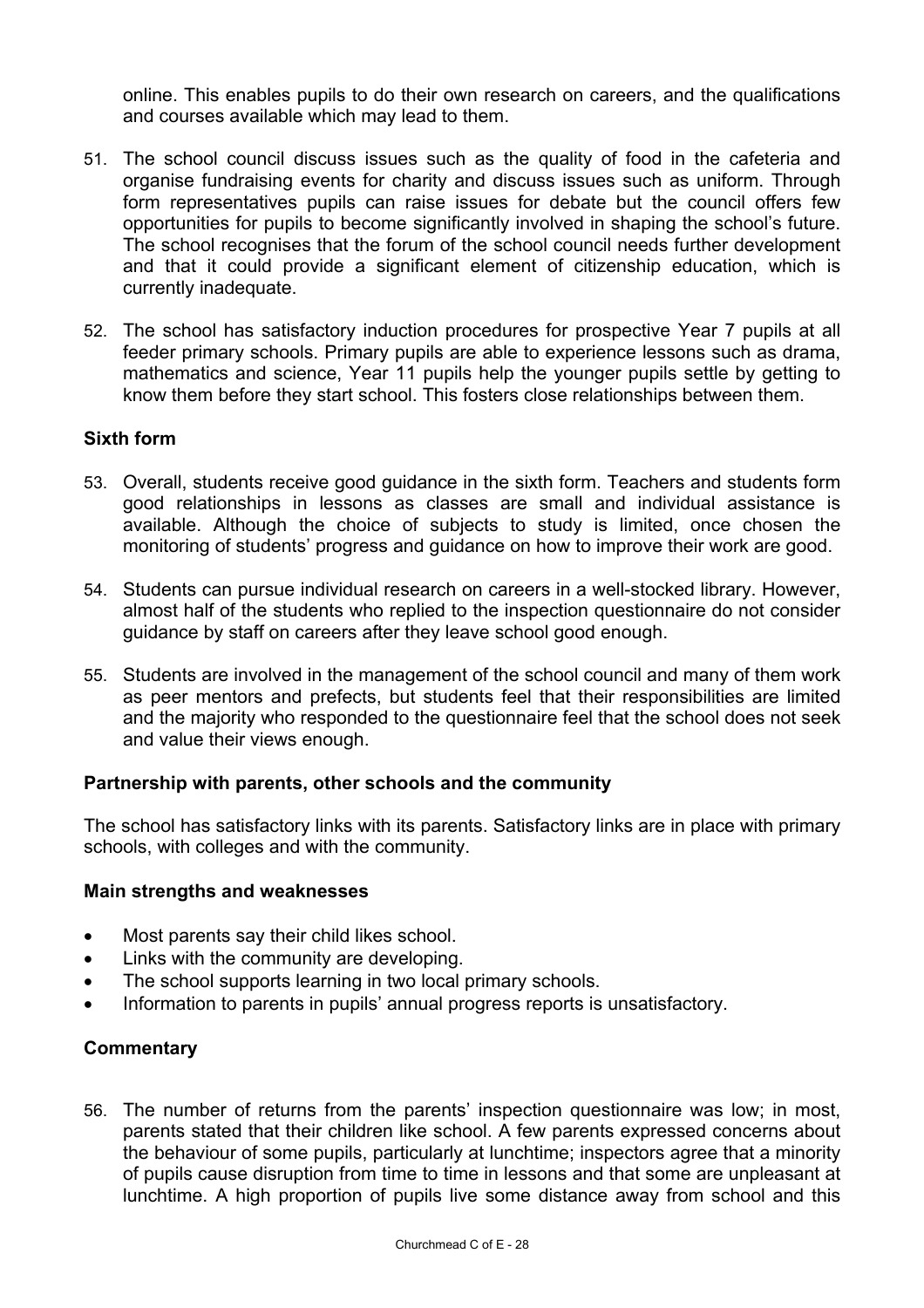online. This enables pupils to do their own research on careers, and the qualifications and courses available which may lead to them.

51. The school council discuss issues such as the quality of food in the cafeteria and organise fundraising events for charity and discuss issues such as uniform. Through form representatives pupils can raise issues for debate but the council offers few opportunities for pupils to become significantly involved in shaping the school's future. The school recognises that the forum of the school council needs further development and that it could provide a significant element of citizenship education, which is currently inadequate.

52. The school has satisfactory induction procedures for prospective Year 7 pupils at all feeder primary schools. Primary pupils are able to experience lessons such as drama, mathematics and science, Year 11 pupils help the younger pupils settle by getting to know them before they start school. This fosters close relationships between them.

**Sixth form**

53. Overall, students receive good guidance in the sixth form. Teachers and students form good relationships in lessons as classes are small and individual assistance is available. Although the choice of subjects to study is limited, once chosen the monitoring of students' progress and guidance on how to improve their work are good.

54. Students can pursue individual research on careers in a well-stocked library. However, almost half of the students who replied to the inspection questionnaire do not consider guidance by staff on careers after they leave school good enough.

55. Students are involved in the management of the school council and many of them work as peer mentors and prefects, but students feel that their responsibilities are limited and the majority who responded to the questionnaire feel that the school does not seek and value their views enough.

## Partnership with parents, other schools and the community

The school has satisfactory links with its parents. Satisfactory links are in place with primary schools, with colleges and with the community.

### Main strengths and weaknesses

- Most parents say their child likes school.
- Links with the community are developing.
- The school supports learning in two local primary schools.
- Information to parents in pupils' annual progress reports is unsatisfactory.

### Commentary

56. The number of returns from the parents' inspection questionnaire was low; in most, parents stated that their children like school. A few parents expressed concerns about the behaviour of some pupils, particularly at lunchtime; inspectors agree that a minority of pupils cause disruption from time to time in lessons and that some are unpleasant at lunchtime. A high proportion of pupils live some distance away from school and this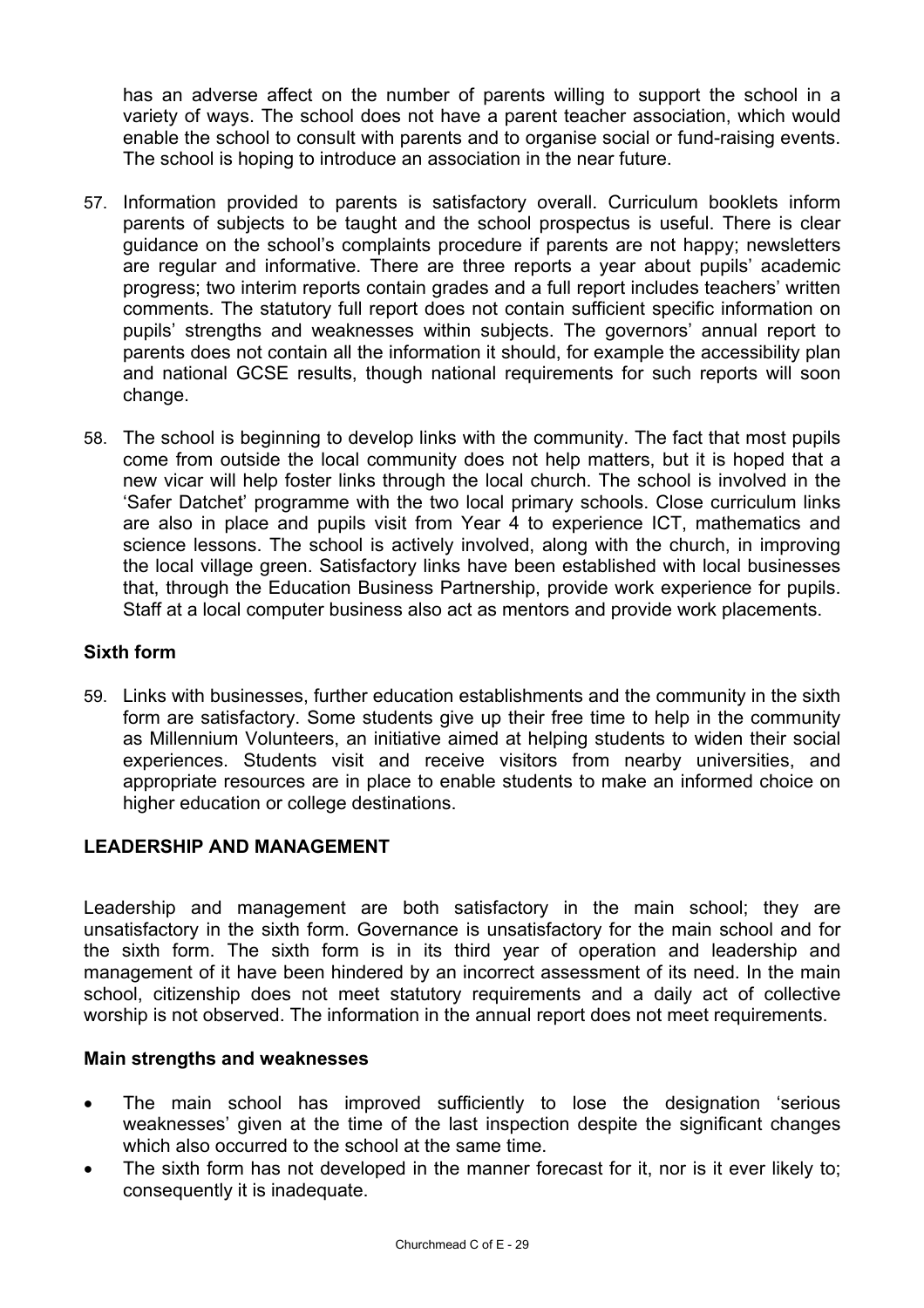has an adverse affect on the number of parents willing to support the school in a variety of ways. The school does not have a parent teacher association, which would enable the school to consult with parents and to organise social or fund-raising events. The school is hoping to introduce an association in the near future.

57. Information provided to parents is satisfactory overall. Curriculum booklets inform parents of subjects to be taught and the school prospectus is useful. There is clear guidance on the school's complaints procedure if parents are not happy; newsletters are regular and informative. There are three reports a year about pupils' academic progress; two interim reports contain grades and a full report includes teachers' written comments. The statutory full report does not contain sufficient specific information on pupils' strengths and weaknesses within subjects. The governors' annual report to parents does not contain all the information it should, for example the accessibility plan and national GCSE results, though national requirements for such reports will soon change.

58. The school is beginning to develop links with the community. The fact that most pupils come from outside the local community does not help matters, but it is hoped that a new vicar will help foster links through the local church. The school is involved in the 'Safer Datchet' programme with the two local primary schools. Close curriculum links are also in place and pupils visit from Year 4 to experience ICT, mathematics and science lessons. The school is actively involved, along with the church, in improving the local village green. Satisfactory links have been established with local businesses that, through the Education Business Partnership, provide work experience for pupils. Staff at a local computer business also act as mentors and provide work placements.

### Sixth form

59. Links with businesses, further education establishments and the community in the sixth form are satisfactory. Some students give up their free time to help in the community as Millennium Volunteers, an initiative aimed at helping students to widen their social experiences. Students visit and receive visitors from nearby universities, and appropriate resources are in place to enable students to make an informed choice on higher education or college destinations.

## LEADERSHIP AND MANAGEMENT

Leadership and management are both satisfactory in the main school; they are unsatisfactory in the sixth form. Governance is unsatisfactory for the main school and for the sixth form. The sixth form is in its third year of operation and leadership and management of it have been hindered by an incorrect assessment of its need. In the main school, citizenship does not meet statutory requirements and a daily act of collective worship is not observed. The information in the annual report does not meet requirements.

### Main strengths and weaknesses

- The main school has improved sufficiently to lose the designation 'serious weaknesses' given at the time of the last inspection despite the significant changes which also occurred to the school at the same time.
- The sixth form has not developed in the manner forecast for it, nor is it ever likely to; consequently it is inadequate.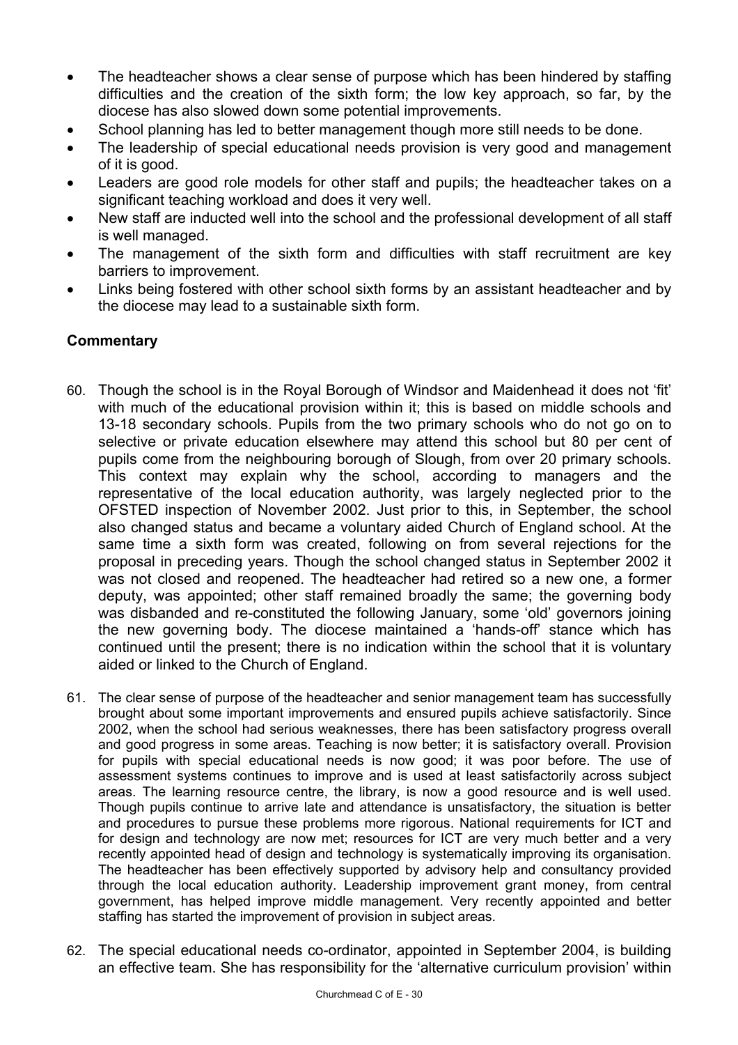- The headteacher shows a clear sense of purpose which has been hindered by staffing difficulties and the creation of the sixth form; the low key approach, so far, by the diocese has also slowed down some potential improvements.
- School planning has led to better management though more still needs to be done.
- The leadership of special educational needs provision is very good and management of it is good.
- Leaders are good role models for other staff and pupils; the headteacher takes on a significant teaching workload and does it very well.
- New staff are inducted well into the school and the professional development of all staff is well managed.
- The management of the sixth form and difficulties with staff recruitment are key barriers to improvement.
- Links being fostered with other school sixth forms by an assistant headteacher and by the diocese may lead to a sustainable sixth form.

## Commentary

60. Though the school is in the Royal Borough of Windsor and Maidenhead it does not 'fit' with much of the educational provision within it; this is based on middle schools and 13-18 secondary schools. Pupils from the two primary schools who do not go on to selective or private education elsewhere may attend this school but 80 per cent of pupils come from the neighbouring borough of Slough, from over 20 primary schools. This context may explain why the school, according to managers and the representative of the local education authority, was largely neglected prior to the OFSTED inspection of November 2002. Just prior to this, in September, the school also changed status and became a voluntary aided Church of England school. At the same time a sixth form was created, following on from several rejections for the proposal in preceding years. Though the school changed status in September 2002 it was not closed and reopened. The headteacher had retired so a new one, a former deputy, was appointed; other staff remained broadly the same; the governing body was disbanded and re-constituted the following January, some 'old' governors joining the new governing body. The diocese maintained a 'hands-off' stance which has continued until the present; there is no indication within the school that it is voluntary aided or linked to the Church of England.

61. The clear sense of purpose of the headteacher and senior management team has successfully brought about some important improvements and ensured pupils achieve satisfactorily. Since 2002, when the school had serious weaknesses, there has been satisfactory progress overall and good progress in some areas. Teaching is now better; it is satisfactory overall. Provision for pupils with special educational needs is now good; it was poor before. The use of assessment systems continues to improve and is used at least satisfactorily across subject areas. The learning resource centre, the library, is now a good resource and is well used. Though pupils continue to arrive late and attendance is unsatisfactory, the situation is better and procedures to pursue these problems more rigorous. National requirements for ICT and for design and technology are now met; resources for ICT are very much better and a very recently appointed head of design and technology is systematically improving its organisation. The headteacher has been effectively supported by advisory help and consultancy provided through the local education authority. Leadership improvement grant money, from central government, has helped improve middle management. Very recently appointed and better staffing has started the improvement of provision in subject areas.

62. The special educational needs co-ordinator, appointed in September 2004, is building an effective team. She has responsibility for the 'alternative curriculum provision' within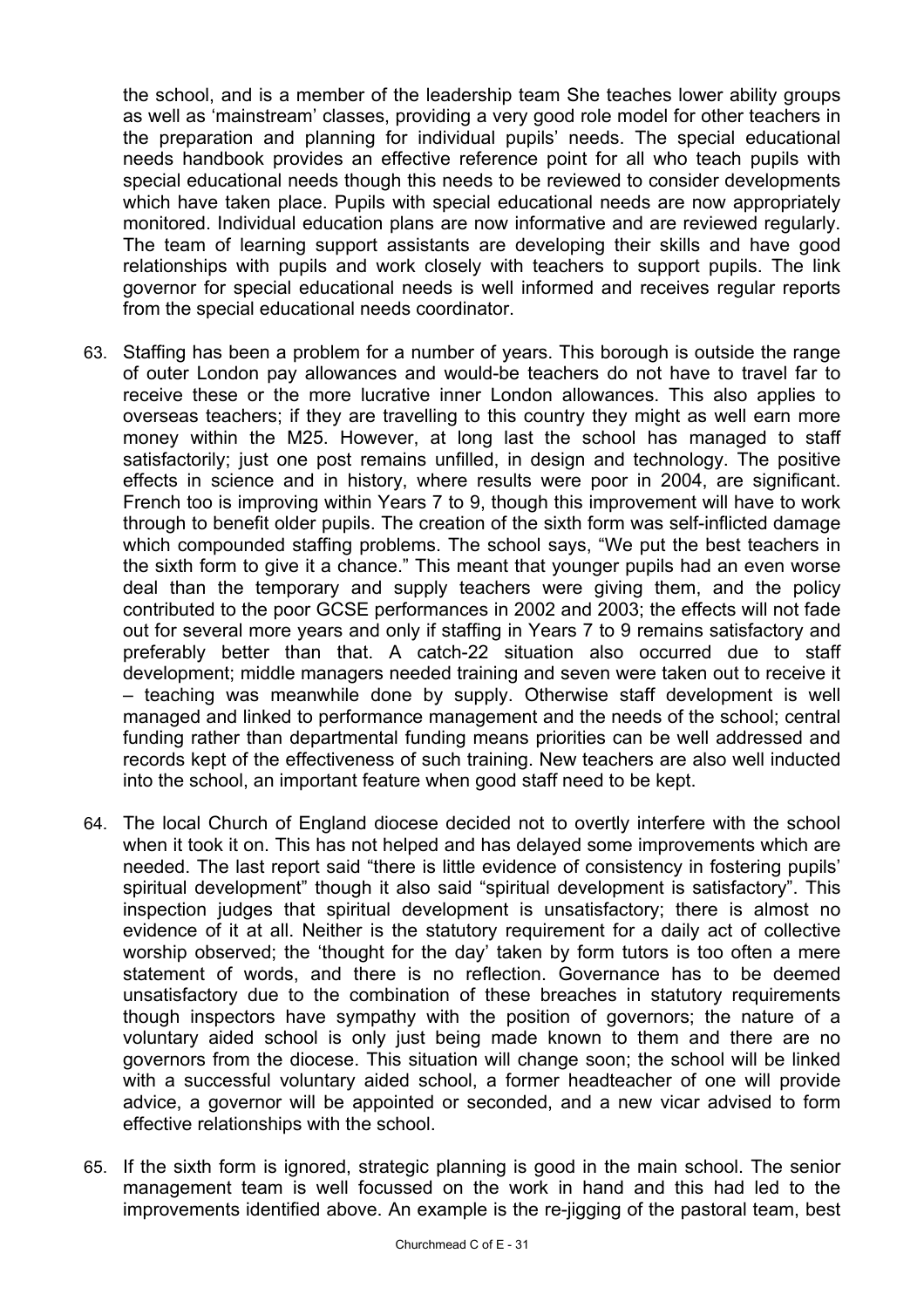the school, and is a member of the leadership team She teaches lower ability groups as well as 'mainstream' classes, providing a very good role model for other teachers in the preparation and planning for individual pupils' needs. The special educational needs handbook provides an effective reference point for all who teach pupils with special educational needs though this needs to be reviewed to consider developments which have taken place. Pupils with special educational needs are now appropriately monitored. Individual education plans are now informative and are reviewed regularly. The team of learning support assistants are developing their skills and have good relationships with pupils and work closely with teachers to support pupils. The link governor for special educational needs is well informed and receives regular reports from the special educational needs coordinator.

63. Staffing has been a problem for a number of years. This borough is outside the range of outer London pay allowances and would-be teachers do not have to travel far to receive these or the more lucrative inner London allowances. This also applies to overseas teachers; if they are travelling to this country they might as well earn more money within the M25. However, at long last the school has managed to staff satisfactorily; just one post remains unfilled, in design and technology. The positive effects in science and in history, where results were poor in 2004, are significant. French too is improving within Years 7 to 9, though this improvement will have to work through to benefit older pupils. The creation of the sixth form was self-inflicted damage which compounded staffing problems. The school says, "We put the best teachers in the sixth form to give it a chance." This meant that younger pupils had an even worse deal than the temporary and supply teachers were giving them, and the policy contributed to the poor GCSE performances in 2002 and 2003; the effects will not fade out for several more years and only if staffing in Years 7 to 9 remains satisfactory and preferably better than that. A catch-22 situation also occurred due to staff development; middle managers needed training and seven were taken out to receive it – teaching was meanwhile done by supply. Otherwise staff development is well managed and linked to performance management and the needs of the school; central funding rather than departmental funding means priorities can be well addressed and records kept of the effectiveness of such training. New teachers are also well inducted into the school, an important feature when good staff need to be kept.

64. The local Church of England diocese decided not to overtly interfere with the school when it took it on. This has not helped and has delayed some improvements which are needed. The last report said "there is little evidence of consistency in fostering pupils' spiritual development" though it also said "spiritual development is satisfactory". This inspection judges that spiritual development is unsatisfactory; there is almost no evidence of it at all. Neither is the statutory requirement for a daily act of collective worship observed; the 'thought for the day' taken by form tutors is too often a mere statement of words, and there is no reflection. Governance has to be deemed unsatisfactory due to the combination of these breaches in statutory requirements though inspectors have sympathy with the position of governors; the nature of a voluntary aided school is only just being made known to them and there are no governors from the diocese. This situation will change soon; the school will be linked with a successful voluntary aided school, a former headteacher of one will provide advice, a governor will be appointed or seconded, and a new vicar advised to form effective relationships with the school.

65. If the sixth form is ignored, strategic planning is good in the main school. The senior management team is well focussed on the work in hand and this had led to the improvements identified above. An example is the re-jigging of the pastoral team, best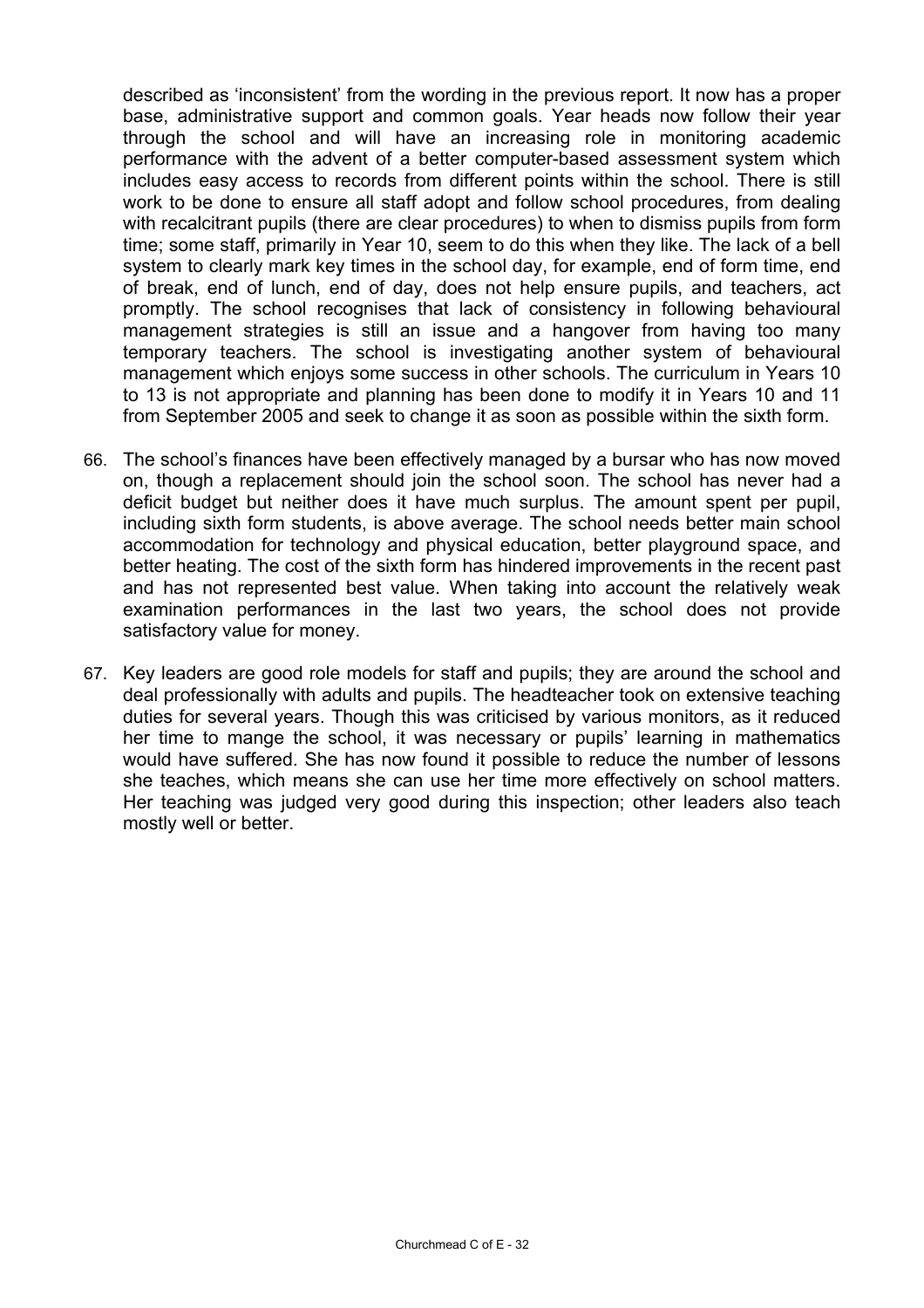described as 'inconsistent' from the wording in the previous report. It now has a proper base, administrative support and common goals. Year heads now follow their year through the school and will have an increasing role in monitoring academic performance with the advent of a better computer-based assessment system which includes easy access to records from different points within the school. There is still work to be done to ensure all staff adopt and follow school procedures, from dealing with recalcitrant pupils (there are clear procedures) to when to dismiss pupils from form time; some staff, primarily in Year 10, seem to do this when they like. The lack of a bell system to clearly mark key times in the school day, for example, end of form time, end of break, end of lunch, end of day, does not help ensure pupils, and teachers, act promptly. The school recognises that lack of consistency in following behavioural management strategies is still an issue and a hangover from having too many temporary teachers. The school is investigating another system of behavioural management which enjoys some success in other schools. The curriculum in Years 10 to 13 is not appropriate and planning has been done to modify it in Years 10 and 11 from September 2005 and seek to change it as soon as possible within the sixth form.

66. The school's finances have been effectively managed by a bursar who has now moved on, though a replacement should join the school soon. The school has never had a deficit budget but neither does it have much surplus. The amount spent per pupil, including sixth form students, is above average. The school needs better main school accommodation for technology and physical education, better playground space, and better heating. The cost of the sixth form has hindered improvements in the recent past and has not represented best value. When taking into account the relatively weak examination performances in the last two years, the school does not provide satisfactory value for money.

67. Key leaders are good role models for staff and pupils; they are around the school and deal professionally with adults and pupils. The headteacher took on extensive teaching duties for several years. Though this was criticised by various monitors, as it reduced her time to mange the school, it was necessary or pupils' learning in mathematics would have suffered. She has now found it possible to reduce the number of lessons she teaches, which means she can use her time more effectively on school matters. Her teaching was judged very good during this inspection; other leaders also teach mostly well or better.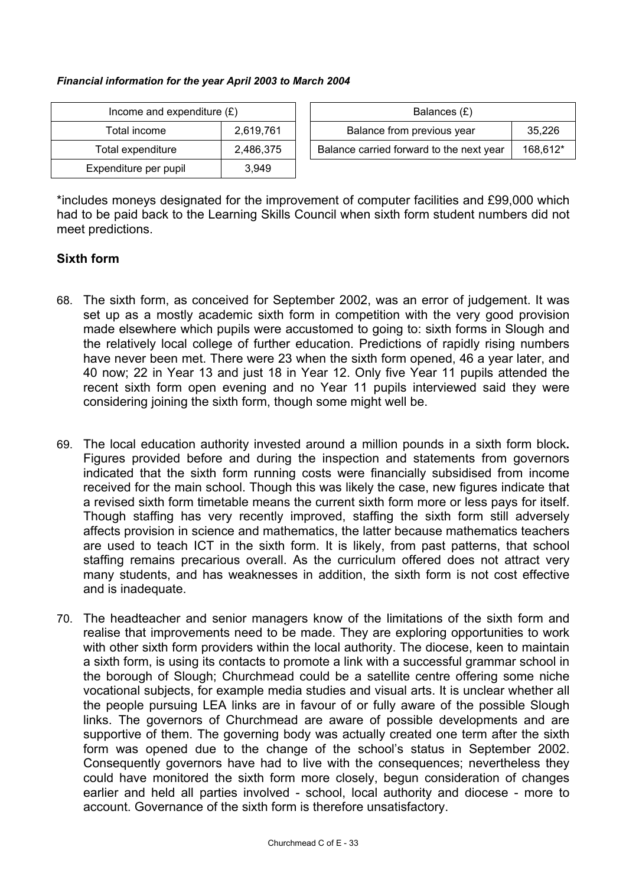*Financial information for the year April 2003 to March 2004*

| Income and expenditure (£) | |
|---|---|
| Total income | 2,619,761 |
| Total expenditure | 2,486,375 |
| Expenditure per pupil | 3,949 |

| Balances (£) | |
|---|---|
| Balance from previous year | 35,226 |
| Balance carried forward to the next year | 168,612* |

*includes moneys designated for the improvement of computer facilities and £99,000 which had to be paid back to the Learning Skills Council when sixth form student numbers did not meet predictions.

## Sixth form

68. The sixth form, as conceived for September 2002, was an error of judgement. It was set up as a mostly academic sixth form in competition with the very good provision made elsewhere which pupils were accustomed to going to: sixth forms in Slough and the relatively local college of further education. Predictions of rapidly rising numbers have never been met. There were 23 when the sixth form opened, 46 a year later, and 40 now; 22 in Year 13 and just 18 in Year 12. Only five Year 11 pupils attended the recent sixth form open evening and no Year 11 pupils interviewed said they were considering joining the sixth form, though some might well be.

69. The local education authority invested around a million pounds in a sixth form block**.** Figures provided before and during the inspection and statements from governors indicated that the sixth form running costs were financially subsidised from income received for the main school. Though this was likely the case, new figures indicate that a revised sixth form timetable means the current sixth form more or less pays for itself. Though staffing has very recently improved, staffing the sixth form still adversely affects provision in science and mathematics, the latter because mathematics teachers are used to teach ICT in the sixth form. It is likely, from past patterns, that school staffing remains precarious overall. As the curriculum offered does not attract very many students, and has weaknesses in addition, the sixth form is not cost effective and is inadequate.

70. The headteacher and senior managers know of the limitations of the sixth form and realise that improvements need to be made. They are exploring opportunities to work with other sixth form providers within the local authority. The diocese, keen to maintain a sixth form, is using its contacts to promote a link with a successful grammar school in the borough of Slough; Churchmead could be a satellite centre offering some niche vocational subjects, for example media studies and visual arts. It is unclear whether all the people pursuing LEA links are in favour of or fully aware of the possible Slough links. The governors of Churchmead are aware of possible developments and are supportive of them. The governing body was actually created one term after the sixth form was opened due to the change of the school's status in September 2002. Consequently governors have had to live with the consequences; nevertheless they could have monitored the sixth form more closely, begun consideration of changes earlier and held all parties involved - school, local authority and diocese - more to account. Governance of the sixth form is therefore unsatisfactory.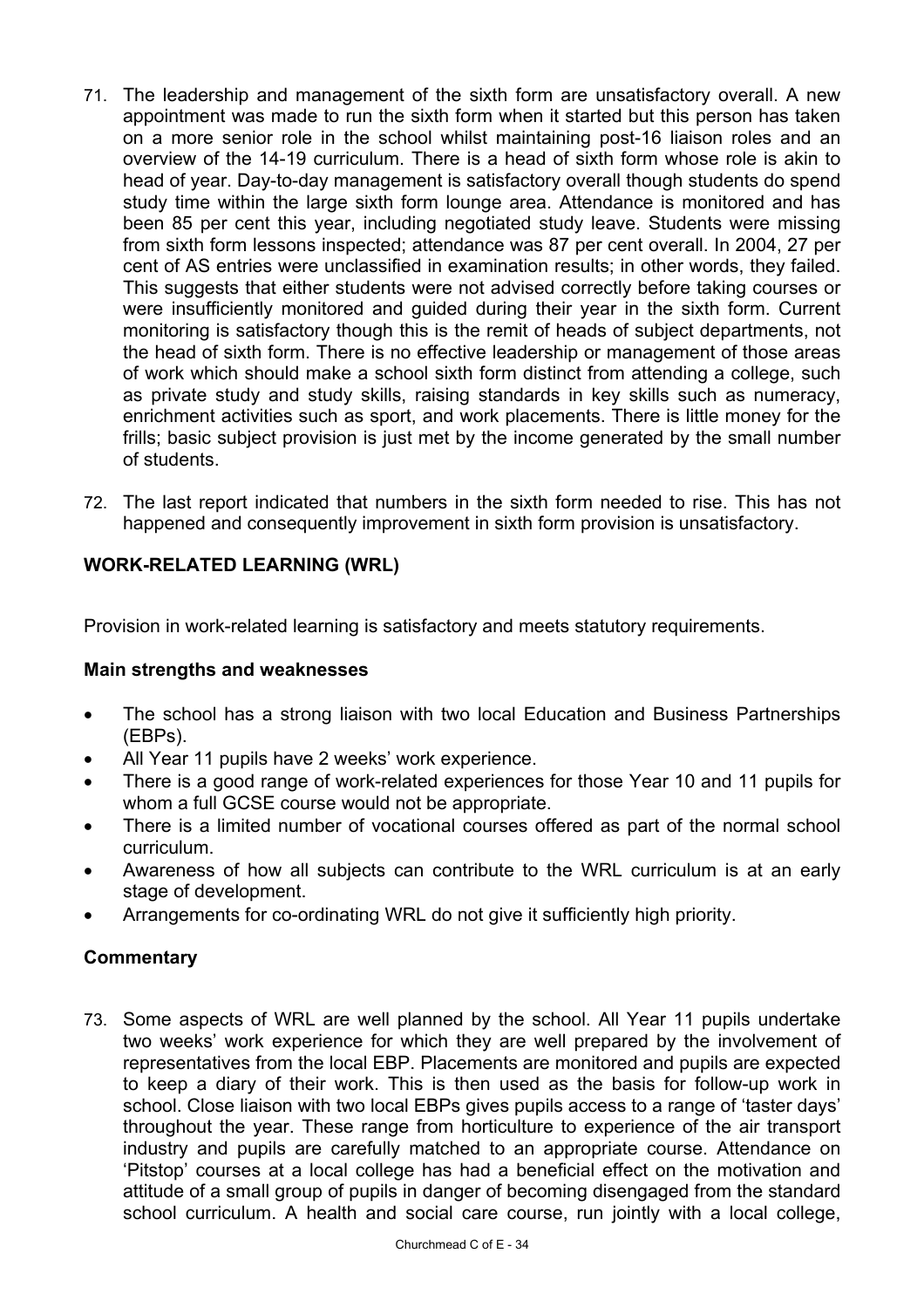71. The leadership and management of the sixth form are unsatisfactory overall. A new appointment was made to run the sixth form when it started but this person has taken on a more senior role in the school whilst maintaining post-16 liaison roles and an overview of the 14-19 curriculum. There is a head of sixth form whose role is akin to head of year. Day-to-day management is satisfactory overall though students do spend study time within the large sixth form lounge area. Attendance is monitored and has been 85 per cent this year, including negotiated study leave. Students were missing from sixth form lessons inspected; attendance was 87 per cent overall. In 2004, 27 per cent of AS entries were unclassified in examination results; in other words, they failed. This suggests that either students were not advised correctly before taking courses or were insufficiently monitored and guided during their year in the sixth form. Current monitoring is satisfactory though this is the remit of heads of subject departments, not the head of sixth form. There is no effective leadership or management of those areas of work which should make a school sixth form distinct from attending a college, such as private study and study skills, raising standards in key skills such as numeracy, enrichment activities such as sport, and work placements. There is little money for the frills; basic subject provision is just met by the income generated by the small number of students.

72. The last report indicated that numbers in the sixth form needed to rise. This has not happened and consequently improvement in sixth form provision is unsatisfactory.

## WORK-RELATED LEARNING (WRL)

Provision in work-related learning is satisfactory and meets statutory requirements.

### Main strengths and weaknesses

- The school has a strong liaison with two local Education and Business Partnerships (EBPs).
- All Year 11 pupils have 2 weeks' work experience.
- There is a good range of work-related experiences for those Year 10 and 11 pupils for whom a full GCSE course would not be appropriate.
- There is a limited number of vocational courses offered as part of the normal school curriculum.
- Awareness of how all subjects can contribute to the WRL curriculum is at an early stage of development.
- Arrangements for co-ordinating WRL do not give it sufficiently high priority.

### Commentary

73. Some aspects of WRL are well planned by the school. All Year 11 pupils undertake two weeks' work experience for which they are well prepared by the involvement of representatives from the local EBP. Placements are monitored and pupils are expected to keep a diary of their work. This is then used as the basis for follow-up work in school. Close liaison with two local EBPs gives pupils access to a range of 'taster days' throughout the year. These range from horticulture to experience of the air transport industry and pupils are carefully matched to an appropriate course. Attendance on 'Pitstop' courses at a local college has had a beneficial effect on the motivation and attitude of a small group of pupils in danger of becoming disengaged from the standard school curriculum. A health and social care course, run jointly with a local college,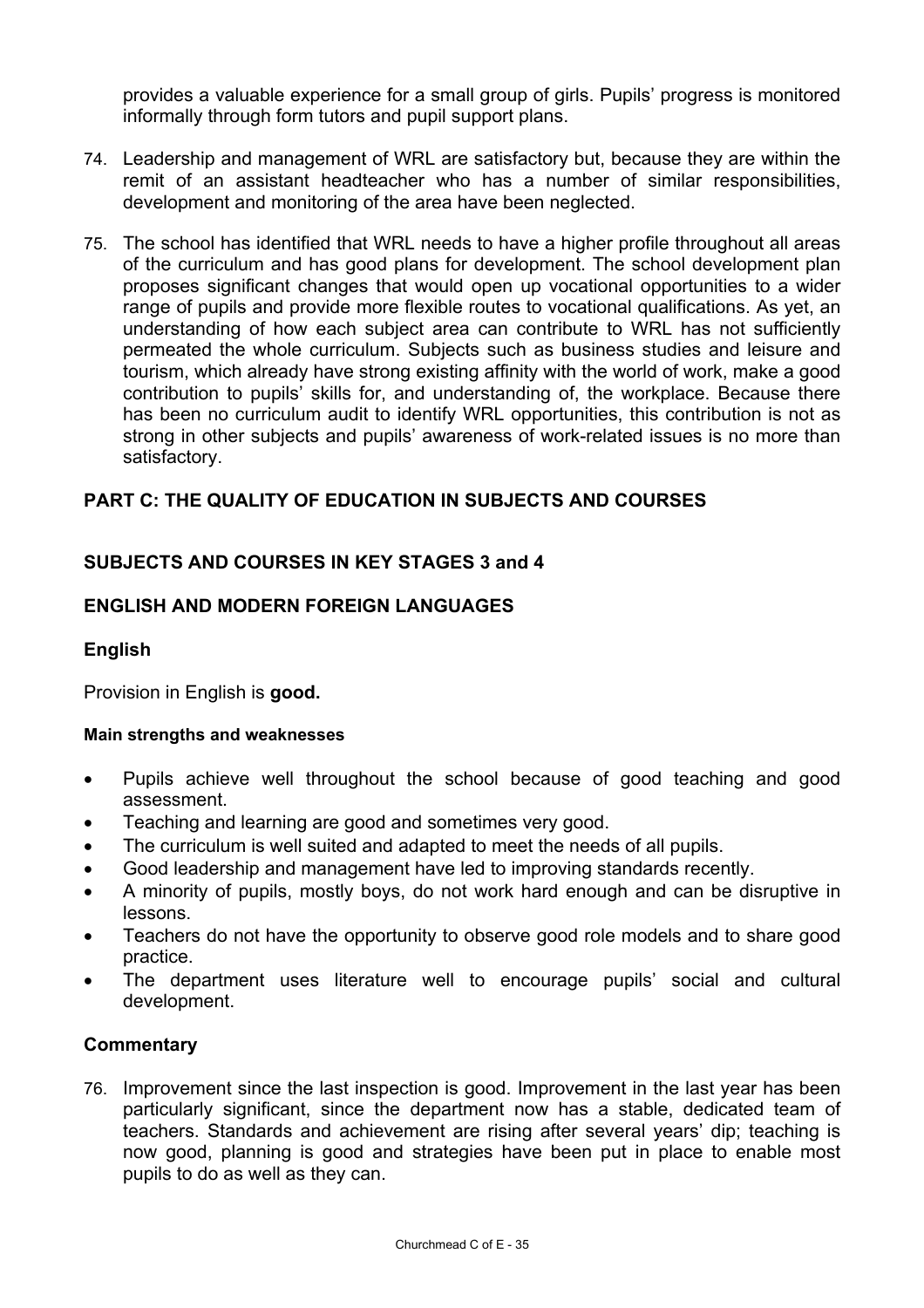provides a valuable experience for a small group of girls. Pupils' progress is monitored informally through form tutors and pupil support plans.

74. Leadership and management of WRL are satisfactory but, because they are within the remit of an assistant headteacher who has a number of similar responsibilities, development and monitoring of the area have been neglected.

75. The school has identified that WRL needs to have a higher profile throughout all areas of the curriculum and has good plans for development. The school development plan proposes significant changes that would open up vocational opportunities to a wider range of pupils and provide more flexible routes to vocational qualifications. As yet, an understanding of how each subject area can contribute to WRL has not sufficiently permeated the whole curriculum. Subjects such as business studies and leisure and tourism, which already have strong existing affinity with the world of work, make a good contribution to pupils' skills for, and understanding of, the workplace. Because there has been no curriculum audit to identify WRL opportunities, this contribution is not as strong in other subjects and pupils' awareness of work-related issues is no more than satisfactory.

## PART C: THE QUALITY OF EDUCATION IN SUBJECTS AND COURSES

## SUBJECTS AND COURSES IN KEY STAGES 3 and 4

## ENGLISH AND MODERN FOREIGN LANGUAGES

### English

Provision in English is **good.**

#### Main strengths and weaknesses

- Pupils achieve well throughout the school because of good teaching and good assessment.
- Teaching and learning are good and sometimes very good.
- The curriculum is well suited and adapted to meet the needs of all pupils.
- Good leadership and management have led to improving standards recently.
- A minority of pupils, mostly boys, do not work hard enough and can be disruptive in lessons.
- Teachers do not have the opportunity to observe good role models and to share good practice.
- The department uses literature well to encourage pupils' social and cultural development.

### Commentary

76. Improvement since the last inspection is good. Improvement in the last year has been particularly significant, since the department now has a stable, dedicated team of teachers. Standards and achievement are rising after several years' dip; teaching is now good, planning is good and strategies have been put in place to enable most pupils to do as well as they can.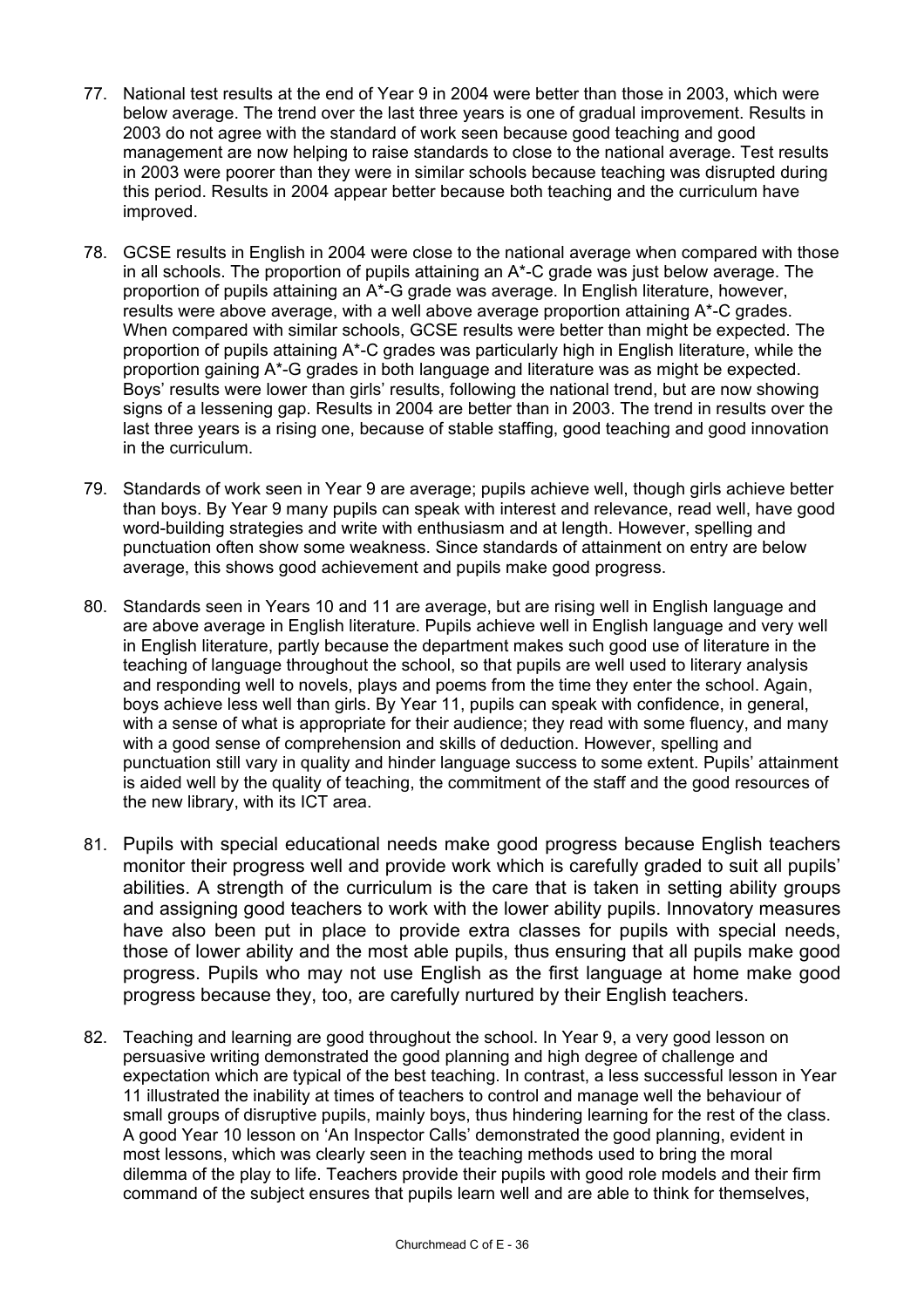77. National test results at the end of Year 9 in 2004 were better than those in 2003, which were below average. The trend over the last three years is one of gradual improvement. Results in 2003 do not agree with the standard of work seen because good teaching and good management are now helping to raise standards to close to the national average. Test results in 2003 were poorer than they were in similar schools because teaching was disrupted during this period. Results in 2004 appear better because both teaching and the curriculum have improved.

78. GCSE results in English in 2004 were close to the national average when compared with those in all schools. The proportion of pupils attaining an A*-C grade was just below average. The proportion of pupils attaining an A*-G grade was average. In English literature, however, results were above average, with a well above average proportion attaining A*-C grades. When compared with similar schools, GCSE results were better than might be expected. The proportion of pupils attaining A*-C grades was particularly high in English literature, while the proportion gaining A*-G grades in both language and literature was as might be expected. Boys' results were lower than girls' results, following the national trend, but are now showing signs of a lessening gap. Results in 2004 are better than in 2003. The trend in results over the last three years is a rising one, because of stable staffing, good teaching and good innovation in the curriculum.

79. Standards of work seen in Year 9 are average; pupils achieve well, though girls achieve better than boys. By Year 9 many pupils can speak with interest and relevance, read well, have good word-building strategies and write with enthusiasm and at length. However, spelling and punctuation often show some weakness. Since standards of attainment on entry are below average, this shows good achievement and pupils make good progress.

80. Standards seen in Years 10 and 11 are average, but are rising well in English language and are above average in English literature. Pupils achieve well in English language and very well in English literature, partly because the department makes such good use of literature in the teaching of language throughout the school, so that pupils are well used to literary analysis and responding well to novels, plays and poems from the time they enter the school. Again, boys achieve less well than girls. By Year 11, pupils can speak with confidence, in general, with a sense of what is appropriate for their audience; they read with some fluency, and many with a good sense of comprehension and skills of deduction. However, spelling and punctuation still vary in quality and hinder language success to some extent. Pupils' attainment is aided well by the quality of teaching, the commitment of the staff and the good resources of the new library, with its ICT area.

81. Pupils with special educational needs make good progress because English teachers monitor their progress well and provide work which is carefully graded to suit all pupils' abilities. A strength of the curriculum is the care that is taken in setting ability groups and assigning good teachers to work with the lower ability pupils. Innovatory measures have also been put in place to provide extra classes for pupils with special needs, those of lower ability and the most able pupils, thus ensuring that all pupils make good progress. Pupils who may not use English as the first language at home make good progress because they, too, are carefully nurtured by their English teachers.

82. Teaching and learning are good throughout the school. In Year 9, a very good lesson on persuasive writing demonstrated the good planning and high degree of challenge and expectation which are typical of the best teaching. In contrast, a less successful lesson in Year 11 illustrated the inability at times of teachers to control and manage well the behaviour of small groups of disruptive pupils, mainly boys, thus hindering learning for the rest of the class. A good Year 10 lesson on 'An Inspector Calls' demonstrated the good planning, evident in most lessons, which was clearly seen in the teaching methods used to bring the moral dilemma of the play to life. Teachers provide their pupils with good role models and their firm command of the subject ensures that pupils learn well and are able to think for themselves,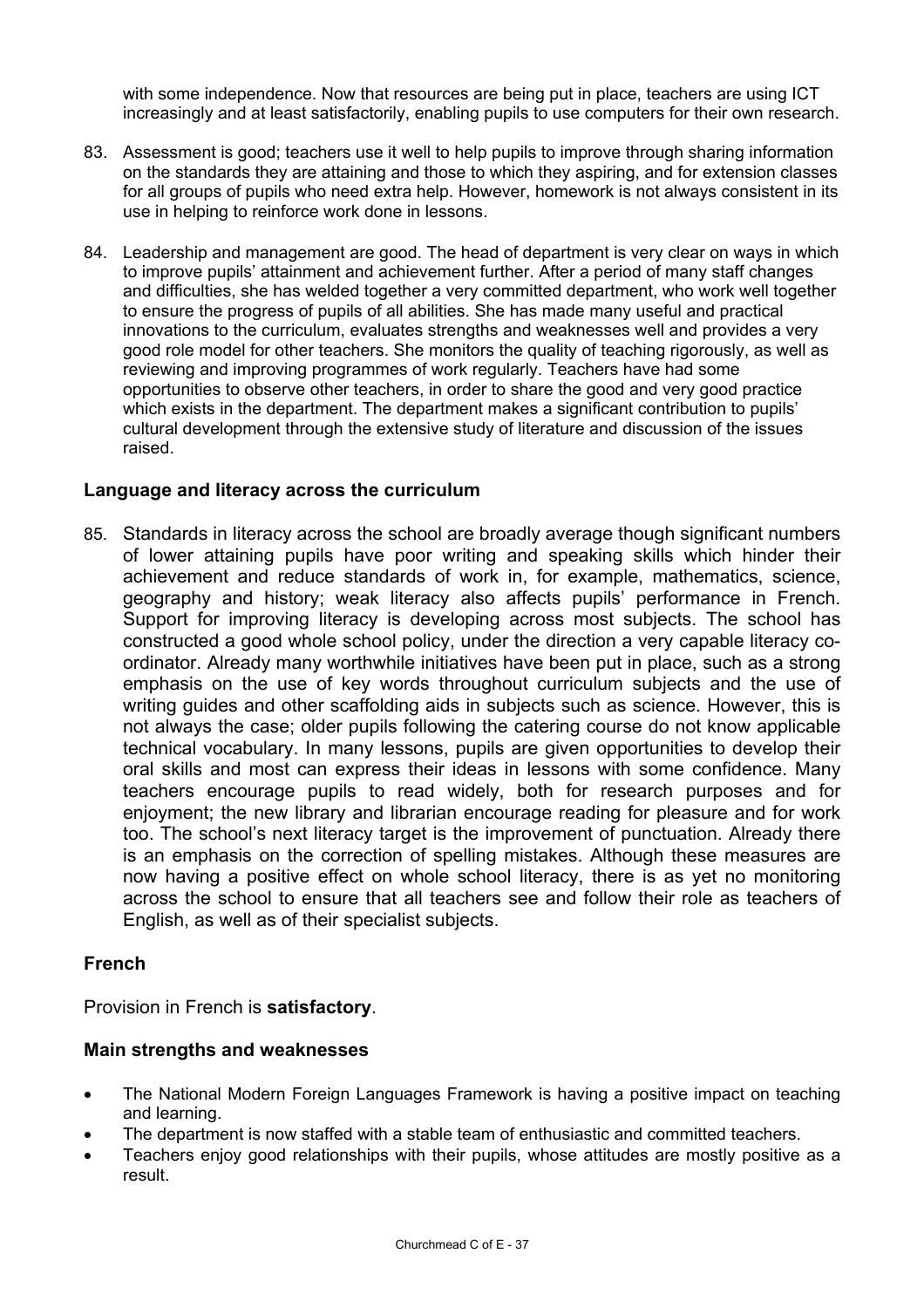with some independence. Now that resources are being put in place, teachers are using ICT increasingly and at least satisfactorily, enabling pupils to use computers for their own research.

83. Assessment is good; teachers use it well to help pupils to improve through sharing information on the standards they are attaining and those to which they aspiring, and for extension classes for all groups of pupils who need extra help. However, homework is not always consistent in its use in helping to reinforce work done in lessons.

84. Leadership and management are good. The head of department is very clear on ways in which to improve pupils' attainment and achievement further. After a period of many staff changes and difficulties, she has welded together a very committed department, who work well together to ensure the progress of pupils of all abilities. She has made many useful and practical innovations to the curriculum, evaluates strengths and weaknesses well and provides a very good role model for other teachers. She monitors the quality of teaching rigorously, as well as reviewing and improving programmes of work regularly. Teachers have had some opportunities to observe other teachers, in order to share the good and very good practice which exists in the department. The department makes a significant contribution to pupils' cultural development through the extensive study of literature and discussion of the issues raised.

### Language and literacy across the curriculum

85. Standards in literacy across the school are broadly average though significant numbers of lower attaining pupils have poor writing and speaking skills which hinder their achievement and reduce standards of work in, for example, mathematics, science, geography and history; weak literacy also affects pupils' performance in French. Support for improving literacy is developing across most subjects. The school has constructed a good whole school policy, under the direction a very capable literacy co-ordinator. Already many worthwhile initiatives have been put in place, such as a strong emphasis on the use of key words throughout curriculum subjects and the use of writing guides and other scaffolding aids in subjects such as science. However, this is not always the case; older pupils following the catering course do not know applicable technical vocabulary. In many lessons, pupils are given opportunities to develop their oral skills and most can express their ideas in lessons with some confidence. Many teachers encourage pupils to read widely, both for research purposes and for enjoyment; the new library and librarian encourage reading for pleasure and for work too. The school's next literacy target is the improvement of punctuation. Already there is an emphasis on the correction of spelling mistakes. Although these measures are now having a positive effect on whole school literacy, there is as yet no monitoring across the school to ensure that all teachers see and follow their role as teachers of English, as well as of their specialist subjects.

### French

Provision in French is **satisfactory**.

### Main strengths and weaknesses

- The National Modern Foreign Languages Framework is having a positive impact on teaching and learning.
- The department is now staffed with a stable team of enthusiastic and committed teachers.
- Teachers enjoy good relationships with their pupils, whose attitudes are mostly positive as a result.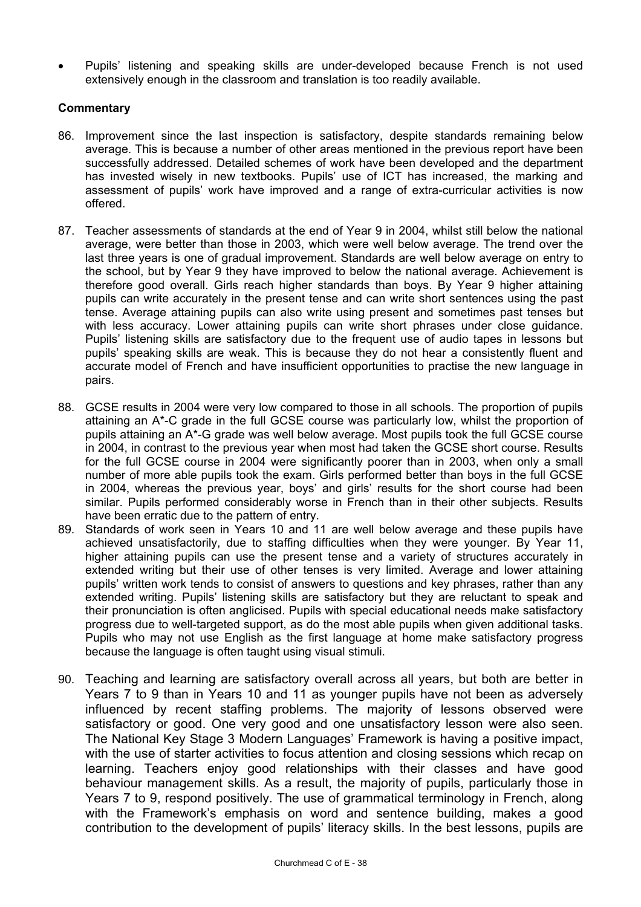- Pupils' listening and speaking skills are under-developed because French is not used extensively enough in the classroom and translation is too readily available.

**Commentary**

86. Improvement since the last inspection is satisfactory, despite standards remaining below average. This is because a number of other areas mentioned in the previous report have been successfully addressed. Detailed schemes of work have been developed and the department has invested wisely in new textbooks. Pupils' use of ICT has increased, the marking and assessment of pupils' work have improved and a range of extra-curricular activities is now offered.

87. Teacher assessments of standards at the end of Year 9 in 2004, whilst still below the national average, were better than those in 2003, which were well below average. The trend over the last three years is one of gradual improvement. Standards are well below average on entry to the school, but by Year 9 they have improved to below the national average. Achievement is therefore good overall. Girls reach higher standards than boys. By Year 9 higher attaining pupils can write accurately in the present tense and can write short sentences using the past tense. Average attaining pupils can also write using present and sometimes past tenses but with less accuracy. Lower attaining pupils can write short phrases under close guidance. Pupils' listening skills are satisfactory due to the frequent use of audio tapes in lessons but pupils' speaking skills are weak. This is because they do not hear a consistently fluent and accurate model of French and have insufficient opportunities to practise the new language in pairs.

88. GCSE results in 2004 were very low compared to those in all schools. The proportion of pupils attaining an A*-C grade in the full GCSE course was particularly low, whilst the proportion of pupils attaining an A*-G grade was well below average. Most pupils took the full GCSE course in 2004, in contrast to the previous year when most had taken the GCSE short course. Results for the full GCSE course in 2004 were significantly poorer than in 2003, when only a small number of more able pupils took the exam. Girls performed better than boys in the full GCSE in 2004, whereas the previous year, boys' and girls' results for the short course had been similar. Pupils performed considerably worse in French than in their other subjects. Results have been erratic due to the pattern of entry.

89. Standards of work seen in Years 10 and 11 are well below average and these pupils have achieved unsatisfactorily, due to staffing difficulties when they were younger. By Year 11, higher attaining pupils can use the present tense and a variety of structures accurately in extended writing but their use of other tenses is very limited. Average and lower attaining pupils' written work tends to consist of answers to questions and key phrases, rather than any extended writing. Pupils' listening skills are satisfactory but they are reluctant to speak and their pronunciation is often anglicised. Pupils with special educational needs make satisfactory progress due to well-targeted support, as do the most able pupils when given additional tasks. Pupils who may not use English as the first language at home make satisfactory progress because the language is often taught using visual stimuli.

90. Teaching and learning are satisfactory overall across all years, but both are better in Years 7 to 9 than in Years 10 and 11 as younger pupils have not been as adversely influenced by recent staffing problems. The majority of lessons observed were satisfactory or good. One very good and one unsatisfactory lesson were also seen. The National Key Stage 3 Modern Languages' Framework is having a positive impact, with the use of starter activities to focus attention and closing sessions which recap on learning. Teachers enjoy good relationships with their classes and have good behaviour management skills. As a result, the majority of pupils, particularly those in Years 7 to 9, respond positively. The use of grammatical terminology in French, along with the Framework's emphasis on word and sentence building, makes a good contribution to the development of pupils' literacy skills. In the best lessons, pupils are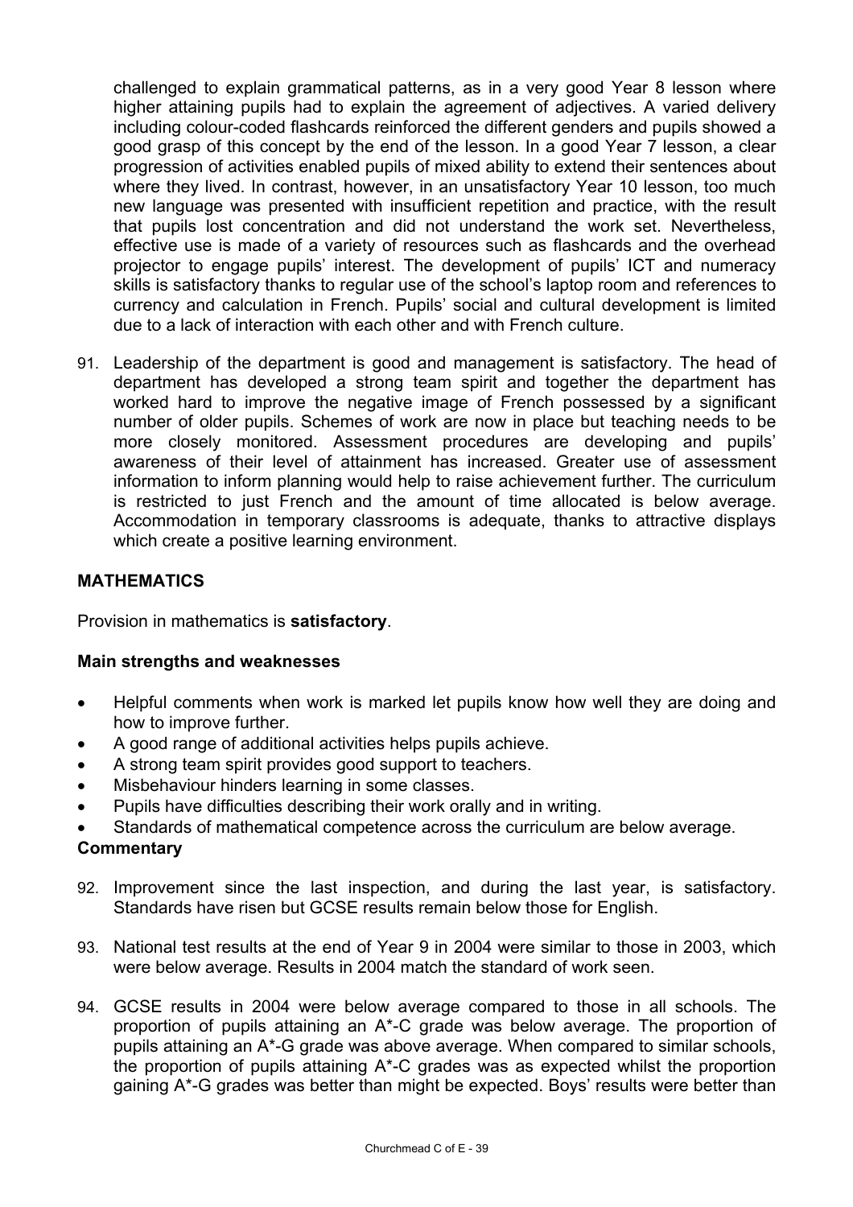challenged to explain grammatical patterns, as in a very good Year 8 lesson where higher attaining pupils had to explain the agreement of adjectives. A varied delivery including colour-coded flashcards reinforced the different genders and pupils showed a good grasp of this concept by the end of the lesson. In a good Year 7 lesson, a clear progression of activities enabled pupils of mixed ability to extend their sentences about where they lived. In contrast, however, in an unsatisfactory Year 10 lesson, too much new language was presented with insufficient repetition and practice, with the result that pupils lost concentration and did not understand the work set. Nevertheless, effective use is made of a variety of resources such as flashcards and the overhead projector to engage pupils' interest. The development of pupils' ICT and numeracy skills is satisfactory thanks to regular use of the school's laptop room and references to currency and calculation in French. Pupils' social and cultural development is limited due to a lack of interaction with each other and with French culture.

91. Leadership of the department is good and management is satisfactory. The head of department has developed a strong team spirit and together the department has worked hard to improve the negative image of French possessed by a significant number of older pupils. Schemes of work are now in place but teaching needs to be more closely monitored. Assessment procedures are developing and pupils' awareness of their level of attainment has increased. Greater use of assessment information to inform planning would help to raise achievement further. The curriculum is restricted to just French and the amount of time allocated is below average. Accommodation in temporary classrooms is adequate, thanks to attractive displays which create a positive learning environment.

## MATHEMATICS

Provision in mathematics is **satisfactory**.

### Main strengths and weaknesses

- Helpful comments when work is marked let pupils know how well they are doing and how to improve further.
- A good range of additional activities helps pupils achieve.
- A strong team spirit provides good support to teachers.
- Misbehaviour hinders learning in some classes.
- Pupils have difficulties describing their work orally and in writing.
- Standards of mathematical competence across the curriculum are below average.

### Commentary

92. Improvement since the last inspection, and during the last year, is satisfactory. Standards have risen but GCSE results remain below those for English.

93. National test results at the end of Year 9 in 2004 were similar to those in 2003, which were below average. Results in 2004 match the standard of work seen.

94. GCSE results in 2004 were below average compared to those in all schools. The proportion of pupils attaining an A*-C grade was below average. The proportion of pupils attaining an A*-G grade was above average. When compared to similar schools, the proportion of pupils attaining A*-C grades was as expected whilst the proportion gaining A*-G grades was better than might be expected. Boys' results were better than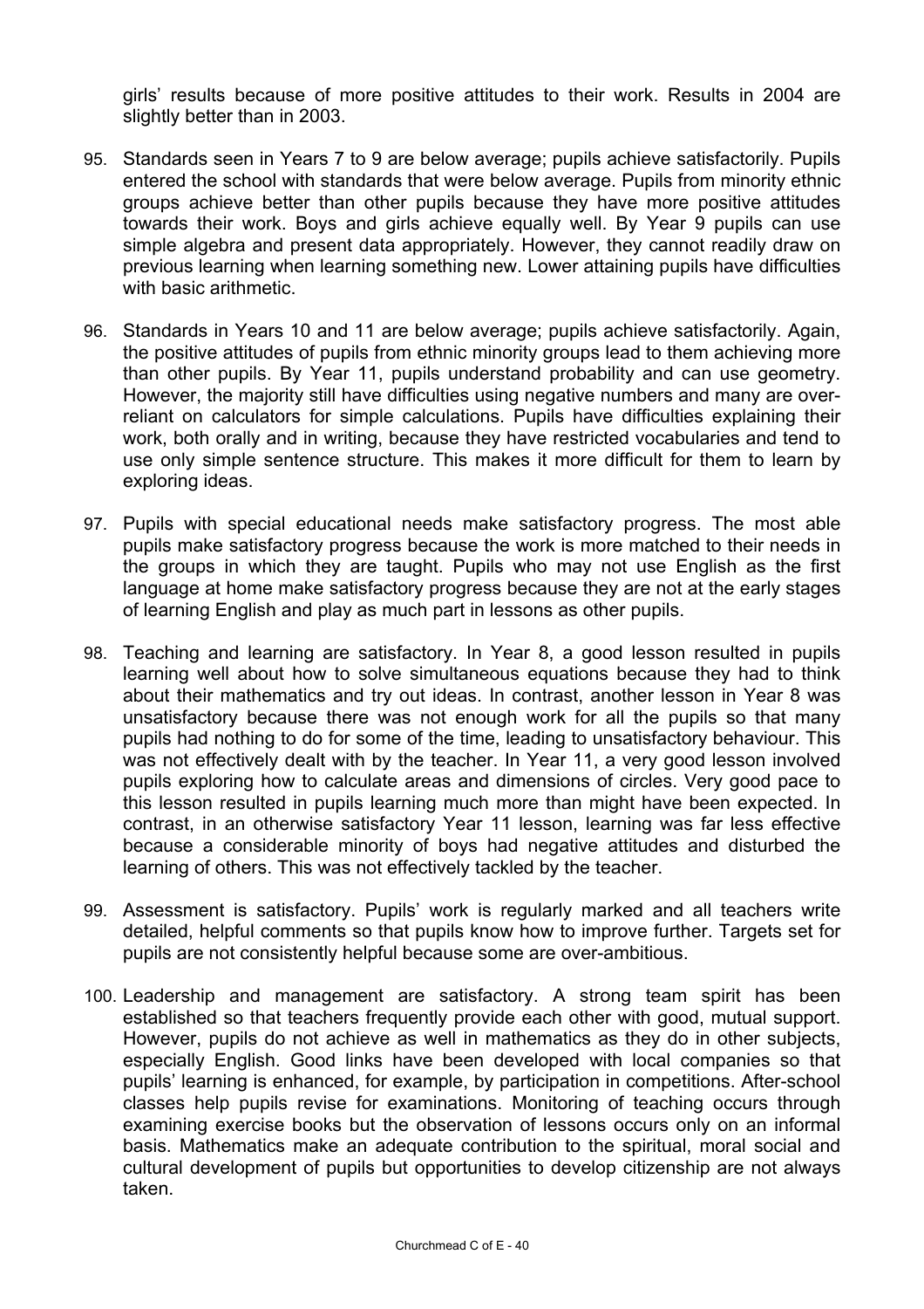girls' results because of more positive attitudes to their work. Results in 2004 are slightly better than in 2003.

95. Standards seen in Years 7 to 9 are below average; pupils achieve satisfactorily. Pupils entered the school with standards that were below average. Pupils from minority ethnic groups achieve better than other pupils because they have more positive attitudes towards their work. Boys and girls achieve equally well. By Year 9 pupils can use simple algebra and present data appropriately. However, they cannot readily draw on previous learning when learning something new. Lower attaining pupils have difficulties with basic arithmetic.

96. Standards in Years 10 and 11 are below average; pupils achieve satisfactorily. Again, the positive attitudes of pupils from ethnic minority groups lead to them achieving more than other pupils. By Year 11, pupils understand probability and can use geometry. However, the majority still have difficulties using negative numbers and many are over-reliant on calculators for simple calculations. Pupils have difficulties explaining their work, both orally and in writing, because they have restricted vocabularies and tend to use only simple sentence structure. This makes it more difficult for them to learn by exploring ideas.

97. Pupils with special educational needs make satisfactory progress. The most able pupils make satisfactory progress because the work is more matched to their needs in the groups in which they are taught. Pupils who may not use English as the first language at home make satisfactory progress because they are not at the early stages of learning English and play as much part in lessons as other pupils.

98. Teaching and learning are satisfactory. In Year 8, a good lesson resulted in pupils learning well about how to solve simultaneous equations because they had to think about their mathematics and try out ideas. In contrast, another lesson in Year 8 was unsatisfactory because there was not enough work for all the pupils so that many pupils had nothing to do for some of the time, leading to unsatisfactory behaviour. This was not effectively dealt with by the teacher. In Year 11, a very good lesson involved pupils exploring how to calculate areas and dimensions of circles. Very good pace to this lesson resulted in pupils learning much more than might have been expected. In contrast, in an otherwise satisfactory Year 11 lesson, learning was far less effective because a considerable minority of boys had negative attitudes and disturbed the learning of others. This was not effectively tackled by the teacher.

99. Assessment is satisfactory. Pupils' work is regularly marked and all teachers write detailed, helpful comments so that pupils know how to improve further. Targets set for pupils are not consistently helpful because some are over-ambitious.

100. Leadership and management are satisfactory. A strong team spirit has been established so that teachers frequently provide each other with good, mutual support. However, pupils do not achieve as well in mathematics as they do in other subjects, especially English. Good links have been developed with local companies so that pupils' learning is enhanced, for example, by participation in competitions. After-school classes help pupils revise for examinations. Monitoring of teaching occurs through examining exercise books but the observation of lessons occurs only on an informal basis. Mathematics make an adequate contribution to the spiritual, moral social and cultural development of pupils but opportunities to develop citizenship are not always taken.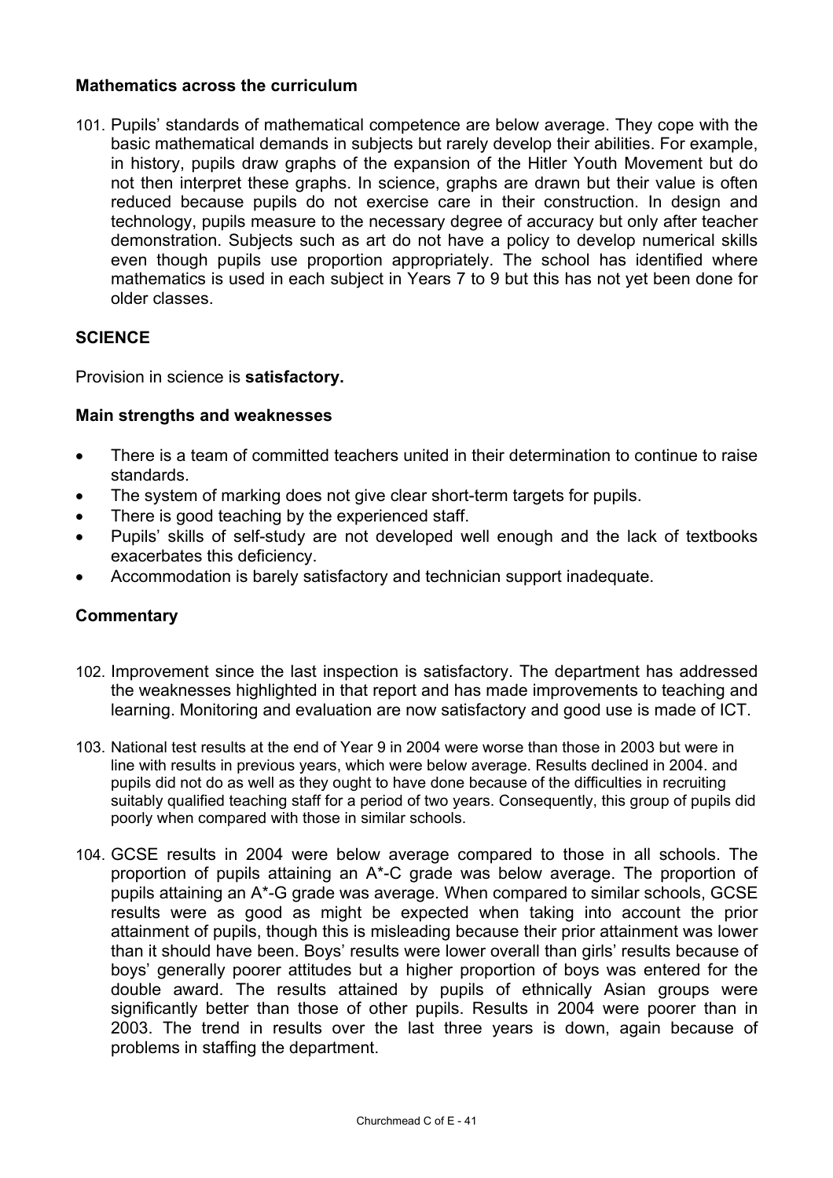### Mathematics across the curriculum

101. Pupils' standards of mathematical competence are below average. They cope with the basic mathematical demands in subjects but rarely develop their abilities. For example, in history, pupils draw graphs of the expansion of the Hitler Youth Movement but do not then interpret these graphs. In science, graphs are drawn but their value is often reduced because pupils do not exercise care in their construction. In design and technology, pupils measure to the necessary degree of accuracy but only after teacher demonstration. Subjects such as art do not have a policy to develop numerical skills even though pupils use proportion appropriately. The school has identified where mathematics is used in each subject in Years 7 to 9 but this has not yet been done for older classes.

## SCIENCE

Provision in science is **satisfactory.**

### Main strengths and weaknesses

- There is a team of committed teachers united in their determination to continue to raise standards.
- The system of marking does not give clear short-term targets for pupils.
- There is good teaching by the experienced staff.
- Pupils' skills of self-study are not developed well enough and the lack of textbooks exacerbates this deficiency.
- Accommodation is barely satisfactory and technician support inadequate.

### Commentary

102. Improvement since the last inspection is satisfactory. The department has addressed the weaknesses highlighted in that report and has made improvements to teaching and learning. Monitoring and evaluation are now satisfactory and good use is made of ICT.

103. National test results at the end of Year 9 in 2004 were worse than those in 2003 but were in line with results in previous years, which were below average. Results declined in 2004. and pupils did not do as well as they ought to have done because of the difficulties in recruiting suitably qualified teaching staff for a period of two years. Consequently, this group of pupils did poorly when compared with those in similar schools.

104. GCSE results in 2004 were below average compared to those in all schools. The proportion of pupils attaining an A*-C grade was below average. The proportion of pupils attaining an A*-G grade was average. When compared to similar schools, GCSE results were as good as might be expected when taking into account the prior attainment of pupils, though this is misleading because their prior attainment was lower than it should have been. Boys' results were lower overall than girls' results because of boys' generally poorer attitudes but a higher proportion of boys was entered for the double award. The results attained by pupils of ethnically Asian groups were significantly better than those of other pupils. Results in 2004 were poorer than in 2003. The trend in results over the last three years is down, again because of problems in staffing the department.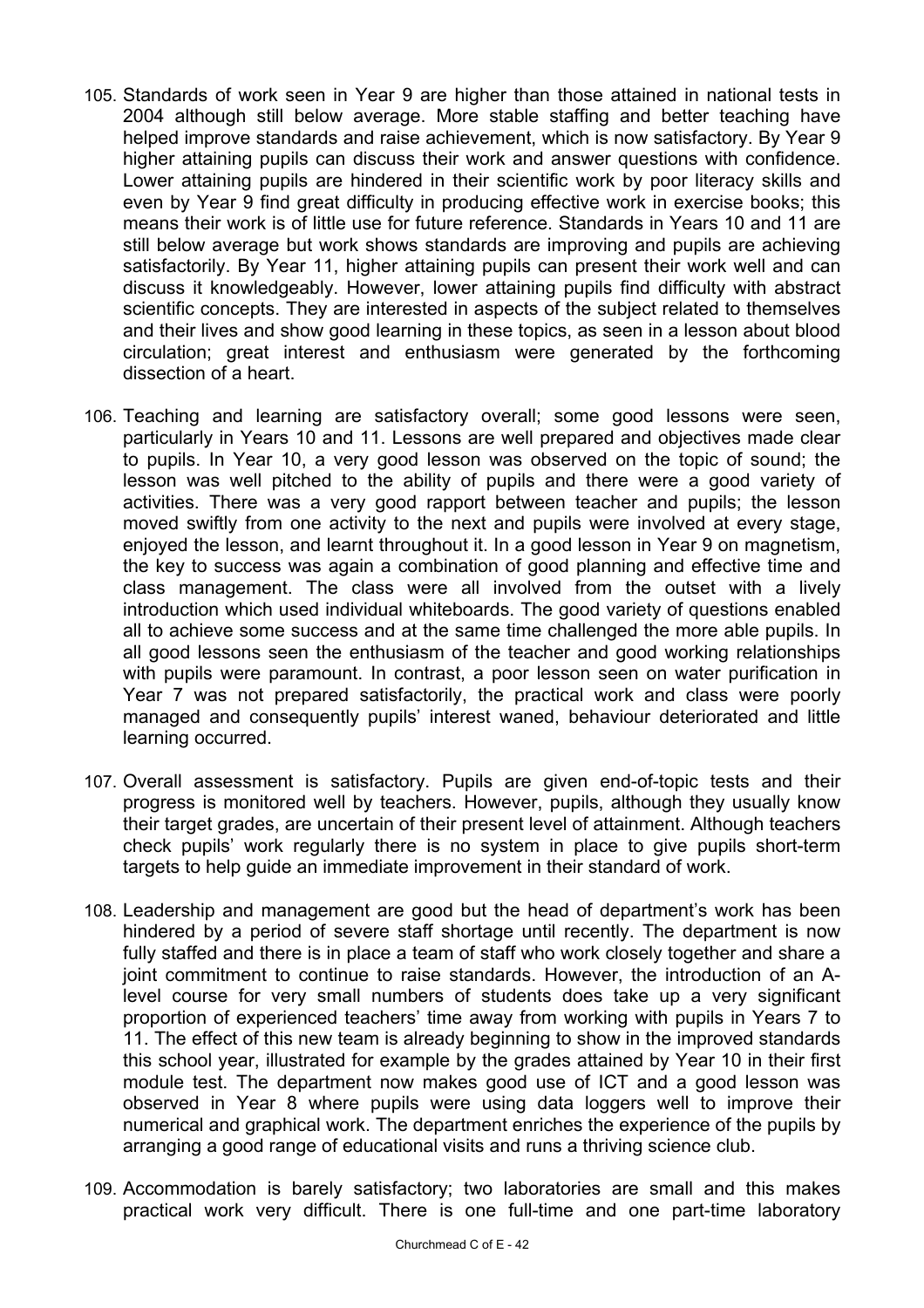105. Standards of work seen in Year 9 are higher than those attained in national tests in 2004 although still below average. More stable staffing and better teaching have helped improve standards and raise achievement, which is now satisfactory. By Year 9 higher attaining pupils can discuss their work and answer questions with confidence. Lower attaining pupils are hindered in their scientific work by poor literacy skills and even by Year 9 find great difficulty in producing effective work in exercise books; this means their work is of little use for future reference. Standards in Years 10 and 11 are still below average but work shows standards are improving and pupils are achieving satisfactorily. By Year 11, higher attaining pupils can present their work well and can discuss it knowledgeably. However, lower attaining pupils find difficulty with abstract scientific concepts. They are interested in aspects of the subject related to themselves and their lives and show good learning in these topics, as seen in a lesson about blood circulation; great interest and enthusiasm were generated by the forthcoming dissection of a heart.

106. Teaching and learning are satisfactory overall; some good lessons were seen, particularly in Years 10 and 11. Lessons are well prepared and objectives made clear to pupils. In Year 10, a very good lesson was observed on the topic of sound; the lesson was well pitched to the ability of pupils and there were a good variety of activities. There was a very good rapport between teacher and pupils; the lesson moved swiftly from one activity to the next and pupils were involved at every stage, enjoyed the lesson, and learnt throughout it. In a good lesson in Year 9 on magnetism, the key to success was again a combination of good planning and effective time and class management. The class were all involved from the outset with a lively introduction which used individual whiteboards. The good variety of questions enabled all to achieve some success and at the same time challenged the more able pupils. In all good lessons seen the enthusiasm of the teacher and good working relationships with pupils were paramount. In contrast, a poor lesson seen on water purification in Year 7 was not prepared satisfactorily, the practical work and class were poorly managed and consequently pupils' interest waned, behaviour deteriorated and little learning occurred.

107. Overall assessment is satisfactory. Pupils are given end-of-topic tests and their progress is monitored well by teachers. However, pupils, although they usually know their target grades, are uncertain of their present level of attainment. Although teachers check pupils' work regularly there is no system in place to give pupils short-term targets to help guide an immediate improvement in their standard of work.

108. Leadership and management are good but the head of department's work has been hindered by a period of severe staff shortage until recently. The department is now fully staffed and there is in place a team of staff who work closely together and share a joint commitment to continue to raise standards. However, the introduction of an A-level course for very small numbers of students does take up a very significant proportion of experienced teachers' time away from working with pupils in Years 7 to 11. The effect of this new team is already beginning to show in the improved standards this school year, illustrated for example by the grades attained by Year 10 in their first module test. The department now makes good use of ICT and a good lesson was observed in Year 8 where pupils were using data loggers well to improve their numerical and graphical work. The department enriches the experience of the pupils by arranging a good range of educational visits and runs a thriving science club.

109. Accommodation is barely satisfactory; two laboratories are small and this makes practical work very difficult. There is one full-time and one part-time laboratory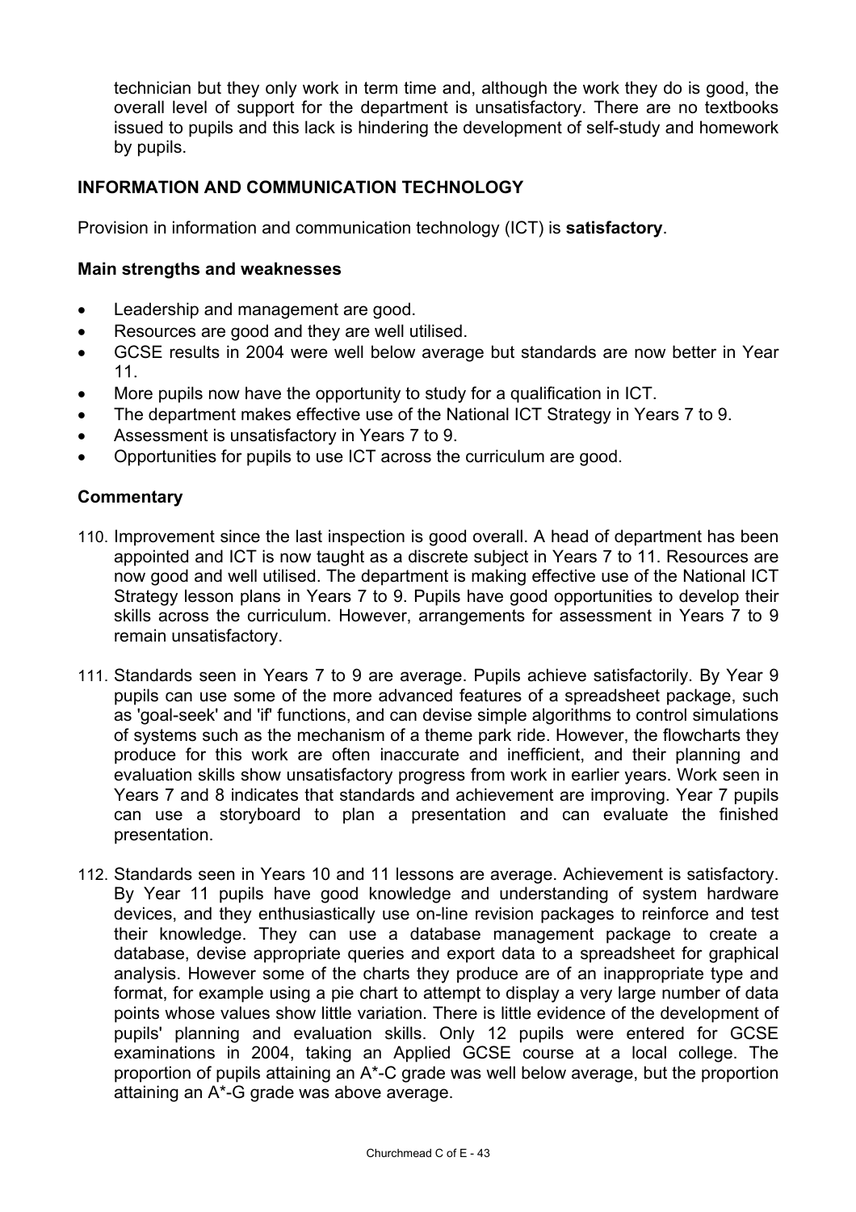technician but they only work in term time and, although the work they do is good, the overall level of support for the department is unsatisfactory. There are no textbooks issued to pupils and this lack is hindering the development of self-study and homework by pupils.

### INFORMATION AND COMMUNICATION TECHNOLOGY

Provision in information and communication technology (ICT) is **satisfactory**.

#### Main strengths and weaknesses

- Leadership and management are good.
- Resources are good and they are well utilised.
- GCSE results in 2004 were well below average but standards are now better in Year 11.
- More pupils now have the opportunity to study for a qualification in ICT.
- The department makes effective use of the National ICT Strategy in Years 7 to 9.
- Assessment is unsatisfactory in Years 7 to 9.
- Opportunities for pupils to use ICT across the curriculum are good.

#### Commentary

110. Improvement since the last inspection is good overall. A head of department has been appointed and ICT is now taught as a discrete subject in Years 7 to 11. Resources are now good and well utilised. The department is making effective use of the National ICT Strategy lesson plans in Years 7 to 9. Pupils have good opportunities to develop their skills across the curriculum. However, arrangements for assessment in Years 7 to 9 remain unsatisfactory.

111. Standards seen in Years 7 to 9 are average. Pupils achieve satisfactorily. By Year 9 pupils can use some of the more advanced features of a spreadsheet package, such as 'goal-seek' and 'if' functions, and can devise simple algorithms to control simulations of systems such as the mechanism of a theme park ride. However, the flowcharts they produce for this work are often inaccurate and inefficient, and their planning and evaluation skills show unsatisfactory progress from work in earlier years. Work seen in Years 7 and 8 indicates that standards and achievement are improving. Year 7 pupils can use a storyboard to plan a presentation and can evaluate the finished presentation.

112. Standards seen in Years 10 and 11 lessons are average. Achievement is satisfactory. By Year 11 pupils have good knowledge and understanding of system hardware devices, and they enthusiastically use on-line revision packages to reinforce and test their knowledge. They can use a database management package to create a database, devise appropriate queries and export data to a spreadsheet for graphical analysis. However some of the charts they produce are of an inappropriate type and format, for example using a pie chart to attempt to display a very large number of data points whose values show little variation. There is little evidence of the development of pupils' planning and evaluation skills. Only 12 pupils were entered for GCSE examinations in 2004, taking an Applied GCSE course at a local college. The proportion of pupils attaining an A*-C grade was well below average, but the proportion attaining an A*-G grade was above average.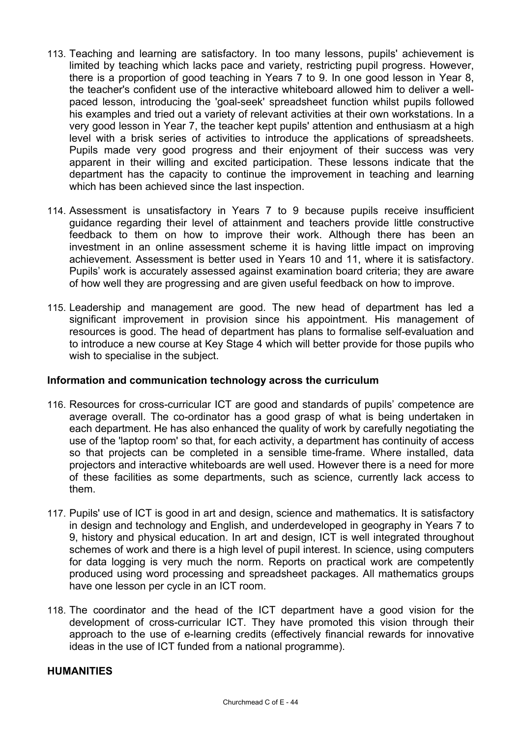113. Teaching and learning are satisfactory. In too many lessons, pupils' achievement is limited by teaching which lacks pace and variety, restricting pupil progress. However, there is a proportion of good teaching in Years 7 to 9. In one good lesson in Year 8, the teacher's confident use of the interactive whiteboard allowed him to deliver a well-paced lesson, introducing the 'goal-seek' spreadsheet function whilst pupils followed his examples and tried out a variety of relevant activities at their own workstations. In a very good lesson in Year 7, the teacher kept pupils' attention and enthusiasm at a high level with a brisk series of activities to introduce the applications of spreadsheets. Pupils made very good progress and their enjoyment of their success was very apparent in their willing and excited participation. These lessons indicate that the department has the capacity to continue the improvement in teaching and learning which has been achieved since the last inspection.

114. Assessment is unsatisfactory in Years 7 to 9 because pupils receive insufficient guidance regarding their level of attainment and teachers provide little constructive feedback to them on how to improve their work. Although there has been an investment in an online assessment scheme it is having little impact on improving achievement. Assessment is better used in Years 10 and 11, where it is satisfactory. Pupils' work is accurately assessed against examination board criteria; they are aware of how well they are progressing and are given useful feedback on how to improve.

115. Leadership and management are good. The new head of department has led a significant improvement in provision since his appointment. His management of resources is good. The head of department has plans to formalise self-evaluation and to introduce a new course at Key Stage 4 which will better provide for those pupils who wish to specialise in the subject.

### Information and communication technology across the curriculum

116. Resources for cross-curricular ICT are good and standards of pupils' competence are average overall. The co-ordinator has a good grasp of what is being undertaken in each department. He has also enhanced the quality of work by carefully negotiating the use of the 'laptop room' so that, for each activity, a department has continuity of access so that projects can be completed in a sensible time-frame. Where installed, data projectors and interactive whiteboards are well used. However there is a need for more of these facilities as some departments, such as science, currently lack access to them.

117. Pupils' use of ICT is good in art and design, science and mathematics. It is satisfactory in design and technology and English, and underdeveloped in geography in Years 7 to 9, history and physical education. In art and design, ICT is well integrated throughout schemes of work and there is a high level of pupil interest. In science, using computers for data logging is very much the norm. Reports on practical work are competently produced using word processing and spreadsheet packages. All mathematics groups have one lesson per cycle in an ICT room.

118. The coordinator and the head of the ICT department have a good vision for the development of cross-curricular ICT. They have promoted this vision through their approach to the use of e-learning credits (effectively financial rewards for innovative ideas in the use of ICT funded from a national programme).

## HUMANITIES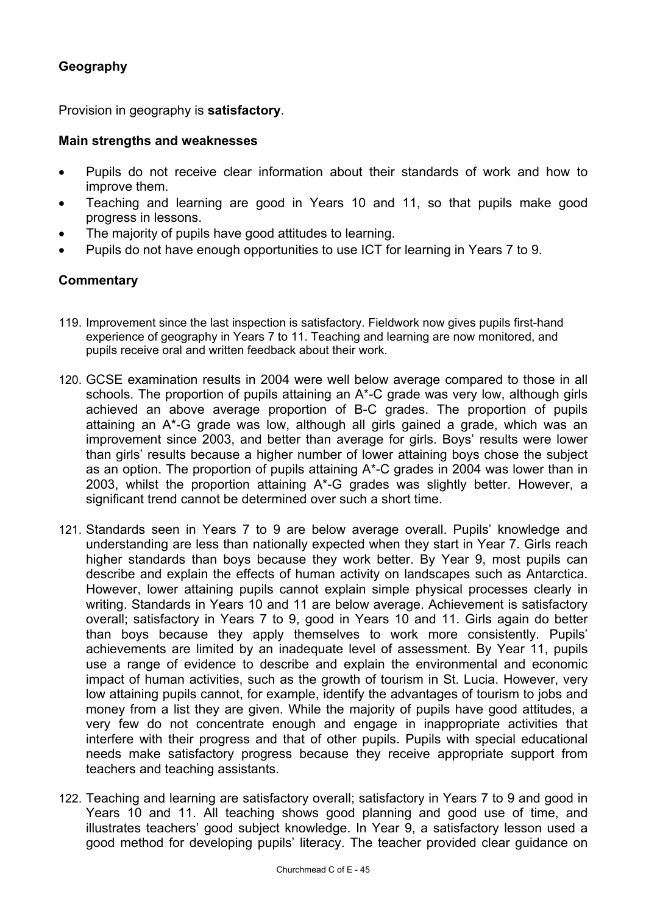## Geography

Provision in geography is **satisfactory**.

### Main strengths and weaknesses

- Pupils do not receive clear information about their standards of work and how to improve them.
- Teaching and learning are good in Years 10 and 11, so that pupils make good progress in lessons.
- The majority of pupils have good attitudes to learning.
- Pupils do not have enough opportunities to use ICT for learning in Years 7 to 9.

### Commentary

119. Improvement since the last inspection is satisfactory. Fieldwork now gives pupils first-hand experience of geography in Years 7 to 11. Teaching and learning are now monitored, and pupils receive oral and written feedback about their work.

120. GCSE examination results in 2004 were well below average compared to those in all schools. The proportion of pupils attaining an A*-C grade was very low, although girls achieved an above average proportion of B-C grades. The proportion of pupils attaining an A*-G grade was low, although all girls gained a grade, which was an improvement since 2003, and better than average for girls. Boys' results were lower than girls' results because a higher number of lower attaining boys chose the subject as an option. The proportion of pupils attaining A*-C grades in 2004 was lower than in 2003, whilst the proportion attaining A*-G grades was slightly better. However, a significant trend cannot be determined over such a short time.

121. Standards seen in Years 7 to 9 are below average overall. Pupils' knowledge and understanding are less than nationally expected when they start in Year 7. Girls reach higher standards than boys because they work better. By Year 9, most pupils can describe and explain the effects of human activity on landscapes such as Antarctica. However, lower attaining pupils cannot explain simple physical processes clearly in writing. Standards in Years 10 and 11 are below average. Achievement is satisfactory overall; satisfactory in Years 7 to 9, good in Years 10 and 11. Girls again do better than boys because they apply themselves to work more consistently. Pupils' achievements are limited by an inadequate level of assessment. By Year 11, pupils use a range of evidence to describe and explain the environmental and economic impact of human activities, such as the growth of tourism in St. Lucia. However, very low attaining pupils cannot, for example, identify the advantages of tourism to jobs and money from a list they are given. While the majority of pupils have good attitudes, a very few do not concentrate enough and engage in inappropriate activities that interfere with their progress and that of other pupils. Pupils with special educational needs make satisfactory progress because they receive appropriate support from teachers and teaching assistants.

122. Teaching and learning are satisfactory overall; satisfactory in Years 7 to 9 and good in Years 10 and 11. All teaching shows good planning and good use of time, and illustrates teachers' good subject knowledge. In Year 9, a satisfactory lesson used a good method for developing pupils' literacy. The teacher provided clear guidance on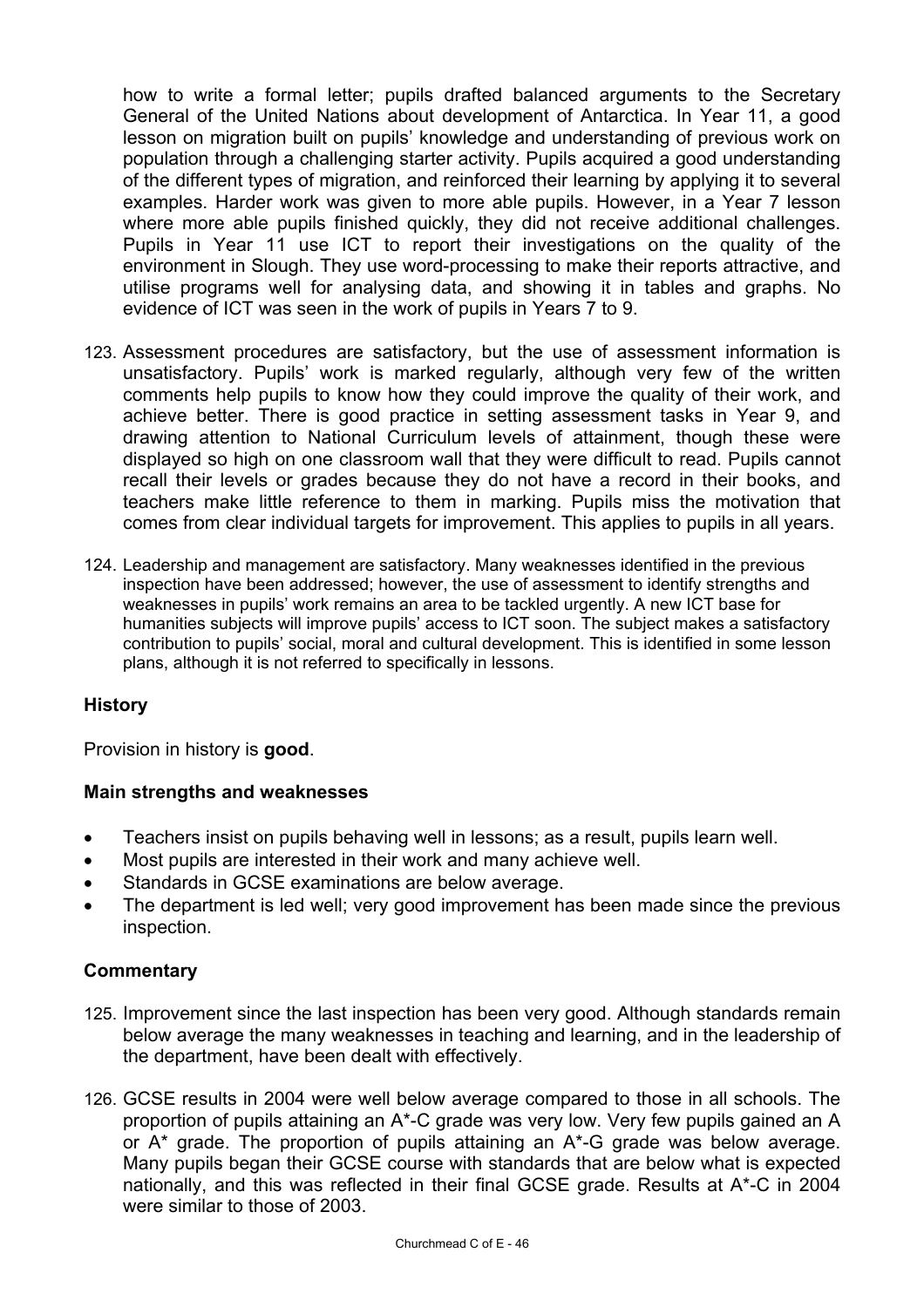how to write a formal letter; pupils drafted balanced arguments to the Secretary General of the United Nations about development of Antarctica. In Year 11, a good lesson on migration built on pupils' knowledge and understanding of previous work on population through a challenging starter activity. Pupils acquired a good understanding of the different types of migration, and reinforced their learning by applying it to several examples. Harder work was given to more able pupils. However, in a Year 7 lesson where more able pupils finished quickly, they did not receive additional challenges. Pupils in Year 11 use ICT to report their investigations on the quality of the environment in Slough. They use word-processing to make their reports attractive, and utilise programs well for analysing data, and showing it in tables and graphs. No evidence of ICT was seen in the work of pupils in Years 7 to 9.

123. Assessment procedures are satisfactory, but the use of assessment information is unsatisfactory. Pupils' work is marked regularly, although very few of the written comments help pupils to know how they could improve the quality of their work, and achieve better. There is good practice in setting assessment tasks in Year 9, and drawing attention to National Curriculum levels of attainment, though these were displayed so high on one classroom wall that they were difficult to read. Pupils cannot recall their levels or grades because they do not have a record in their books, and teachers make little reference to them in marking. Pupils miss the motivation that comes from clear individual targets for improvement. This applies to pupils in all years.

124. Leadership and management are satisfactory. Many weaknesses identified in the previous inspection have been addressed; however, the use of assessment to identify strengths and weaknesses in pupils' work remains an area to be tackled urgently. A new ICT base for humanities subjects will improve pupils' access to ICT soon. The subject makes a satisfactory contribution to pupils' social, moral and cultural development. This is identified in some lesson plans, although it is not referred to specifically in lessons.

### History

Provision in history is **good**.

#### Main strengths and weaknesses

- Teachers insist on pupils behaving well in lessons; as a result, pupils learn well.
- Most pupils are interested in their work and many achieve well.
- Standards in GCSE examinations are below average.
- The department is led well; very good improvement has been made since the previous inspection.

#### Commentary

125. Improvement since the last inspection has been very good. Although standards remain below average the many weaknesses in teaching and learning, and in the leadership of the department, have been dealt with effectively.

126. GCSE results in 2004 were well below average compared to those in all schools. The proportion of pupils attaining an A*-C grade was very low. Very few pupils gained an A or A* grade. The proportion of pupils attaining an A*-G grade was below average. Many pupils began their GCSE course with standards that are below what is expected nationally, and this was reflected in their final GCSE grade. Results at A*-C in 2004 were similar to those of 2003.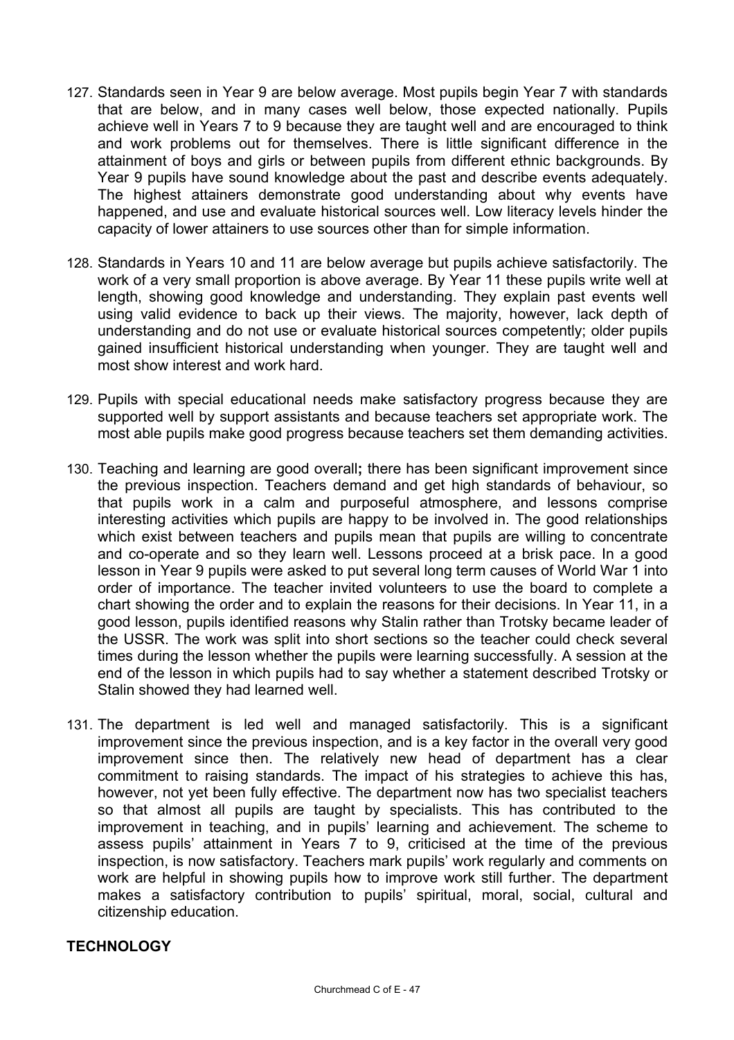127. Standards seen in Year 9 are below average. Most pupils begin Year 7 with standards that are below, and in many cases well below, those expected nationally. Pupils achieve well in Years 7 to 9 because they are taught well and are encouraged to think and work problems out for themselves. There is little significant difference in the attainment of boys and girls or between pupils from different ethnic backgrounds. By Year 9 pupils have sound knowledge about the past and describe events adequately. The highest attainers demonstrate good understanding about why events have happened, and use and evaluate historical sources well. Low literacy levels hinder the capacity of lower attainers to use sources other than for simple information.

128. Standards in Years 10 and 11 are below average but pupils achieve satisfactorily. The work of a very small proportion is above average. By Year 11 these pupils write well at length, showing good knowledge and understanding. They explain past events well using valid evidence to back up their views. The majority, however, lack depth of understanding and do not use or evaluate historical sources competently; older pupils gained insufficient historical understanding when younger. They are taught well and most show interest and work hard.

129. Pupils with special educational needs make satisfactory progress because they are supported well by support assistants and because teachers set appropriate work. The most able pupils make good progress because teachers set them demanding activities.

130. Teaching and learning are good overall**;** there has been significant improvement since the previous inspection. Teachers demand and get high standards of behaviour, so that pupils work in a calm and purposeful atmosphere, and lessons comprise interesting activities which pupils are happy to be involved in. The good relationships which exist between teachers and pupils mean that pupils are willing to concentrate and co-operate and so they learn well. Lessons proceed at a brisk pace. In a good lesson in Year 9 pupils were asked to put several long term causes of World War 1 into order of importance. The teacher invited volunteers to use the board to complete a chart showing the order and to explain the reasons for their decisions. In Year 11, in a good lesson, pupils identified reasons why Stalin rather than Trotsky became leader of the USSR. The work was split into short sections so the teacher could check several times during the lesson whether the pupils were learning successfully. A session at the end of the lesson in which pupils had to say whether a statement described Trotsky or Stalin showed they had learned well.

131. The department is led well and managed satisfactorily. This is a significant improvement since the previous inspection, and is a key factor in the overall very good improvement since then. The relatively new head of department has a clear commitment to raising standards. The impact of his strategies to achieve this has, however, not yet been fully effective. The department now has two specialist teachers so that almost all pupils are taught by specialists. This has contributed to the improvement in teaching, and in pupils' learning and achievement. The scheme to assess pupils' attainment in Years 7 to 9, criticised at the time of the previous inspection, is now satisfactory. Teachers mark pupils' work regularly and comments on work are helpful in showing pupils how to improve work still further. The department makes a satisfactory contribution to pupils' spiritual, moral, social, cultural and citizenship education.

## TECHNOLOGY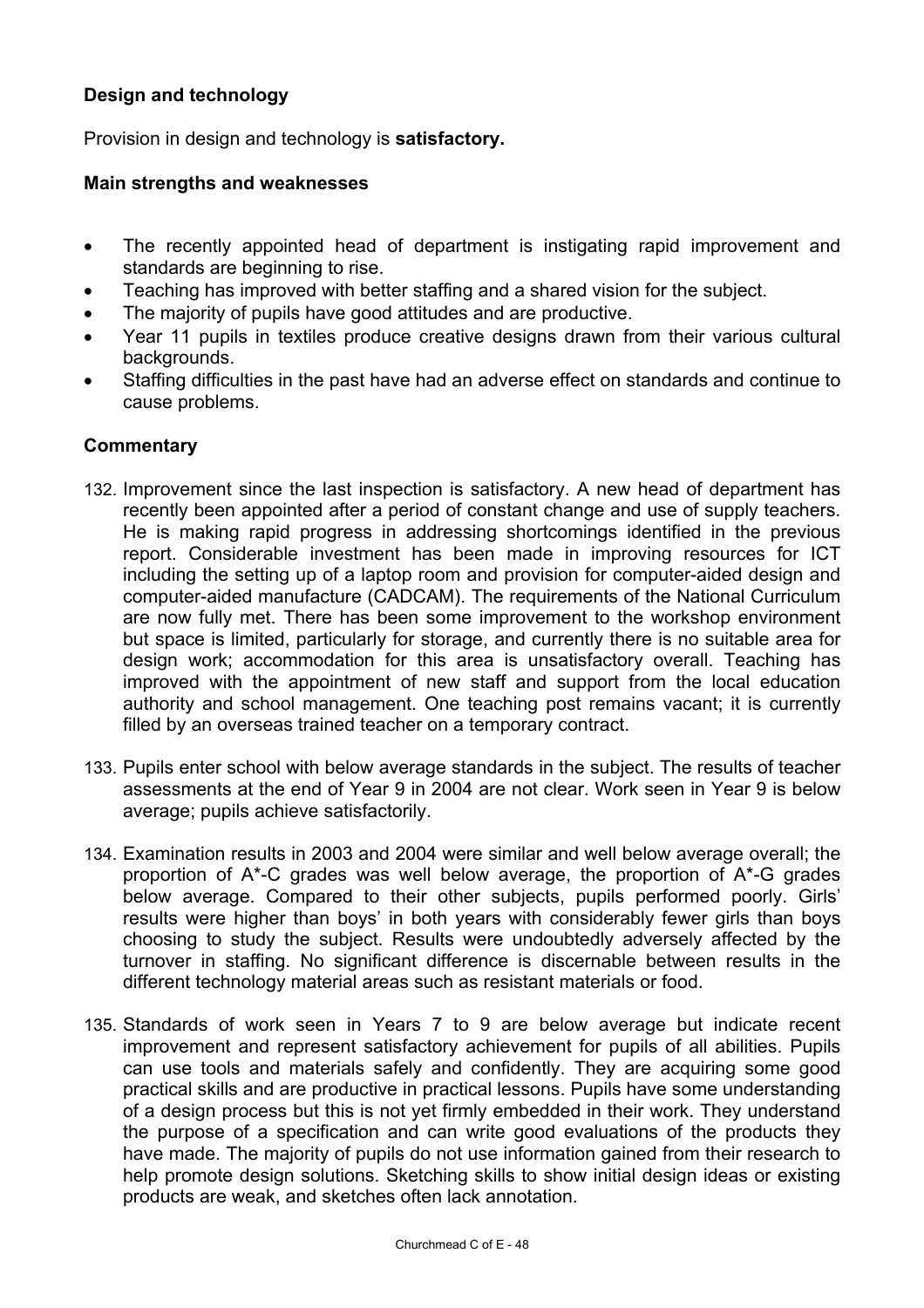### Design and technology

Provision in design and technology is **satisfactory.**

#### Main strengths and weaknesses

- The recently appointed head of department is instigating rapid improvement and standards are beginning to rise.
- Teaching has improved with better staffing and a shared vision for the subject.
- The majority of pupils have good attitudes and are productive.
- Year 11 pupils in textiles produce creative designs drawn from their various cultural backgrounds.
- Staffing difficulties in the past have had an adverse effect on standards and continue to cause problems.

#### Commentary

132. Improvement since the last inspection is satisfactory. A new head of department has recently been appointed after a period of constant change and use of supply teachers. He is making rapid progress in addressing shortcomings identified in the previous report. Considerable investment has been made in improving resources for ICT including the setting up of a laptop room and provision for computer-aided design and computer-aided manufacture (CADCAM). The requirements of the National Curriculum are now fully met. There has been some improvement to the workshop environment but space is limited, particularly for storage, and currently there is no suitable area for design work; accommodation for this area is unsatisfactory overall. Teaching has improved with the appointment of new staff and support from the local education authority and school management. One teaching post remains vacant; it is currently filled by an overseas trained teacher on a temporary contract.

133. Pupils enter school with below average standards in the subject. The results of teacher assessments at the end of Year 9 in 2004 are not clear. Work seen in Year 9 is below average; pupils achieve satisfactorily.

134. Examination results in 2003 and 2004 were similar and well below average overall; the proportion of A*-C grades was well below average, the proportion of A*-G grades below average. Compared to their other subjects, pupils performed poorly. Girls' results were higher than boys' in both years with considerably fewer girls than boys choosing to study the subject. Results were undoubtedly adversely affected by the turnover in staffing. No significant difference is discernable between results in the different technology material areas such as resistant materials or food.

135. Standards of work seen in Years 7 to 9 are below average but indicate recent improvement and represent satisfactory achievement for pupils of all abilities. Pupils can use tools and materials safely and confidently. They are acquiring some good practical skills and are productive in practical lessons. Pupils have some understanding of a design process but this is not yet firmly embedded in their work. They understand the purpose of a specification and can write good evaluations of the products they have made. The majority of pupils do not use information gained from their research to help promote design solutions. Sketching skills to show initial design ideas or existing products are weak, and sketches often lack annotation.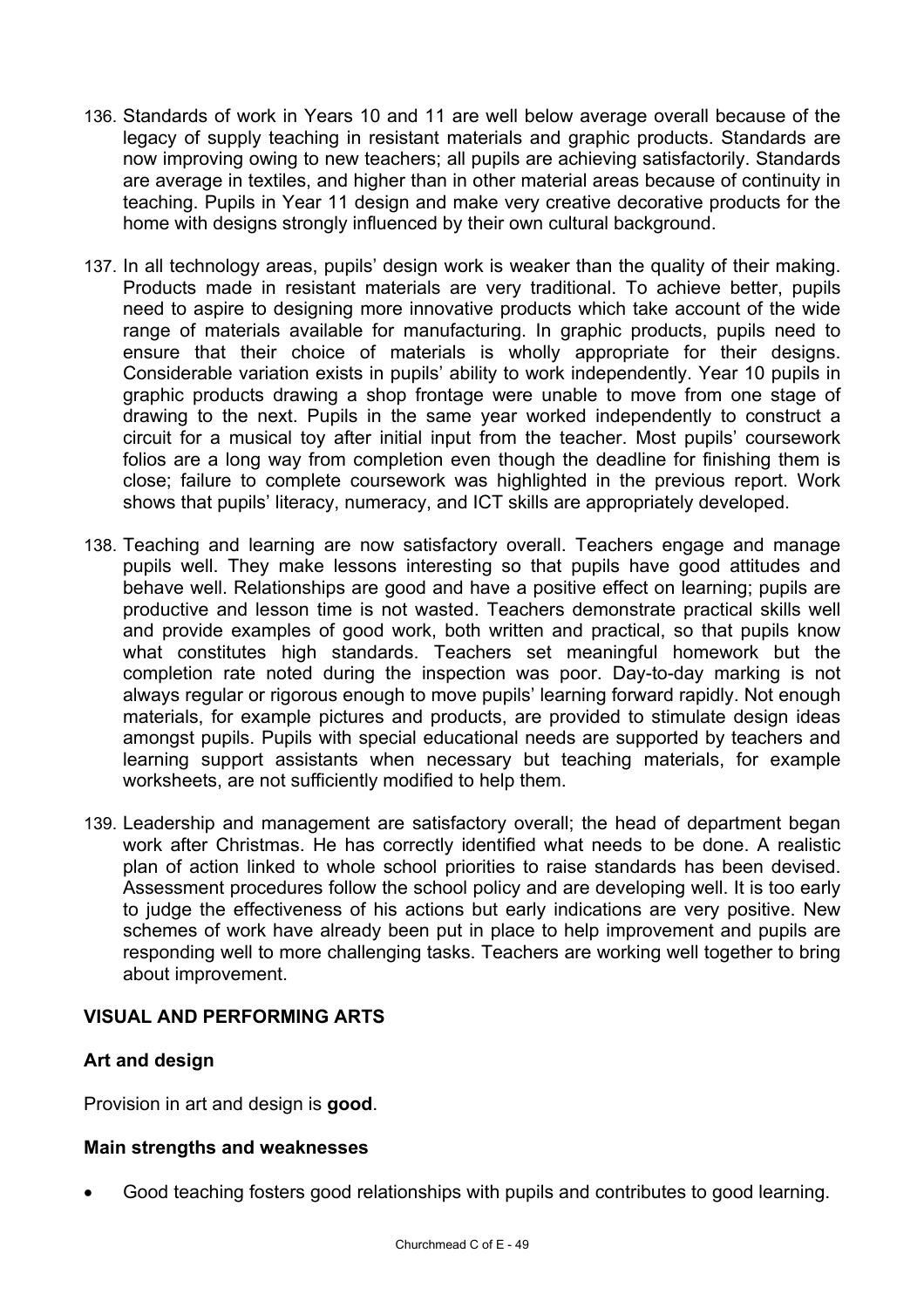136. Standards of work in Years 10 and 11 are well below average overall because of the legacy of supply teaching in resistant materials and graphic products. Standards are now improving owing to new teachers; all pupils are achieving satisfactorily. Standards are average in textiles, and higher than in other material areas because of continuity in teaching. Pupils in Year 11 design and make very creative decorative products for the home with designs strongly influenced by their own cultural background.

137. In all technology areas, pupils' design work is weaker than the quality of their making. Products made in resistant materials are very traditional. To achieve better, pupils need to aspire to designing more innovative products which take account of the wide range of materials available for manufacturing. In graphic products, pupils need to ensure that their choice of materials is wholly appropriate for their designs. Considerable variation exists in pupils' ability to work independently. Year 10 pupils in graphic products drawing a shop frontage were unable to move from one stage of drawing to the next. Pupils in the same year worked independently to construct a circuit for a musical toy after initial input from the teacher. Most pupils' coursework folios are a long way from completion even though the deadline for finishing them is close; failure to complete coursework was highlighted in the previous report. Work shows that pupils' literacy, numeracy, and ICT skills are appropriately developed.

138. Teaching and learning are now satisfactory overall. Teachers engage and manage pupils well. They make lessons interesting so that pupils have good attitudes and behave well. Relationships are good and have a positive effect on learning; pupils are productive and lesson time is not wasted. Teachers demonstrate practical skills well and provide examples of good work, both written and practical, so that pupils know what constitutes high standards. Teachers set meaningful homework but the completion rate noted during the inspection was poor. Day-to-day marking is not always regular or rigorous enough to move pupils' learning forward rapidly. Not enough materials, for example pictures and products, are provided to stimulate design ideas amongst pupils. Pupils with special educational needs are supported by teachers and learning support assistants when necessary but teaching materials, for example worksheets, are not sufficiently modified to help them.

139. Leadership and management are satisfactory overall; the head of department began work after Christmas. He has correctly identified what needs to be done. A realistic plan of action linked to whole school priorities to raise standards has been devised. Assessment procedures follow the school policy and are developing well. It is too early to judge the effectiveness of his actions but early indications are very positive. New schemes of work have already been put in place to help improvement and pupils are responding well to more challenging tasks. Teachers are working well together to bring about improvement.

## VISUAL AND PERFORMING ARTS

### Art and design

Provision in art and design is **good**.

### Main strengths and weaknesses

- Good teaching fosters good relationships with pupils and contributes to good learning.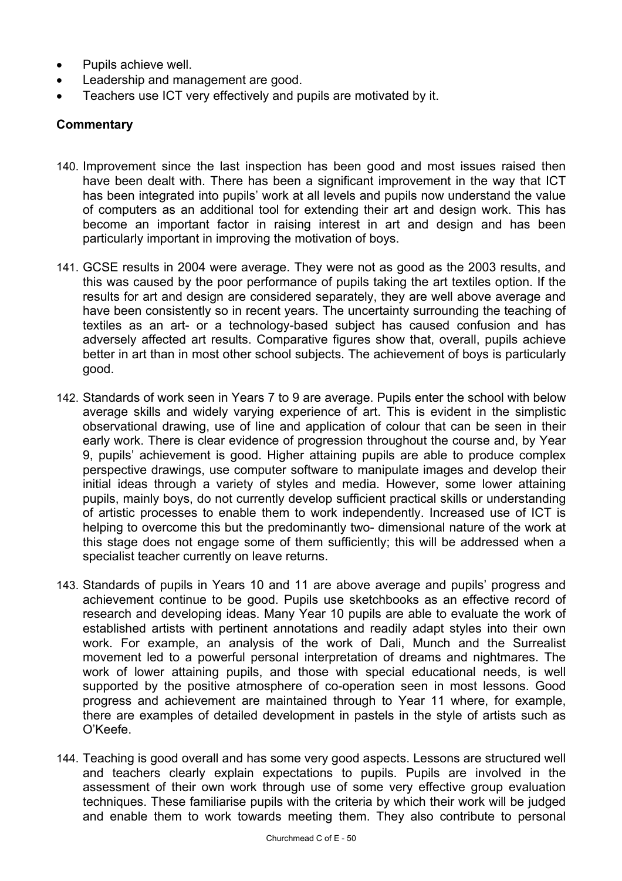- Pupils achieve well.
- Leadership and management are good.
- Teachers use ICT very effectively and pupils are motivated by it.

**Commentary**

140. Improvement since the last inspection has been good and most issues raised then have been dealt with. There has been a significant improvement in the way that ICT has been integrated into pupils' work at all levels and pupils now understand the value of computers as an additional tool for extending their art and design work. This has become an important factor in raising interest in art and design and has been particularly important in improving the motivation of boys.

141. GCSE results in 2004 were average. They were not as good as the 2003 results, and this was caused by the poor performance of pupils taking the art textiles option. If the results for art and design are considered separately, they are well above average and have been consistently so in recent years. The uncertainty surrounding the teaching of textiles as an art- or a technology-based subject has caused confusion and has adversely affected art results. Comparative figures show that, overall, pupils achieve better in art than in most other school subjects. The achievement of boys is particularly good.

142. Standards of work seen in Years 7 to 9 are average. Pupils enter the school with below average skills and widely varying experience of art. This is evident in the simplistic observational drawing, use of line and application of colour that can be seen in their early work. There is clear evidence of progression throughout the course and, by Year 9, pupils' achievement is good. Higher attaining pupils are able to produce complex perspective drawings, use computer software to manipulate images and develop their initial ideas through a variety of styles and media. However, some lower attaining pupils, mainly boys, do not currently develop sufficient practical skills or understanding of artistic processes to enable them to work independently. Increased use of ICT is helping to overcome this but the predominantly two- dimensional nature of the work at this stage does not engage some of them sufficiently; this will be addressed when a specialist teacher currently on leave returns.

143. Standards of pupils in Years 10 and 11 are above average and pupils' progress and achievement continue to be good. Pupils use sketchbooks as an effective record of research and developing ideas. Many Year 10 pupils are able to evaluate the work of established artists with pertinent annotations and readily adapt styles into their own work. For example, an analysis of the work of Dali, Munch and the Surrealist movement led to a powerful personal interpretation of dreams and nightmares. The work of lower attaining pupils, and those with special educational needs, is well supported by the positive atmosphere of co-operation seen in most lessons. Good progress and achievement are maintained through to Year 11 where, for example, there are examples of detailed development in pastels in the style of artists such as O'Keefe.

144. Teaching is good overall and has some very good aspects. Lessons are structured well and teachers clearly explain expectations to pupils. Pupils are involved in the assessment of their own work through use of some very effective group evaluation techniques. These familiarise pupils with the criteria by which their work will be judged and enable them to work towards meeting them. They also contribute to personal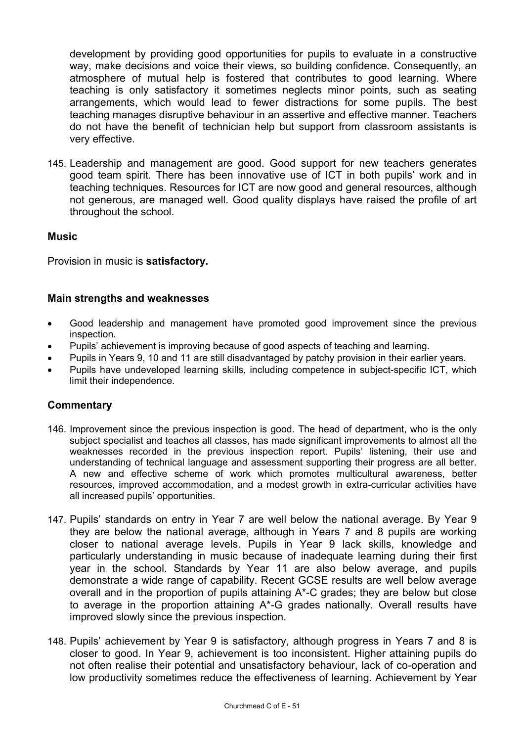development by providing good opportunities for pupils to evaluate in a constructive way, make decisions and voice their views, so building confidence. Consequently, an atmosphere of mutual help is fostered that contributes to good learning. Where teaching is only satisfactory it sometimes neglects minor points, such as seating arrangements, which would lead to fewer distractions for some pupils. The best teaching manages disruptive behaviour in an assertive and effective manner. Teachers do not have the benefit of technician help but support from classroom assistants is very effective.

145. Leadership and management are good. Good support for new teachers generates good team spirit. There has been innovative use of ICT in both pupils' work and in teaching techniques. Resources for ICT are now good and general resources, although not generous, are managed well. Good quality displays have raised the profile of art throughout the school.

### Music

Provision in music is **satisfactory.**

#### Main strengths and weaknesses

- Good leadership and management have promoted good improvement since the previous inspection.
- Pupils' achievement is improving because of good aspects of teaching and learning.
- Pupils in Years 9, 10 and 11 are still disadvantaged by patchy provision in their earlier years.
- Pupils have undeveloped learning skills, including competence in subject-specific ICT, which limit their independence.

#### Commentary

146. Improvement since the previous inspection is good. The head of department, who is the only subject specialist and teaches all classes, has made significant improvements to almost all the weaknesses recorded in the previous inspection report. Pupils' listening, their use and understanding of technical language and assessment supporting their progress are all better. A new and effective scheme of work which promotes multicultural awareness, better resources, improved accommodation, and a modest growth in extra-curricular activities have all increased pupils' opportunities.

147. Pupils' standards on entry in Year 7 are well below the national average. By Year 9 they are below the national average, although in Years 7 and 8 pupils are working closer to national average levels. Pupils in Year 9 lack skills, knowledge and particularly understanding in music because of inadequate learning during their first year in the school. Standards by Year 11 are also below average, and pupils demonstrate a wide range of capability. Recent GCSE results are well below average overall and in the proportion of pupils attaining A*-C grades; they are below but close to average in the proportion attaining A*-G grades nationally. Overall results have improved slowly since the previous inspection.

148. Pupils' achievement by Year 9 is satisfactory, although progress in Years 7 and 8 is closer to good. In Year 9, achievement is too inconsistent. Higher attaining pupils do not often realise their potential and unsatisfactory behaviour, lack of co-operation and low productivity sometimes reduce the effectiveness of learning. Achievement by Year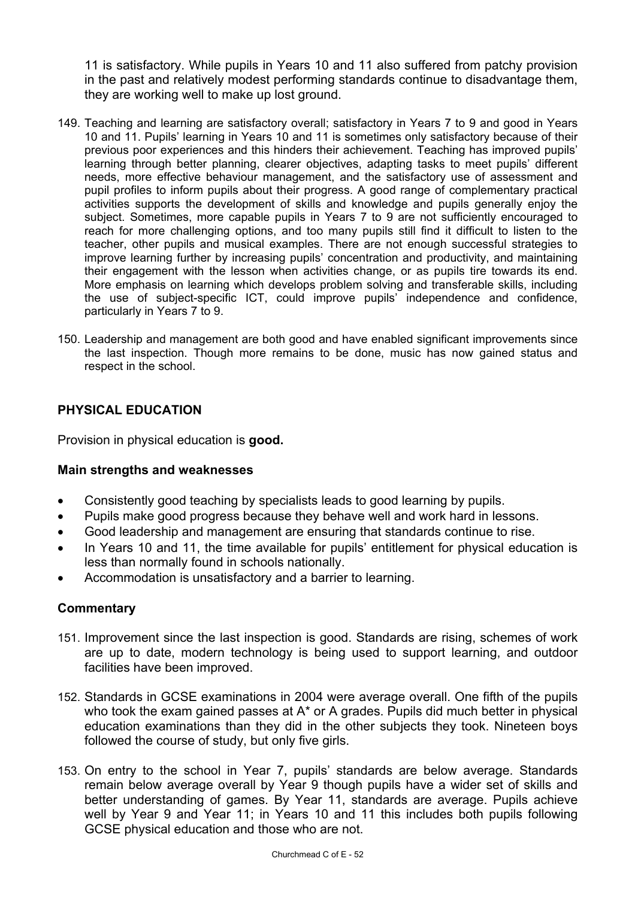11 is satisfactory. While pupils in Years 10 and 11 also suffered from patchy provision in the past and relatively modest performing standards continue to disadvantage them, they are working well to make up lost ground.

149. Teaching and learning are satisfactory overall; satisfactory in Years 7 to 9 and good in Years 10 and 11. Pupils' learning in Years 10 and 11 is sometimes only satisfactory because of their previous poor experiences and this hinders their achievement. Teaching has improved pupils' learning through better planning, clearer objectives, adapting tasks to meet pupils' different needs, more effective behaviour management, and the satisfactory use of assessment and pupil profiles to inform pupils about their progress. A good range of complementary practical activities supports the development of skills and knowledge and pupils generally enjoy the subject. Sometimes, more capable pupils in Years 7 to 9 are not sufficiently encouraged to reach for more challenging options, and too many pupils still find it difficult to listen to the teacher, other pupils and musical examples. There are not enough successful strategies to improve learning further by increasing pupils' concentration and productivity, and maintaining their engagement with the lesson when activities change, or as pupils tire towards its end. More emphasis on learning which develops problem solving and transferable skills, including the use of subject-specific ICT, could improve pupils' independence and confidence, particularly in Years 7 to 9.

150. Leadership and management are both good and have enabled significant improvements since the last inspection. Though more remains to be done, music has now gained status and respect in the school.

## PHYSICAL EDUCATION

Provision in physical education is **good.**

### Main strengths and weaknesses

- Consistently good teaching by specialists leads to good learning by pupils.
- Pupils make good progress because they behave well and work hard in lessons.
- Good leadership and management are ensuring that standards continue to rise.
- In Years 10 and 11, the time available for pupils' entitlement for physical education is less than normally found in schools nationally.
- Accommodation is unsatisfactory and a barrier to learning.

### Commentary

151. Improvement since the last inspection is good. Standards are rising, schemes of work are up to date, modern technology is being used to support learning, and outdoor facilities have been improved.

152. Standards in GCSE examinations in 2004 were average overall. One fifth of the pupils who took the exam gained passes at A* or A grades. Pupils did much better in physical education examinations than they did in the other subjects they took. Nineteen boys followed the course of study, but only five girls.

153. On entry to the school in Year 7, pupils' standards are below average. Standards remain below average overall by Year 9 though pupils have a wider set of skills and better understanding of games. By Year 11, standards are average. Pupils achieve well by Year 9 and Year 11; in Years 10 and 11 this includes both pupils following GCSE physical education and those who are not.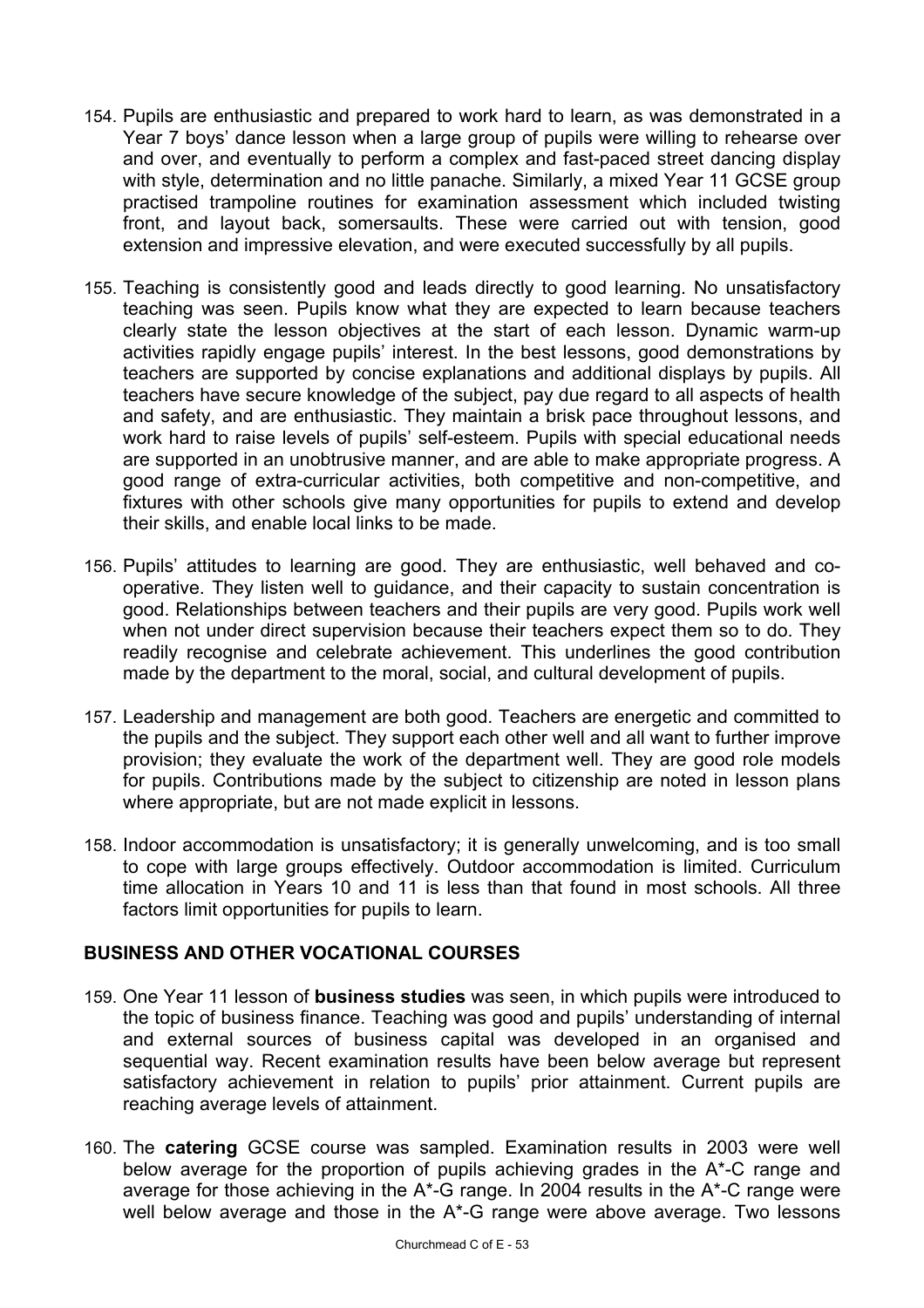154. Pupils are enthusiastic and prepared to work hard to learn, as was demonstrated in a Year 7 boys' dance lesson when a large group of pupils were willing to rehearse over and over, and eventually to perform a complex and fast-paced street dancing display with style, determination and no little panache. Similarly, a mixed Year 11 GCSE group practised trampoline routines for examination assessment which included twisting front, and layout back, somersaults. These were carried out with tension, good extension and impressive elevation, and were executed successfully by all pupils.

155. Teaching is consistently good and leads directly to good learning. No unsatisfactory teaching was seen. Pupils know what they are expected to learn because teachers clearly state the lesson objectives at the start of each lesson. Dynamic warm-up activities rapidly engage pupils' interest. In the best lessons, good demonstrations by teachers are supported by concise explanations and additional displays by pupils. All teachers have secure knowledge of the subject, pay due regard to all aspects of health and safety, and are enthusiastic. They maintain a brisk pace throughout lessons, and work hard to raise levels of pupils' self-esteem. Pupils with special educational needs are supported in an unobtrusive manner, and are able to make appropriate progress. A good range of extra-curricular activities, both competitive and non-competitive, and fixtures with other schools give many opportunities for pupils to extend and develop their skills, and enable local links to be made.

156. Pupils' attitudes to learning are good. They are enthusiastic, well behaved and co-operative. They listen well to guidance, and their capacity to sustain concentration is good. Relationships between teachers and their pupils are very good. Pupils work well when not under direct supervision because their teachers expect them so to do. They readily recognise and celebrate achievement. This underlines the good contribution made by the department to the moral, social, and cultural development of pupils.

157. Leadership and management are both good. Teachers are energetic and committed to the pupils and the subject. They support each other well and all want to further improve provision; they evaluate the work of the department well. They are good role models for pupils. Contributions made by the subject to citizenship are noted in lesson plans where appropriate, but are not made explicit in lessons.

158. Indoor accommodation is unsatisfactory; it is generally unwelcoming, and is too small to cope with large groups effectively. Outdoor accommodation is limited. Curriculum time allocation in Years 10 and 11 is less than that found in most schools. All three factors limit opportunities for pupils to learn.

## BUSINESS AND OTHER VOCATIONAL COURSES

159. One Year 11 lesson of **business studies** was seen, in which pupils were introduced to the topic of business finance. Teaching was good and pupils' understanding of internal and external sources of business capital was developed in an organised and sequential way. Recent examination results have been below average but represent satisfactory achievement in relation to pupils' prior attainment. Current pupils are reaching average levels of attainment.

160. The **catering** GCSE course was sampled. Examination results in 2003 were well below average for the proportion of pupils achieving grades in the A*-C range and average for those achieving in the A*-G range. In 2004 results in the A*-C range were well below average and those in the A*-G range were above average. Two lessons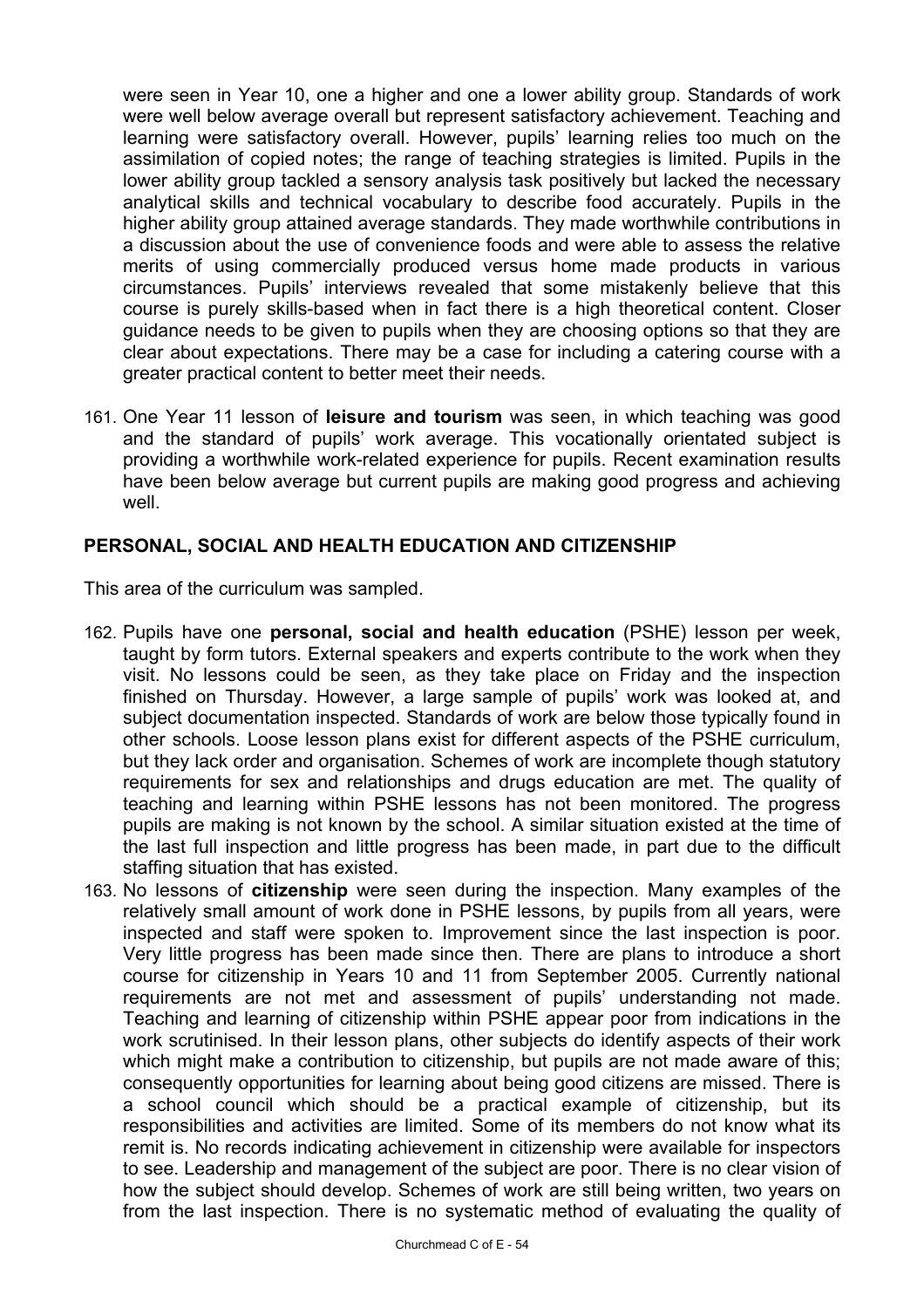were seen in Year 10, one a higher and one a lower ability group. Standards of work were well below average overall but represent satisfactory achievement. Teaching and learning were satisfactory overall. However, pupils' learning relies too much on the assimilation of copied notes; the range of teaching strategies is limited. Pupils in the lower ability group tackled a sensory analysis task positively but lacked the necessary analytical skills and technical vocabulary to describe food accurately. Pupils in the higher ability group attained average standards. They made worthwhile contributions in a discussion about the use of convenience foods and were able to assess the relative merits of using commercially produced versus home made products in various circumstances. Pupils' interviews revealed that some mistakenly believe that this course is purely skills-based when in fact there is a high theoretical content. Closer guidance needs to be given to pupils when they are choosing options so that they are clear about expectations. There may be a case for including a catering course with a greater practical content to better meet their needs.

161. One Year 11 lesson of **leisure and tourism** was seen, in which teaching was good and the standard of pupils' work average. This vocationally orientated subject is providing a worthwhile work-related experience for pupils. Recent examination results have been below average but current pupils are making good progress and achieving well.

## PERSONAL, SOCIAL AND HEALTH EDUCATION AND CITIZENSHIP

This area of the curriculum was sampled.

162. Pupils have one **personal, social and health education** (PSHE) lesson per week, taught by form tutors. External speakers and experts contribute to the work when they visit. No lessons could be seen, as they take place on Friday and the inspection finished on Thursday. However, a large sample of pupils' work was looked at, and subject documentation inspected. Standards of work are below those typically found in other schools. Loose lesson plans exist for different aspects of the PSHE curriculum, but they lack order and organisation. Schemes of work are incomplete though statutory requirements for sex and relationships and drugs education are met. The quality of teaching and learning within PSHE lessons has not been monitored. The progress pupils are making is not known by the school. A similar situation existed at the time of the last full inspection and little progress has been made, in part due to the difficult staffing situation that has existed.

163. No lessons of **citizenship** were seen during the inspection. Many examples of the relatively small amount of work done in PSHE lessons, by pupils from all years, were inspected and staff were spoken to. Improvement since the last inspection is poor. Very little progress has been made since then. There are plans to introduce a short course for citizenship in Years 10 and 11 from September 2005. Currently national requirements are not met and assessment of pupils' understanding not made. Teaching and learning of citizenship within PSHE appear poor from indications in the work scrutinised. In their lesson plans, other subjects do identify aspects of their work which might make a contribution to citizenship, but pupils are not made aware of this; consequently opportunities for learning about being good citizens are missed. There is a school council which should be a practical example of citizenship, but its responsibilities and activities are limited. Some of its members do not know what its remit is. No records indicating achievement in citizenship were available for inspectors to see. Leadership and management of the subject are poor. There is no clear vision of how the subject should develop. Schemes of work are still being written, two years on from the last inspection. There is no systematic method of evaluating the quality of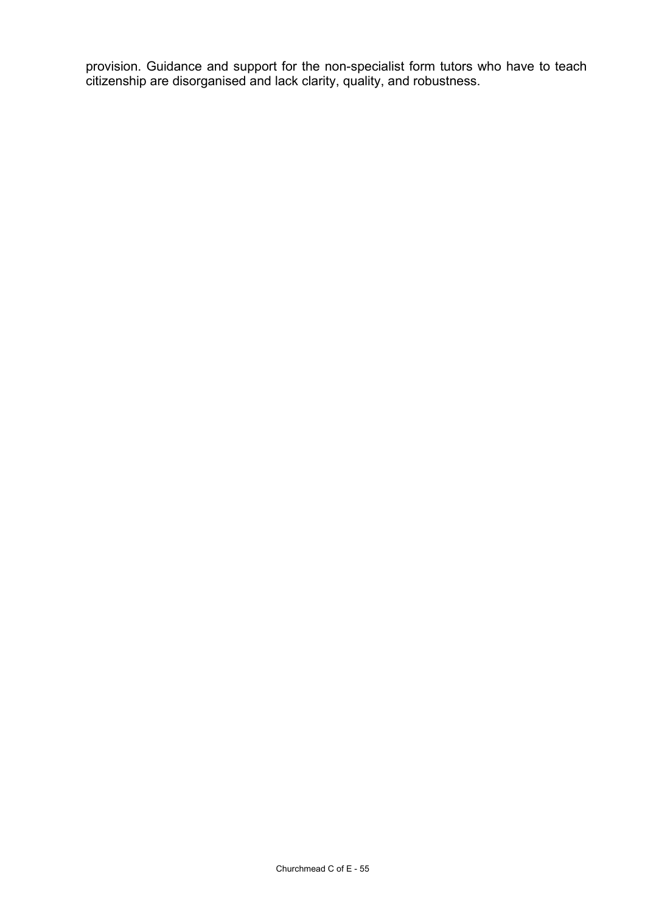provision. Guidance and support for the non-specialist form tutors who have to teach citizenship are disorganised and lack clarity, quality, and robustness.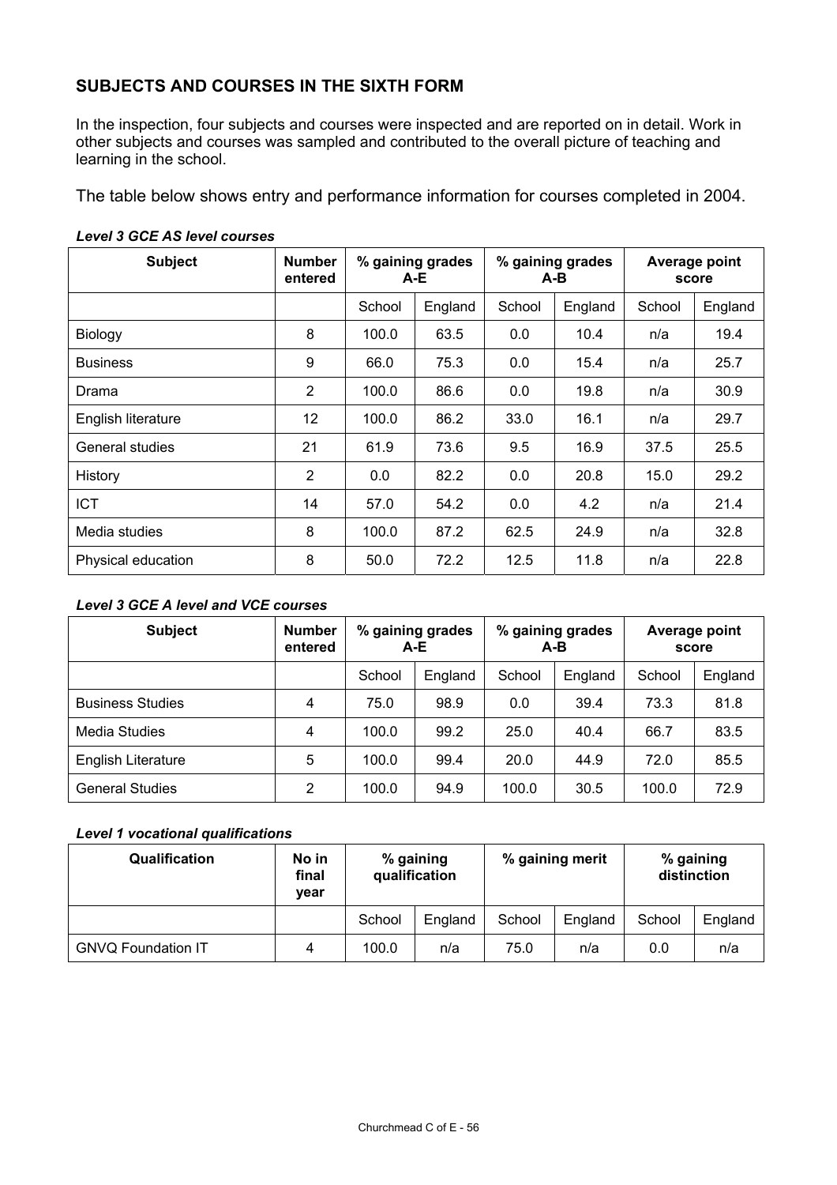## SUBJECTS AND COURSES IN THE SIXTH FORM

In the inspection, four subjects and courses were inspected and are reported on in detail. Work in other subjects and courses was sampled and contributed to the overall picture of teaching and learning in the school.

The table below shows entry and performance information for courses completed in 2004.

***Level 3 GCE AS level courses***

| Subject | Number entered | % gaining grades A-E | | % gaining grades A-B | | Average point score | |
|---|---|---|---|---|---|---|---|
| | | School | England | School | England | School | England |
| Biology | 8 | 100.0 | 63.5 | 0.0 | 10.4 | n/a | 19.4 |
| Business | 9 | 66.0 | 75.3 | 0.0 | 15.4 | n/a | 25.7 |
| Drama | 2 | 100.0 | 86.6 | 0.0 | 19.8 | n/a | 30.9 |
| English literature | 12 | 100.0 | 86.2 | 33.0 | 16.1 | n/a | 29.7 |
| General studies | 21 | 61.9 | 73.6 | 9.5 | 16.9 | 37.5 | 25.5 |
| History | 2 | 0.0 | 82.2 | 0.0 | 20.8 | 15.0 | 29.2 |
| ICT | 14 | 57.0 | 54.2 | 0.0 | 4.2 | n/a | 21.4 |
| Media studies | 8 | 100.0 | 87.2 | 62.5 | 24.9 | n/a | 32.8 |
| Physical education | 8 | 50.0 | 72.2 | 12.5 | 11.8 | n/a | 22.8 |

***Level 3 GCE A level and VCE courses***

| Subject | Number entered | % gaining grades A-E | | % gaining grades A-B | | Average point score | |
|---|---|---|---|---|---|---|---|
| | | School | England | School | England | School | England |
| Business Studies | 4 | 75.0 | 98.9 | 0.0 | 39.4 | 73.3 | 81.8 |
| Media Studies | 4 | 100.0 | 99.2 | 25.0 | 40.4 | 66.7 | 83.5 |
| English Literature | 5 | 100.0 | 99.4 | 20.0 | 44.9 | 72.0 | 85.5 |
| General Studies | 2 | 100.0 | 94.9 | 100.0 | 30.5 | 100.0 | 72.9 |

***Level 1 vocational qualifications***

| Qualification | No in final year | % gaining qualification | | % gaining merit | | % gaining distinction | |
|---|---|---|---|---|---|---|---|
| | | School | England | School | England | School | England |
| GNVQ Foundation IT | 4 | 100.0 | n/a | 75.0 | n/a | 0.0 | n/a |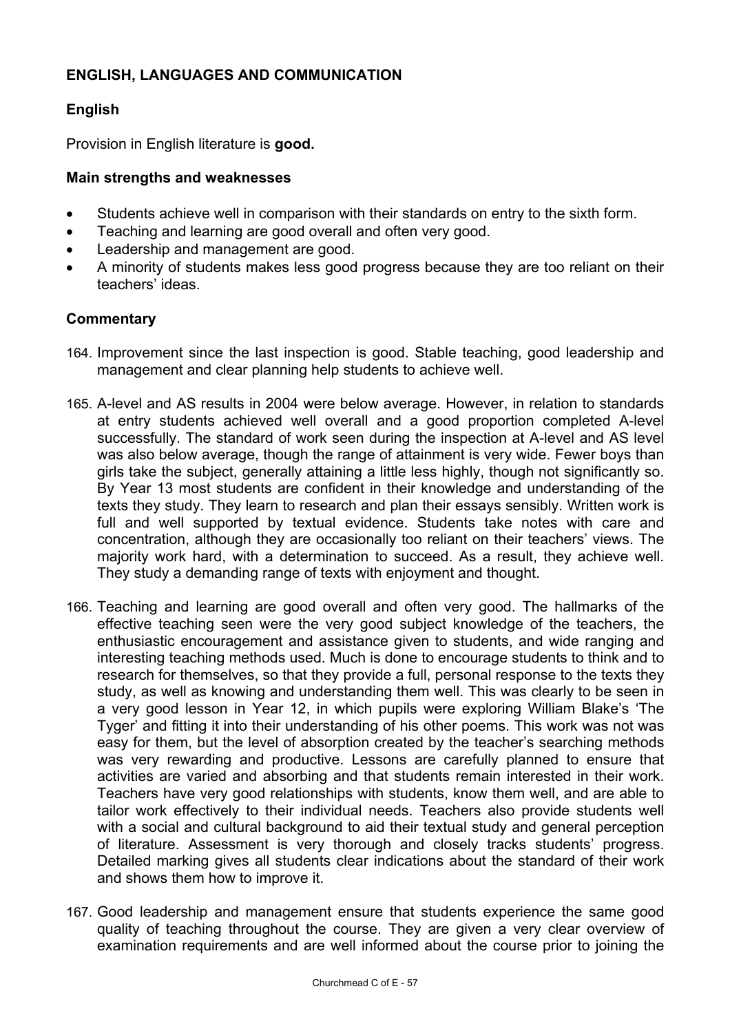## ENGLISH, LANGUAGES AND COMMUNICATION

### English

Provision in English literature is **good.**

#### Main strengths and weaknesses

- Students achieve well in comparison with their standards on entry to the sixth form.
- Teaching and learning are good overall and often very good.
- Leadership and management are good.
- A minority of students makes less good progress because they are too reliant on their teachers' ideas.

#### Commentary

164. Improvement since the last inspection is good. Stable teaching, good leadership and management and clear planning help students to achieve well.

165. A-level and AS results in 2004 were below average. However, in relation to standards at entry students achieved well overall and a good proportion completed A-level successfully. The standard of work seen during the inspection at A-level and AS level was also below average, though the range of attainment is very wide. Fewer boys than girls take the subject, generally attaining a little less highly, though not significantly so. By Year 13 most students are confident in their knowledge and understanding of the texts they study. They learn to research and plan their essays sensibly. Written work is full and well supported by textual evidence. Students take notes with care and concentration, although they are occasionally too reliant on their teachers' views. The majority work hard, with a determination to succeed. As a result, they achieve well. They study a demanding range of texts with enjoyment and thought.

166. Teaching and learning are good overall and often very good. The hallmarks of the effective teaching seen were the very good subject knowledge of the teachers, the enthusiastic encouragement and assistance given to students, and wide ranging and interesting teaching methods used. Much is done to encourage students to think and to research for themselves, so that they provide a full, personal response to the texts they study, as well as knowing and understanding them well. This was clearly to be seen in a very good lesson in Year 12, in which pupils were exploring William Blake's 'The Tyger' and fitting it into their understanding of his other poems. This work was not was easy for them, but the level of absorption created by the teacher's searching methods was very rewarding and productive. Lessons are carefully planned to ensure that activities are varied and absorbing and that students remain interested in their work. Teachers have very good relationships with students, know them well, and are able to tailor work effectively to their individual needs. Teachers also provide students well with a social and cultural background to aid their textual study and general perception of literature. Assessment is very thorough and closely tracks students' progress. Detailed marking gives all students clear indications about the standard of their work and shows them how to improve it.

167. Good leadership and management ensure that students experience the same good quality of teaching throughout the course. They are given a very clear overview of examination requirements and are well informed about the course prior to joining the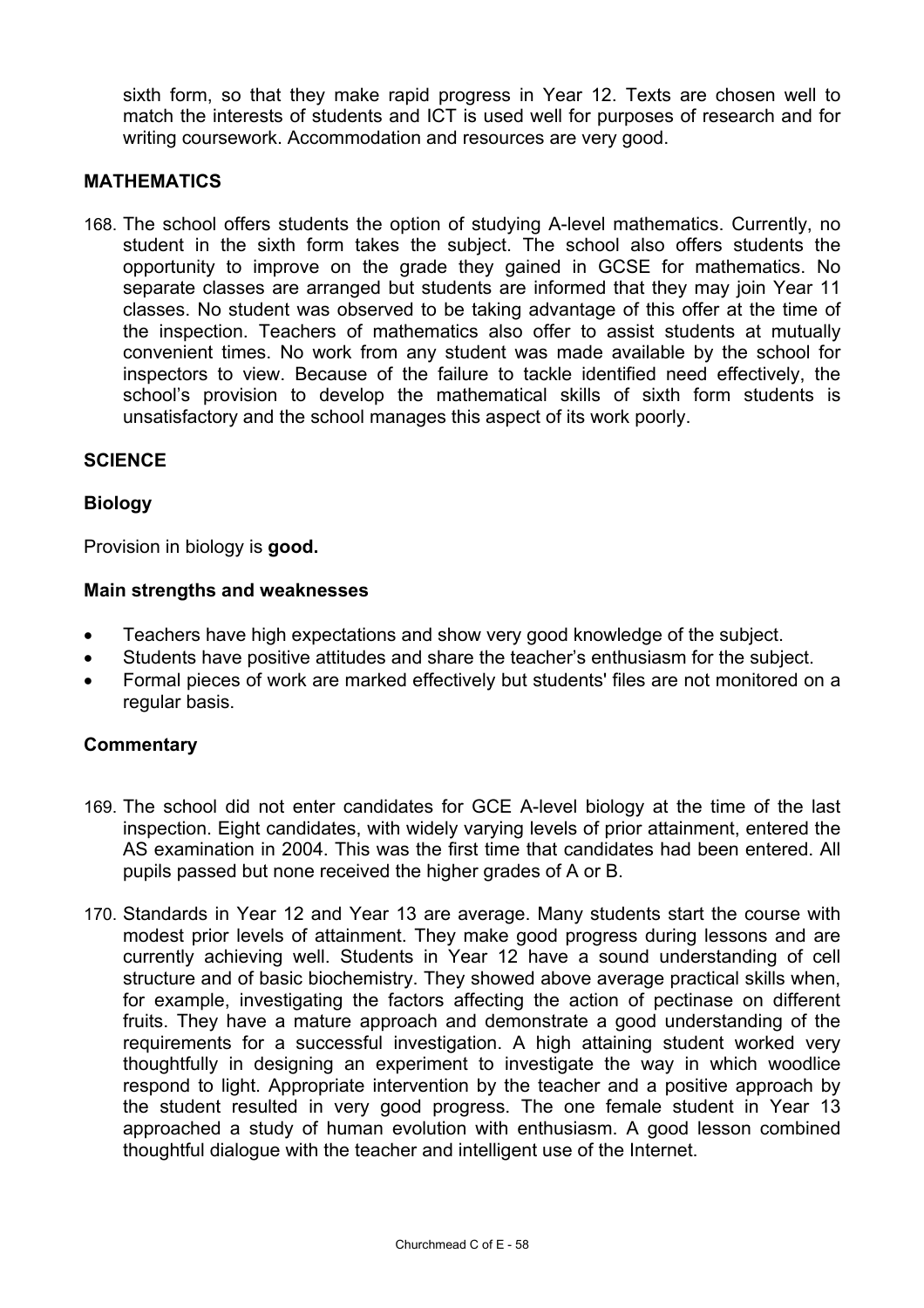sixth form, so that they make rapid progress in Year 12. Texts are chosen well to match the interests of students and ICT is used well for purposes of research and for writing coursework. Accommodation and resources are very good.

### MATHEMATICS

168. The school offers students the option of studying A-level mathematics. Currently, no student in the sixth form takes the subject. The school also offers students the opportunity to improve on the grade they gained in GCSE for mathematics. No separate classes are arranged but students are informed that they may join Year 11 classes. No student was observed to be taking advantage of this offer at the time of the inspection. Teachers of mathematics also offer to assist students at mutually convenient times. No work from any student was made available by the school for inspectors to view. Because of the failure to tackle identified need effectively, the school's provision to develop the mathematical skills of sixth form students is unsatisfactory and the school manages this aspect of its work poorly.

### SCIENCE

#### Biology

Provision in biology is **good.**

#### Main strengths and weaknesses

- Teachers have high expectations and show very good knowledge of the subject.
- Students have positive attitudes and share the teacher's enthusiasm for the subject.
- Formal pieces of work are marked effectively but students' files are not monitored on a regular basis.

#### Commentary

169. The school did not enter candidates for GCE A-level biology at the time of the last inspection. Eight candidates, with widely varying levels of prior attainment, entered the AS examination in 2004. This was the first time that candidates had been entered. All pupils passed but none received the higher grades of A or B.

170. Standards in Year 12 and Year 13 are average. Many students start the course with modest prior levels of attainment. They make good progress during lessons and are currently achieving well. Students in Year 12 have a sound understanding of cell structure and of basic biochemistry. They showed above average practical skills when, for example, investigating the factors affecting the action of pectinase on different fruits. They have a mature approach and demonstrate a good understanding of the requirements for a successful investigation. A high attaining student worked very thoughtfully in designing an experiment to investigate the way in which woodlice respond to light. Appropriate intervention by the teacher and a positive approach by the student resulted in very good progress. The one female student in Year 13 approached a study of human evolution with enthusiasm. A good lesson combined thoughtful dialogue with the teacher and intelligent use of the Internet.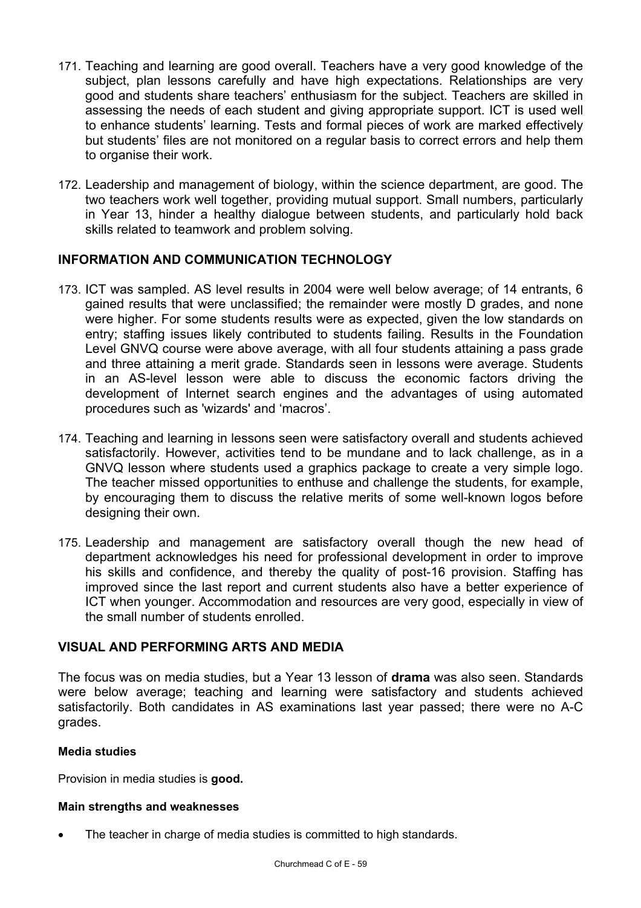171. Teaching and learning are good overall. Teachers have a very good knowledge of the subject, plan lessons carefully and have high expectations. Relationships are very good and students share teachers' enthusiasm for the subject. Teachers are skilled in assessing the needs of each student and giving appropriate support. ICT is used well to enhance students' learning. Tests and formal pieces of work are marked effectively but students' files are not monitored on a regular basis to correct errors and help them to organise their work.

172. Leadership and management of biology, within the science department, are good. The two teachers work well together, providing mutual support. Small numbers, particularly in Year 13, hinder a healthy dialogue between students, and particularly hold back skills related to teamwork and problem solving.

## INFORMATION AND COMMUNICATION TECHNOLOGY

173. ICT was sampled. AS level results in 2004 were well below average; of 14 entrants, 6 gained results that were unclassified; the remainder were mostly D grades, and none were higher. For some students results were as expected, given the low standards on entry; staffing issues likely contributed to students failing. Results in the Foundation Level GNVQ course were above average, with all four students attaining a pass grade and three attaining a merit grade. Standards seen in lessons were average. Students in an AS-level lesson were able to discuss the economic factors driving the development of Internet search engines and the advantages of using automated procedures such as 'wizards' and 'macros'.

174. Teaching and learning in lessons seen were satisfactory overall and students achieved satisfactorily. However, activities tend to be mundane and to lack challenge, as in a GNVQ lesson where students used a graphics package to create a very simple logo. The teacher missed opportunities to enthuse and challenge the students, for example, by encouraging them to discuss the relative merits of some well-known logos before designing their own.

175. Leadership and management are satisfactory overall though the new head of department acknowledges his need for professional development in order to improve his skills and confidence, and thereby the quality of post-16 provision. Staffing has improved since the last report and current students also have a better experience of ICT when younger. Accommodation and resources are very good, especially in view of the small number of students enrolled.

## VISUAL AND PERFORMING ARTS AND MEDIA

The focus was on media studies, but a Year 13 lesson of **drama** was also seen. Standards were below average; teaching and learning were satisfactory and students achieved satisfactorily. Both candidates in AS examinations last year passed; there were no A-C grades.

#### Media studies

Provision in media studies is **good.**

#### Main strengths and weaknesses

- The teacher in charge of media studies is committed to high standards.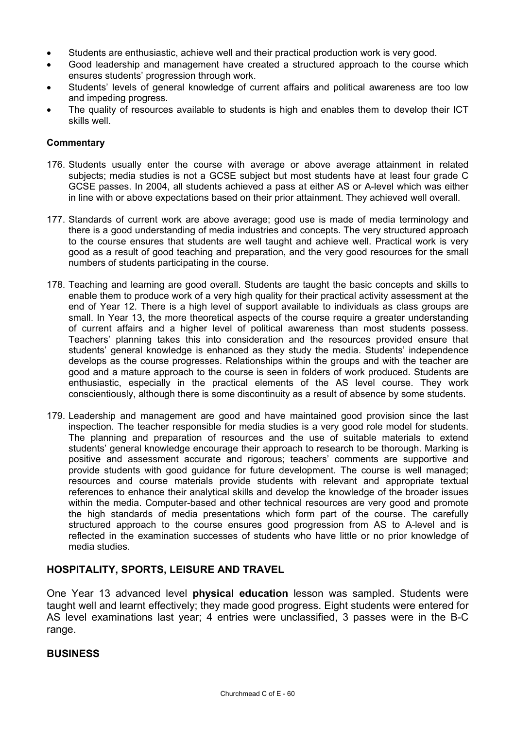- Students are enthusiastic, achieve well and their practical production work is very good.
- Good leadership and management have created a structured approach to the course which ensures students' progression through work.
- Students' levels of general knowledge of current affairs and political awareness are too low and impeding progress.
- The quality of resources available to students is high and enables them to develop their ICT skills well.

**Commentary**

176. Students usually enter the course with average or above average attainment in related subjects; media studies is not a GCSE subject but most students have at least four grade C GCSE passes. In 2004, all students achieved a pass at either AS or A-level which was either in line with or above expectations based on their prior attainment. They achieved well overall.

177. Standards of current work are above average; good use is made of media terminology and there is a good understanding of media industries and concepts. The very structured approach to the course ensures that students are well taught and achieve well. Practical work is very good as a result of good teaching and preparation, and the very good resources for the small numbers of students participating in the course.

178. Teaching and learning are good overall. Students are taught the basic concepts and skills to enable them to produce work of a very high quality for their practical activity assessment at the end of Year 12. There is a high level of support available to individuals as class groups are small. In Year 13, the more theoretical aspects of the course require a greater understanding of current affairs and a higher level of political awareness than most students possess. Teachers' planning takes this into consideration and the resources provided ensure that students' general knowledge is enhanced as they study the media. Students' independence develops as the course progresses. Relationships within the groups and with the teacher are good and a mature approach to the course is seen in folders of work produced. Students are enthusiastic, especially in the practical elements of the AS level course. They work conscientiously, although there is some discontinuity as a result of absence by some students.

179. Leadership and management are good and have maintained good provision since the last inspection. The teacher responsible for media studies is a very good role model for students. The planning and preparation of resources and the use of suitable materials to extend students' general knowledge encourage their approach to research to be thorough. Marking is positive and assessment accurate and rigorous; teachers' comments are supportive and provide students with good guidance for future development. The course is well managed; resources and course materials provide students with relevant and appropriate textual references to enhance their analytical skills and develop the knowledge of the broader issues within the media. Computer-based and other technical resources are very good and promote the high standards of media presentations which form part of the course. The carefully structured approach to the course ensures good progression from AS to A-level and is reflected in the examination successes of students who have little or no prior knowledge of media studies.

## HOSPITALITY, SPORTS, LEISURE AND TRAVEL

One Year 13 advanced level **physical education** lesson was sampled. Students were taught well and learnt effectively; they made good progress. Eight students were entered for AS level examinations last year; 4 entries were unclassified, 3 passes were in the B-C range.

## BUSINESS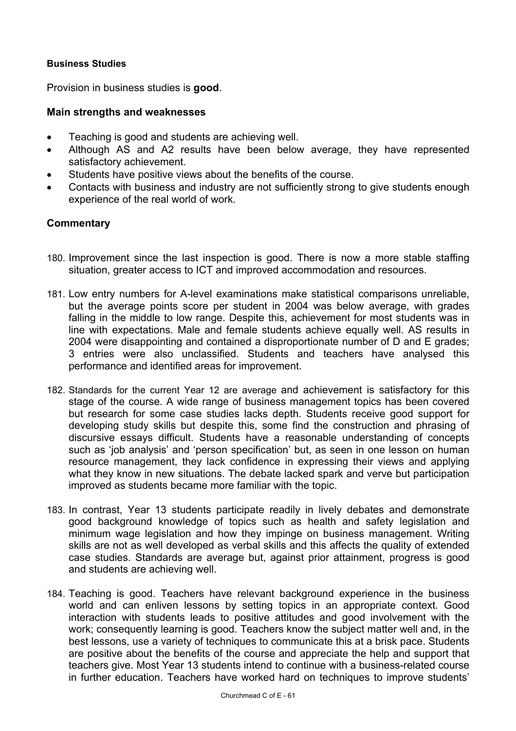**Business Studies**

Provision in business studies is **good**.

### Main strengths and weaknesses

- Teaching is good and students are achieving well.
- Although AS and A2 results have been below average, they have represented satisfactory achievement.
- Students have positive views about the benefits of the course.
- Contacts with business and industry are not sufficiently strong to give students enough experience of the real world of work.

### Commentary

180. Improvement since the last inspection is good. There is now a more stable staffing situation, greater access to ICT and improved accommodation and resources.

181. Low entry numbers for A-level examinations make statistical comparisons unreliable, but the average points score per student in 2004 was below average, with grades falling in the middle to low range. Despite this, achievement for most students was in line with expectations. Male and female students achieve equally well. AS results in 2004 were disappointing and contained a disproportionate number of D and E grades; 3 entries were also unclassified. Students and teachers have analysed this performance and identified areas for improvement.

182. Standards for the current Year 12 are average and achievement is satisfactory for this stage of the course. A wide range of business management topics has been covered but research for some case studies lacks depth. Students receive good support for developing study skills but despite this, some find the construction and phrasing of discursive essays difficult. Students have a reasonable understanding of concepts such as 'job analysis' and 'person specification' but, as seen in one lesson on human resource management, they lack confidence in expressing their views and applying what they know in new situations. The debate lacked spark and verve but participation improved as students became more familiar with the topic.

183. In contrast, Year 13 students participate readily in lively debates and demonstrate good background knowledge of topics such as health and safety legislation and minimum wage legislation and how they impinge on business management. Writing skills are not as well developed as verbal skills and this affects the quality of extended case studies. Standards are average but, against prior attainment, progress is good and students are achieving well.

184. Teaching is good. Teachers have relevant background experience in the business world and can enliven lessons by setting topics in an appropriate context. Good interaction with students leads to positive attitudes and good involvement with the work; consequently learning is good. Teachers know the subject matter well and, in the best lessons, use a variety of techniques to communicate this at a brisk pace. Students are positive about the benefits of the course and appreciate the help and support that teachers give. Most Year 13 students intend to continue with a business-related course in further education. Teachers have worked hard on techniques to improve students'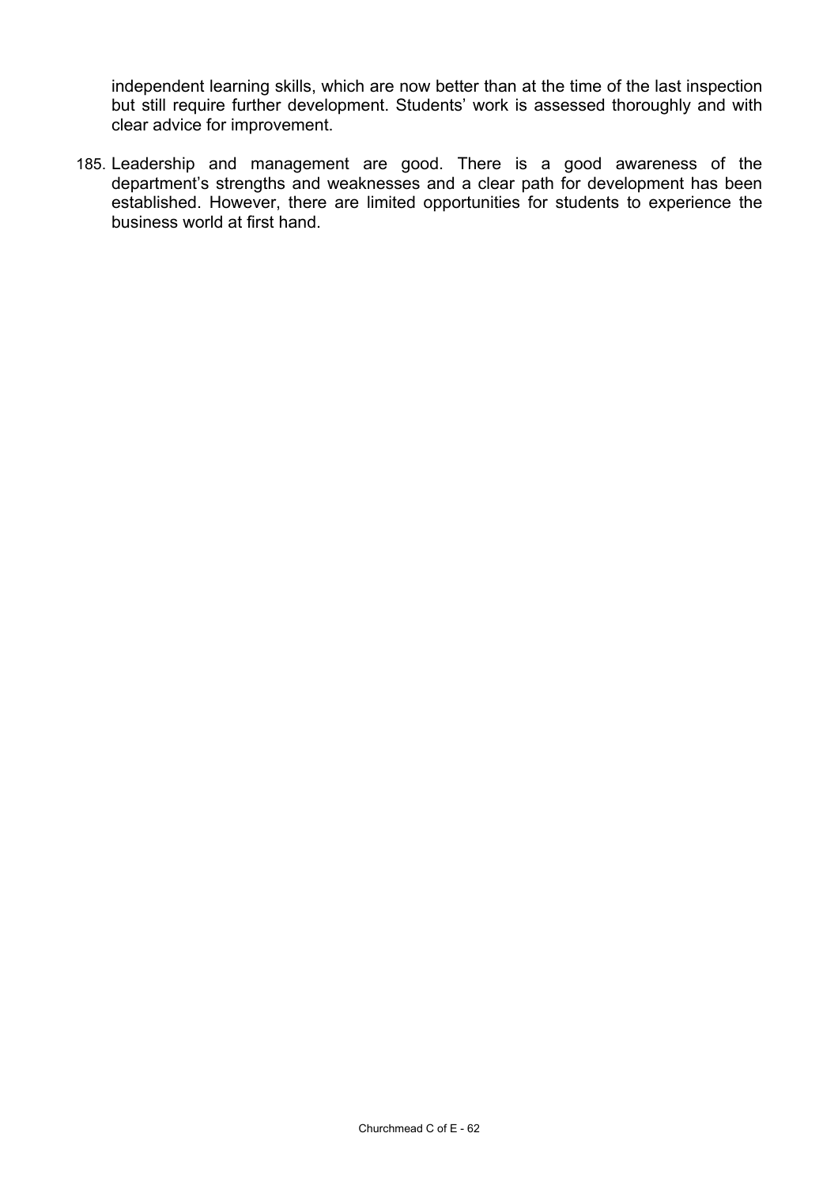independent learning skills, which are now better than at the time of the last inspection but still require further development. Students' work is assessed thoroughly and with clear advice for improvement.

185. Leadership and management are good. There is a good awareness of the department's strengths and weaknesses and a clear path for development has been established. However, there are limited opportunities for students to experience the business world at first hand.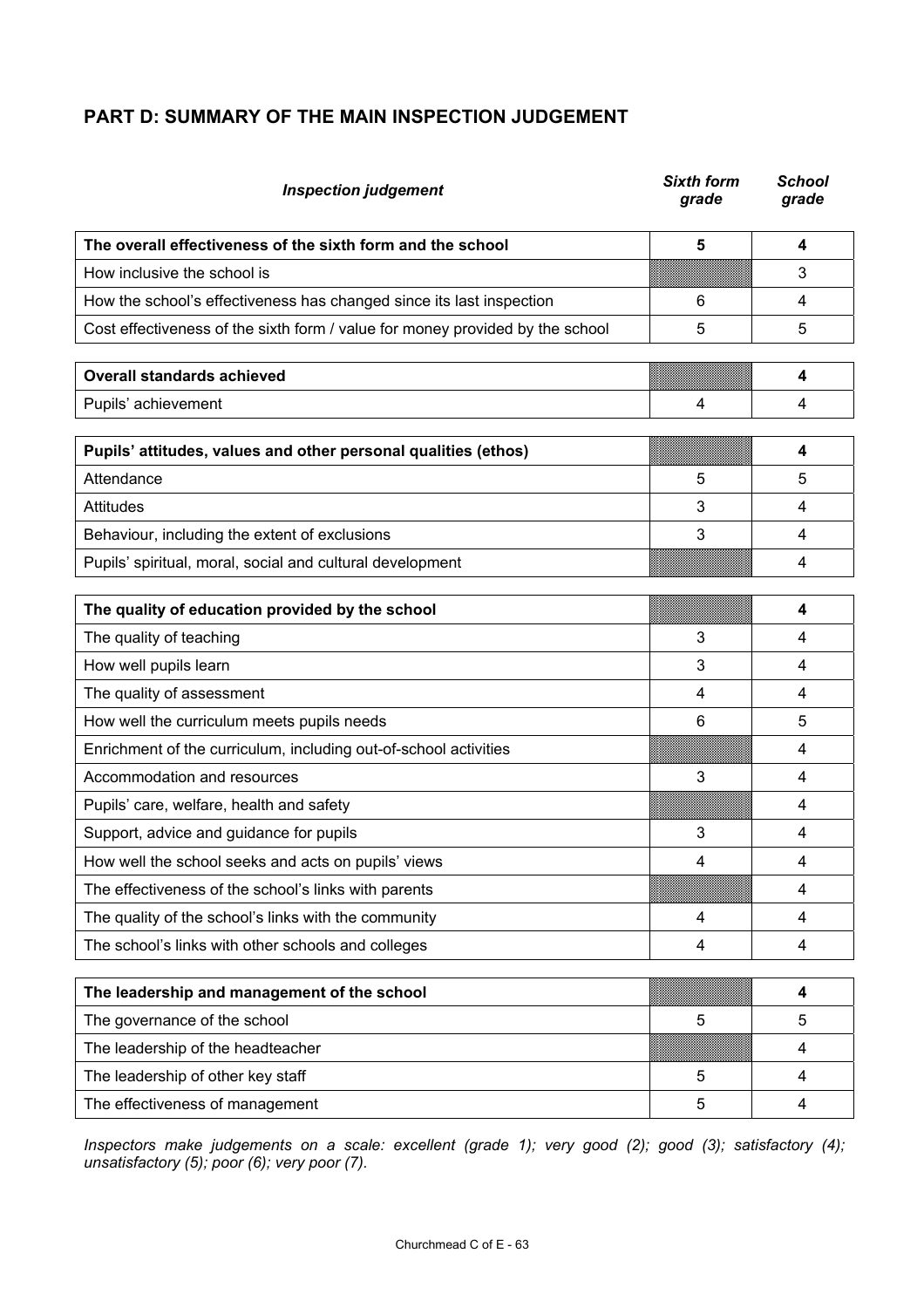## PART D: SUMMARY OF THE MAIN INSPECTION JUDGEMENT

| *Inspection judgement* | *Sixth form grade* | *School grade* |
|---|---|---|
| **The overall effectiveness of the sixth form and the school** | **5** | **4** |
| How inclusive the school is | | 3 |
| How the school's effectiveness has changed since its last inspection | 6 | 4 |
| Cost effectiveness of the sixth form / value for money provided by the school | 5 | 5 |
| **Overall standards achieved** | | **4** |
| Pupils' achievement | 4 | 4 |
| **Pupils' attitudes, values and other personal qualities (ethos)** | | **4** |
| Attendance | 5 | 5 |
| Attitudes | 3 | 4 |
| Behaviour, including the extent of exclusions | 3 | 4 |
| Pupils' spiritual, moral, social and cultural development | | 4 |
| **The quality of education provided by the school** | | **4** |
| The quality of teaching | 3 | 4 |
| How well pupils learn | 3 | 4 |
| The quality of assessment | 4 | 4 |
| How well the curriculum meets pupils needs | 6 | 5 |
| Enrichment of the curriculum, including out-of-school activities | | 4 |
| Accommodation and resources | 3 | 4 |
| Pupils' care, welfare, health and safety | | 4 |
| Support, advice and guidance for pupils | 3 | 4 |
| How well the school seeks and acts on pupils' views | 4 | 4 |
| The effectiveness of the school's links with parents | | 4 |
| The quality of the school's links with the community | 4 | 4 |
| The school's links with other schools and colleges | 4 | 4 |
| **The leadership and management of the school** | | **4** |
| The governance of the school | 5 | 5 |
| The leadership of the headteacher | | 4 |
| The leadership of other key staff | 5 | 4 |
| The effectiveness of management | 5 | 4 |

*Inspectors make judgements on a scale: excellent (grade 1); very good (2); good (3); satisfactory (4); unsatisfactory (5); poor (6); very poor (7).*